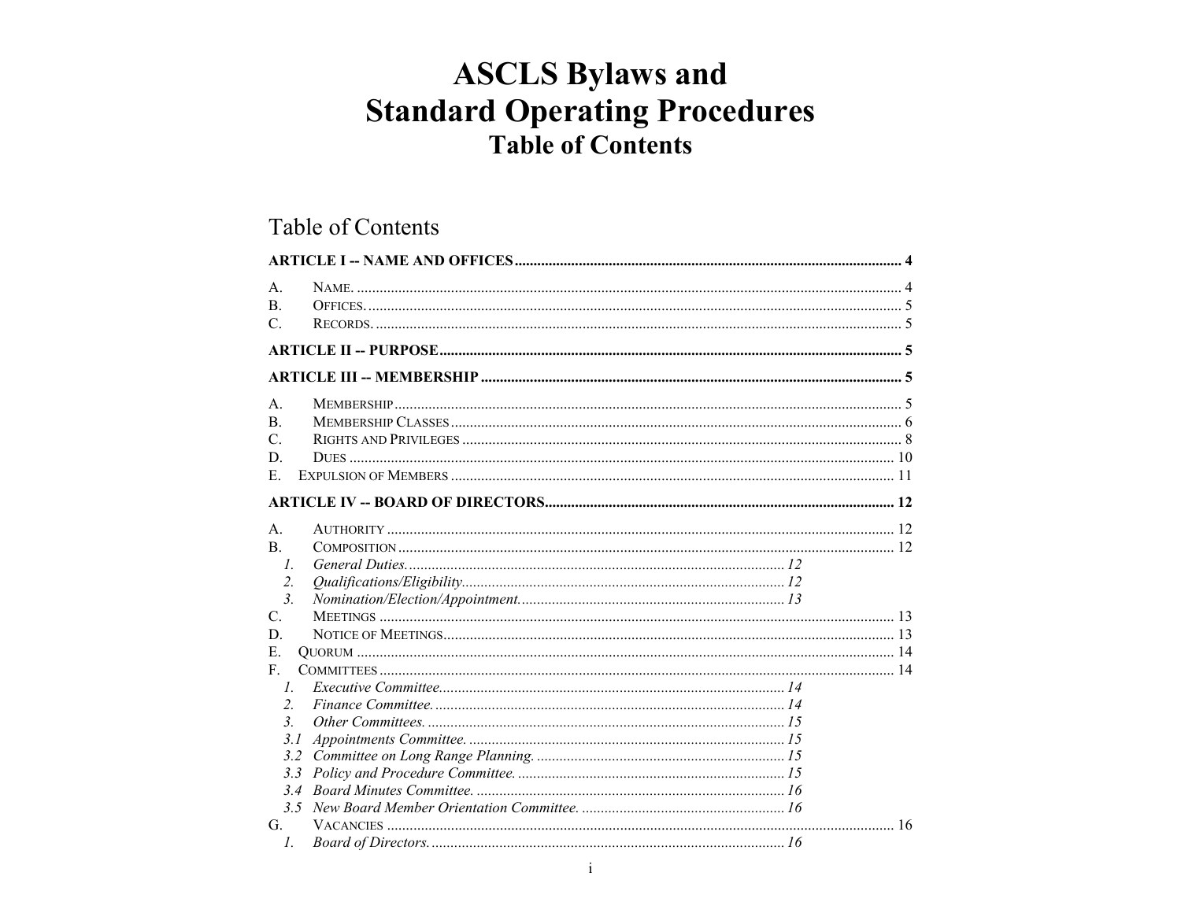# ASCLS Bylaws and Standard Operating Procedures

## Table of Contents

### Table of Contents

**ARTICLE I -- NAME AND OFFICES** ..... 4

A. NAME. ..... 4
B. OFFICES. ..... 5
C. RECORDS. ..... 5

**ARTICLE II -- PURPOSE** ..... 5

**ARTICLE III -- MEMBERSHIP** ..... 5

A. MEMBERSHIP ..... 5
B. MEMBERSHIP CLASSES ..... 6
C. RIGHTS AND PRIVILEGES ..... 8
D. DUES ..... 10
E. EXPULSION OF MEMBERS ..... 11

**ARTICLE IV -- BOARD OF DIRECTORS** ..... 12

A. AUTHORITY ..... 12
B. COMPOSITION ..... 12
  *1. General Duties.* ..... *12*
  *2. Qualifications/Eligibility.* ..... *12*
  *3. Nomination/Election/Appointment.* ..... *13*
C. MEETINGS ..... 13
D. NOTICE OF MEETINGS ..... 13
E. QUORUM ..... 14
F. COMMITTEES ..... 14
  *1. Executive Committee.* ..... *14*
  *2. Finance Committee.* ..... *14*
  *3. Other Committees.* ..... *15*
  *3.1 Appointments Committee.* ..... *15*
  *3.2 Committee on Long Range Planning.* ..... *15*
  *3.3 Policy and Procedure Committee.* ..... *15*
  *3.4 Board Minutes Committee.* ..... *16*
  *3.5 New Board Member Orientation Committee.* ..... *16*
G. VACANCIES ..... 16
  *1. Board of Directors.* ..... *16*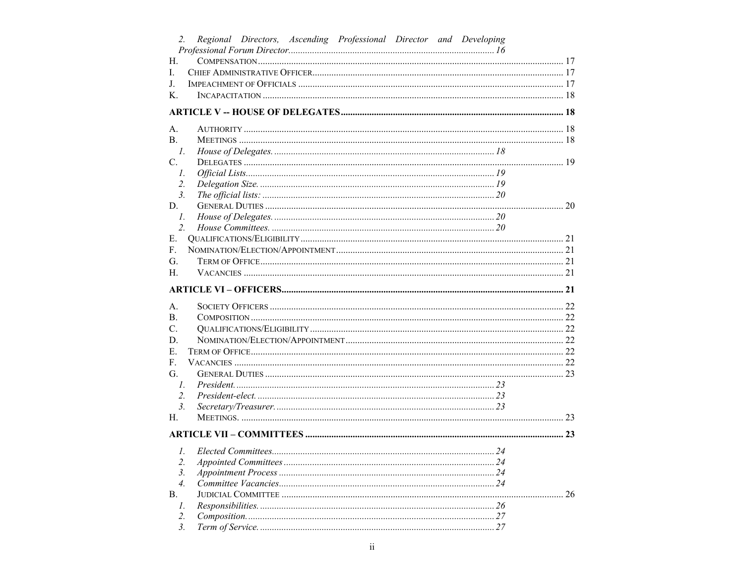2. *Regional Directors, Ascending Professional Director and Developing Professional Forum Director* ........ 16

H. COMPENSATION ........ 17

I. CHIEF ADMINISTRATIVE OFFICER ........ 17

J. IMPEACHMENT OF OFFICIALS ........ 17

K. INCAPACITATION ........ 18

**ARTICLE V -- HOUSE OF DELEGATES ........ 18**

A. AUTHORITY ........ 18

B. MEETINGS ........ 18

1. *House of Delegates.* ........ 18

C. DELEGATES ........ 19

1. *Official Lists.* ........ 19
2. *Delegation Size.* ........ 19
3. *The official lists:* ........ 20

D. GENERAL DUTIES ........ 20

1. *House of Delegates.* ........ 20
2. *House Committees.* ........ 20

E. QUALIFICATIONS/ELIGIBILITY ........ 21

F. NOMINATION/ELECTION/APPOINTMENT ........ 21

G. TERM OF OFFICE ........ 21

H. VACANCIES ........ 21

**ARTICLE VI – OFFICERS ........ 21**

A. SOCIETY OFFICERS ........ 22

B. COMPOSITION ........ 22

C. QUALIFICATIONS/ELIGIBILITY ........ 22

D. NOMINATION/ELECTION/APPOINTMENT ........ 22

E. TERM OF OFFICE ........ 22

F. VACANCIES ........ 22

G. GENERAL DUTIES ........ 23

1. *President.* ........ 23
2. *President-elect.* ........ 23
3. *Secretary/Treasurer.* ........ 23

H. MEETINGS. ........ 23

**ARTICLE VII – COMMITTEES ........ 23**

1. *Elected Committees* ........ 24
2. *Appointed Committees* ........ 24
3. *Appointment Process* ........ 24
4. *Committee Vacancies* ........ 24

B. JUDICIAL COMMITTEE ........ 26

1. *Responsibilities.* ........ 26
2. *Composition.* ........ 27
3. *Term of Service.* ........ 27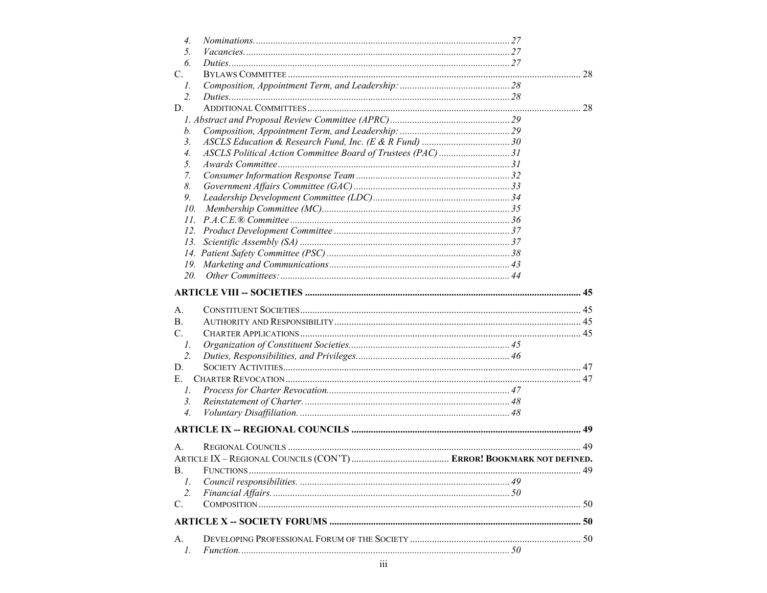4. *Nominations.* 27
5. *Vacancies.* 27
6. *Duties.* 27

C. BYLAWS COMMITTEE 28

1. *Composition, Appointment Term, and Leadership:* 28
2. *Duties.* 28

D. ADDITIONAL COMMITTEES 28

*1. Abstract and Proposal Review Committee (APRC)* 29

*b. Composition, Appointment Term, and Leadership:* 29

*3. ASCLS Education & Research Fund, Inc. (E & R Fund)* 30

*4. ASCLS Political Action Committee Board of Trustees (PAC)* 31

*5. Awards Committee* 31

*7. Consumer Information Response Team* 32

*8. Government Affairs Committee (GAC)* 33

*9. Leadership Development Committee (LDC)* 34

*10. Membership Committee (MC)* 35

*11. P.A.C.E.® Committee* 36

*12. Product Development Committee* 37

*13. Scientific Assembly (SA)* 37

*14. Patient Safety Committee (PSC)* 38

*19. Marketing and Communications* 43

*20. Other Committees:* 44

**ARTICLE VIII -- SOCIETIES 45**

A. CONSTITUENT SOCIETIES 45

B. AUTHORITY AND RESPONSIBILITY 45

C. CHARTER APPLICATIONS 45

1. *Organization of Constituent Societies.* 45
2. *Duties, Responsibilities, and Privileges.* 46

D. SOCIETY ACTIVITIES 47

E. CHARTER REVOCATION 47

*1. Process for Charter Revocation.* 47

*3. Reinstatement of Charter.* 48

*4. Voluntary Disaffiliation.* 48

**ARTICLE IX -- REGIONAL COUNCILS 49**

A. REGIONAL COUNCILS 49

ARTICLE IX – REGIONAL COUNCILS (CON'T) **ERROR! BOOKMARK NOT DEFINED.**

B. FUNCTIONS 49

1. *Council responsibilities.* 49
2. *Financial Affairs.* 50

C. COMPOSITION 50

**ARTICLE X -- SOCIETY FORUMS 50**

A. DEVELOPING PROFESSIONAL FORUM OF THE SOCIETY 50

1. *Function.* 50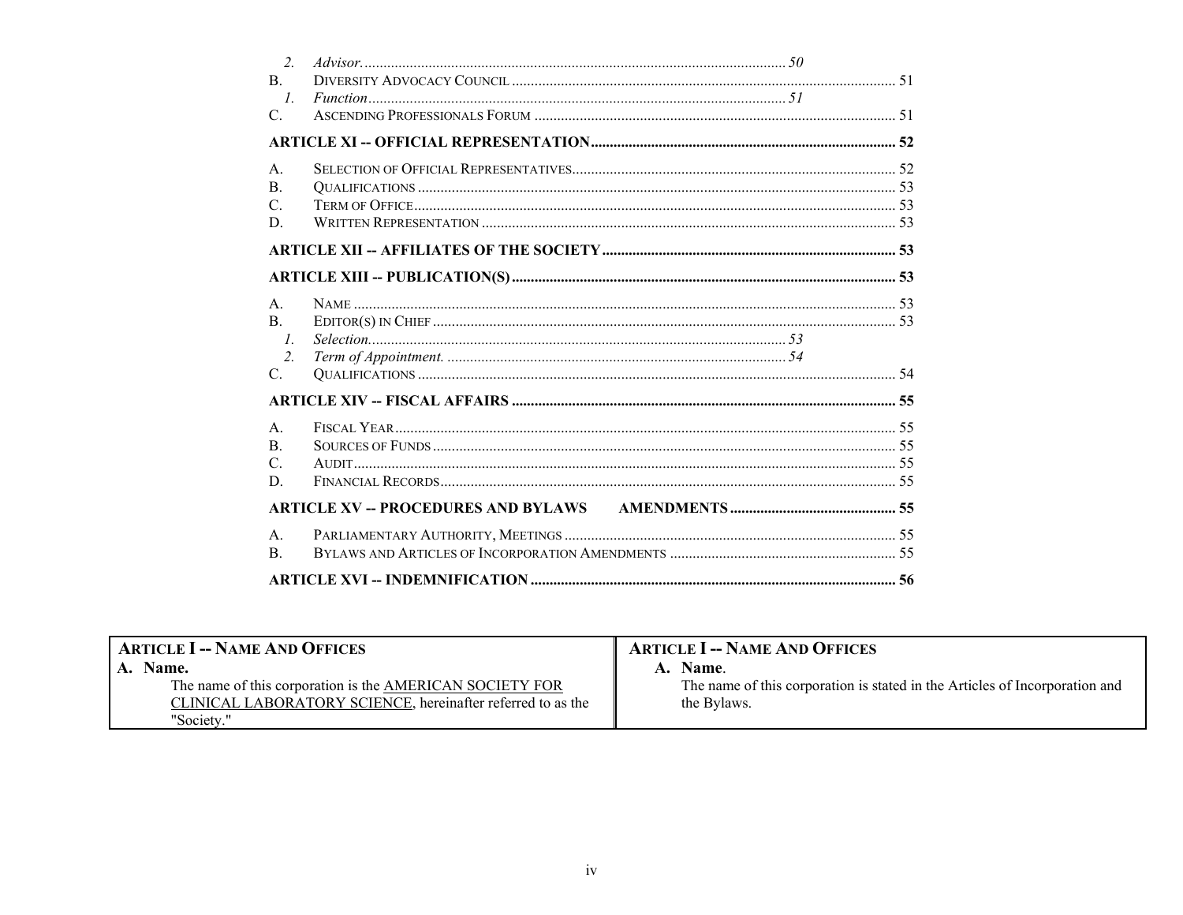2. *Advisor.* ............................................................ 50

B. DIVERSITY ADVOCACY COUNCIL ............................................................ 51

1. *Function* ............................................................ 51

C. ASCENDING PROFESSIONALS FORUM ............................................................ 51

**ARTICLE XI -- OFFICIAL REPRESENTATION ............................................................ 52**

A. SELECTION OF OFFICIAL REPRESENTATIVES ............................................................ 52

B. QUALIFICATIONS ............................................................ 53

C. TERM OF OFFICE ............................................................ 53

D. WRITTEN REPRESENTATION ............................................................ 53

**ARTICLE XII -- AFFILIATES OF THE SOCIETY ............................................................ 53**

**ARTICLE XIII -- PUBLICATION(S) ............................................................ 53**

A. NAME ............................................................ 53

B. EDITOR(S) IN CHIEF ............................................................ 53

1. *Selection.* ............................................................ 53

2. *Term of Appointment.* ............................................................ 54

C. QUALIFICATIONS ............................................................ 54

**ARTICLE XIV -- FISCAL AFFAIRS ............................................................ 55**

A. FISCAL YEAR ............................................................ 55

B. SOURCES OF FUNDS ............................................................ 55

C. AUDIT ............................................................ 55

D. FINANCIAL RECORDS ............................................................ 55

**ARTICLE XV -- PROCEDURES AND BYLAWS AMENDMENTS ............................................................ 55**

A. PARLIAMENTARY AUTHORITY, MEETINGS ............................................................ 55

B. BYLAWS AND ARTICLES OF INCORPORATION AMENDMENTS ............................................................ 55

**ARTICLE XVI -- INDEMNIFICATION ............................................................ 56**

| **ARTICLE I -- NAME AND OFFICES** | **ARTICLE I -- NAME AND OFFICES** |
|---|---|
| **A. Name.** The name of this corporation is the <u>AMERICAN SOCIETY FOR CLINICAL LABORATORY SCIENCE</u>, hereinafter referred to as the "Society." | **A. Name**. The name of this corporation is stated in the Articles of Incorporation and the Bylaws. |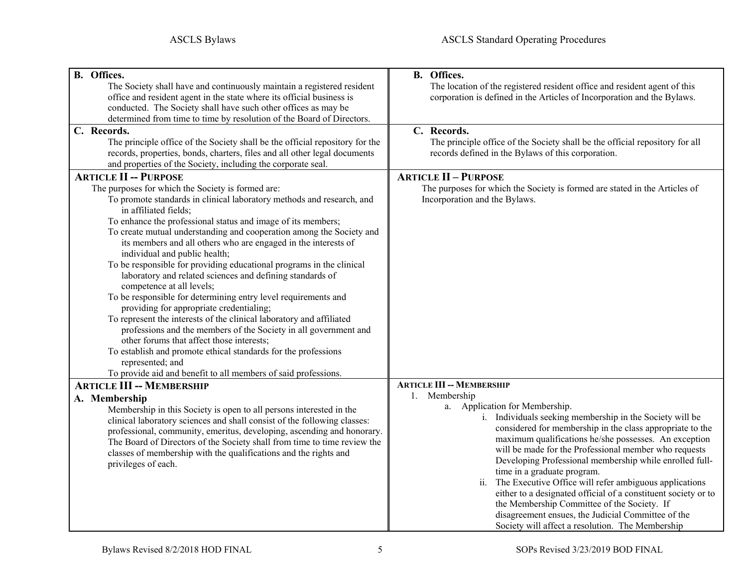| ASCLS Bylaws | ASCLS Standard Operating Procedures |
|---|---|
| **B. Offices.**<br>The Society shall have and continuously maintain a registered resident office and resident agent in the state where its official business is conducted. The Society shall have such other offices as may be determined from time to time by resolution of the Board of Directors. | **B. Offices.**<br>The location of the registered resident office and resident agent of this corporation is defined in the Articles of Incorporation and the Bylaws. |
| **C. Records.**<br>The principle office of the Society shall be the official repository for the records, properties, bonds, charters, files and all other legal documents and properties of the Society, including the corporate seal. | **C. Records.**<br>The principle office of the Society shall be the official repository for all records defined in the Bylaws of this corporation. |
| **ARTICLE II -- PURPOSE**<br>The purposes for which the Society is formed are:<br>To promote standards in clinical laboratory methods and research, and in affiliated fields;<br>To enhance the professional status and image of its members;<br>To create mutual understanding and cooperation among the Society and its members and all others who are engaged in the interests of individual and public health;<br>To be responsible for providing educational programs in the clinical laboratory and related sciences and defining standards of competence at all levels;<br>To be responsible for determining entry level requirements and providing for appropriate credentialing;<br>To represent the interests of the clinical laboratory and affiliated professions and the members of the Society in all government and other forums that affect those interests;<br>To establish and promote ethical standards for the professions represented; and<br>To provide aid and benefit to all members of said professions. | **ARTICLE II – PURPOSE**<br>The purposes for which the Society is formed are stated in the Articles of Incorporation and the Bylaws. |
| **ARTICLE III -- MEMBERSHIP**<br>**A. Membership**<br>Membership in this Society is open to all persons interested in the clinical laboratory sciences and shall consist of the following classes: professional, community, emeritus, developing, ascending and honorary. The Board of Directors of the Society shall from time to time review the classes of membership with the qualifications and the rights and privileges of each. | **ARTICLE III -- MEMBERSHIP**<br>1. Membership<br>a. Application for Membership.<br>i. Individuals seeking membership in the Society will be considered for membership in the class appropriate to the maximum qualifications he/she possesses. An exception will be made for the Professional member who requests Developing Professional membership while enrolled full-time in a graduate program.<br>ii. The Executive Office will refer ambiguous applications either to a designated official of a constituent society or to the Membership Committee of the Society. If disagreement ensues, the Judicial Committee of the Society will affect a resolution. The Membership |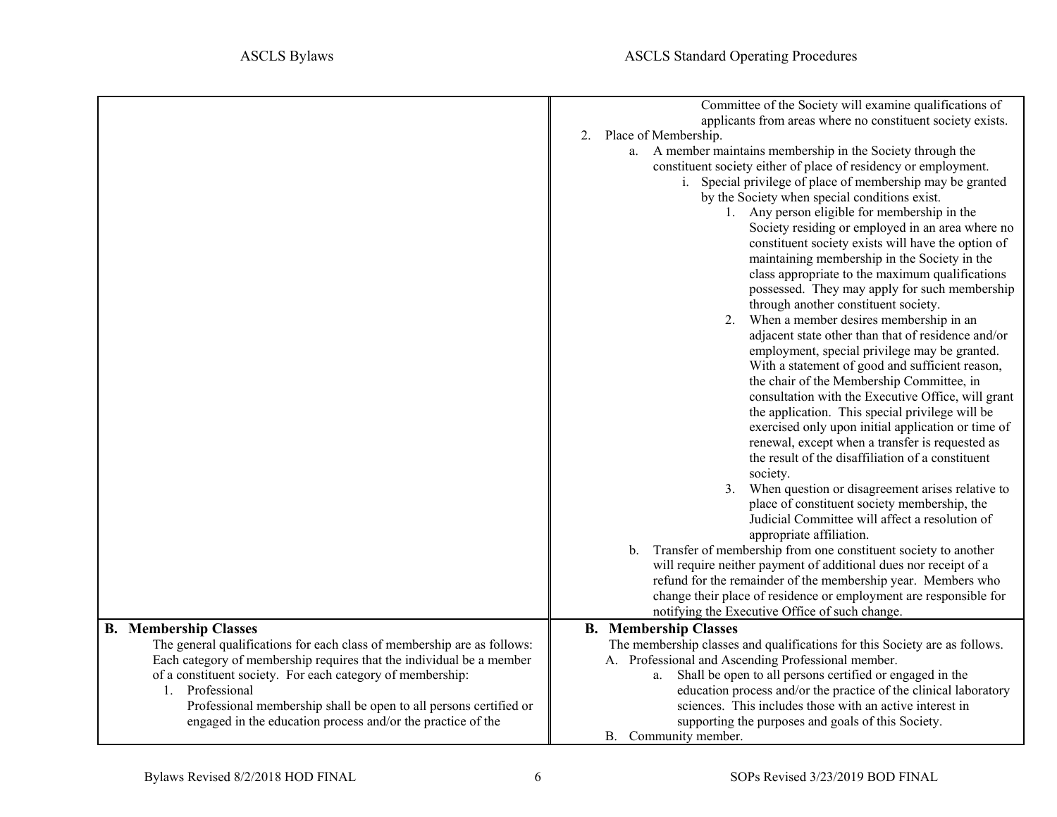| ASCLS Bylaws | ASCLS Standard Operating Procedures |
|---|---|
| | Committee of the Society will examine qualifications of applicants from areas where no constituent society exists.<br>2. Place of Membership.<br>a. A member maintains membership in the Society through the constituent society either of place of residency or employment.<br>i. Special privilege of place of membership may be granted by the Society when special conditions exist.<br>1. Any person eligible for membership in the Society residing or employed in an area where no constituent society exists will have the option of maintaining membership in the Society in the class appropriate to the maximum qualifications possessed. They may apply for such membership through another constituent society.<br>2. When a member desires membership in an adjacent state other than that of residence and/or employment, special privilege may be granted. With a statement of good and sufficient reason, the chair of the Membership Committee, in consultation with the Executive Office, will grant the application. This special privilege will be exercised only upon initial application or time of renewal, except when a transfer is requested as the result of the disaffiliation of a constituent society.<br>3. When question or disagreement arises relative to place of constituent society membership, the Judicial Committee will affect a resolution of appropriate affiliation.<br>b. Transfer of membership from one constituent society to another will require neither payment of additional dues nor receipt of a refund for the remainder of the membership year. Members who change their place of residence or employment are responsible for notifying the Executive Office of such change. |
| **B. Membership Classes**<br>The general qualifications for each class of membership are as follows: Each category of membership requires that the individual be a member of a constituent society. For each category of membership:<br>1. Professional<br>Professional membership shall be open to all persons certified or engaged in the education process and/or the practice of the | **B. Membership Classes**<br>The membership classes and qualifications for this Society are as follows.<br>A. Professional and Ascending Professional member.<br>a. Shall be open to all persons certified or engaged in the education process and/or the practice of the clinical laboratory sciences. This includes those with an active interest in supporting the purposes and goals of this Society.<br>B. Community member. |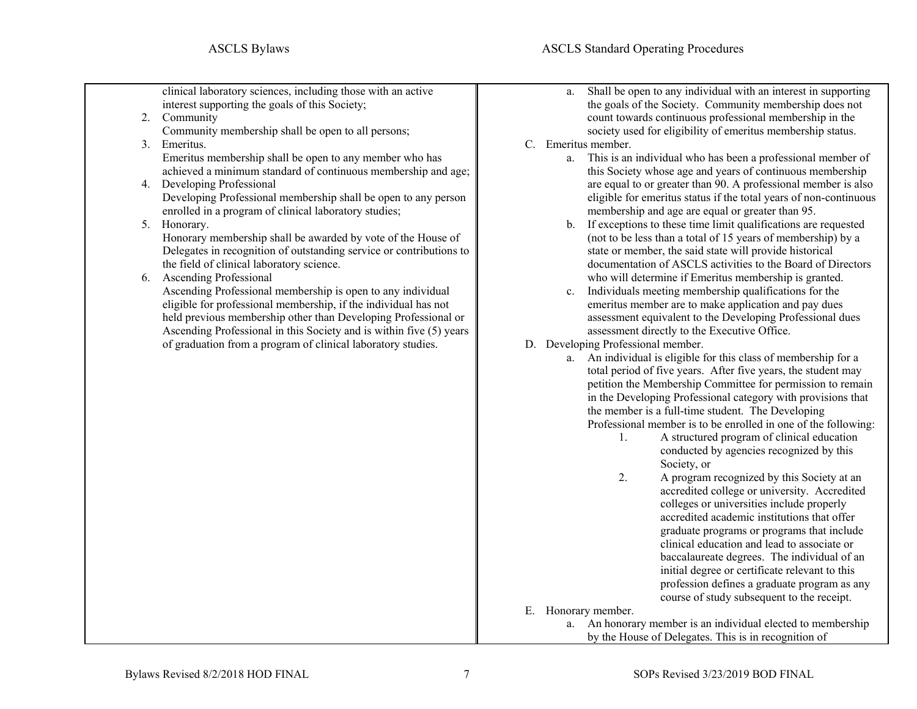clinical laboratory sciences, including those with an active interest supporting the goals of this Society;

2. Community

   Community membership shall be open to all persons;

3. Emeritus.

   Emeritus membership shall be open to any member who has achieved a minimum standard of continuous membership and age;

4. Developing Professional

   Developing Professional membership shall be open to any person enrolled in a program of clinical laboratory studies;

5. Honorary.

   Honorary membership shall be awarded by vote of the House of Delegates in recognition of outstanding service or contributions to the field of clinical laboratory science.

6. Ascending Professional

   Ascending Professional membership is open to any individual eligible for professional membership, if the individual has not held previous membership other than Developing Professional or Ascending Professional in this Society and is within five (5) years of graduation from a program of clinical laboratory studies.

---

a. Shall be open to any individual with an interest in supporting the goals of the Society. Community membership does not count towards continuous professional membership in the society used for eligibility of emeritus membership status.

C. Emeritus member.

   a. This is an individual who has been a professional member of this Society whose age and years of continuous membership are equal to or greater than 90. A professional member is also eligible for emeritus status if the total years of non-continuous membership and age are equal or greater than 95.
   b. If exceptions to these time limit qualifications are requested (not to be less than a total of 15 years of membership) by a state or member, the said state will provide historical documentation of ASCLS activities to the Board of Directors who will determine if Emeritus membership is granted.
   c. Individuals meeting membership qualifications for the emeritus member are to make application and pay dues assessment equivalent to the Developing Professional dues assessment directly to the Executive Office.

D. Developing Professional member.

   a. An individual is eligible for this class of membership for a total period of five years. After five years, the student may petition the Membership Committee for permission to remain in the Developing Professional category with provisions that the member is a full-time student. The Developing Professional member is to be enrolled in one of the following:
      1. A structured program of clinical education conducted by agencies recognized by this Society, or
      2. A program recognized by this Society at an accredited college or university. Accredited colleges or universities include properly accredited academic institutions that offer graduate programs or programs that include clinical education and lead to associate or baccalaureate degrees. The individual of an initial degree or certificate relevant to this profession defines a graduate program as any course of study subsequent to the receipt.

E. Honorary member.

   a. An honorary member is an individual elected to membership by the House of Delegates. This is in recognition of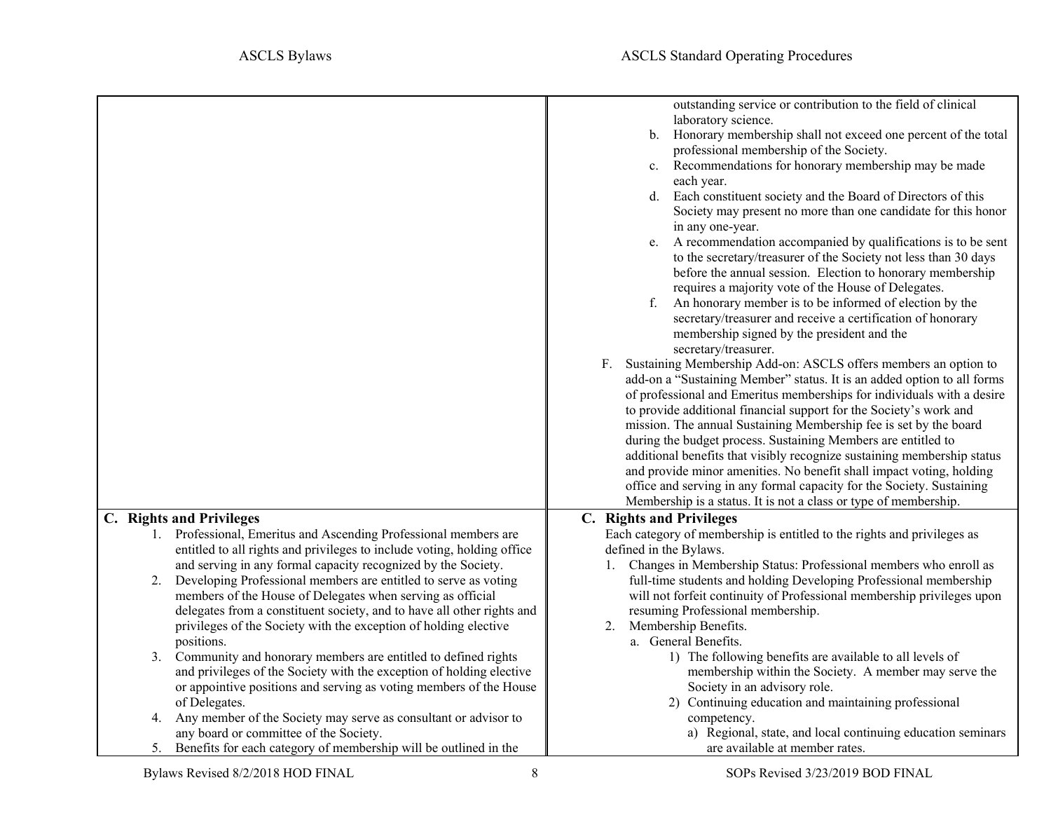outstanding service or contribution to the field of clinical laboratory science.

b. Honorary membership shall not exceed one percent of the total professional membership of the Society.

c. Recommendations for honorary membership may be made each year.

d. Each constituent society and the Board of Directors of this Society may present no more than one candidate for this honor in any one-year.

e. A recommendation accompanied by qualifications is to be sent to the secretary/treasurer of the Society not less than 30 days before the annual session. Election to honorary membership requires a majority vote of the House of Delegates.

f. An honorary member is to be informed of election by the secretary/treasurer and receive a certification of honorary membership signed by the president and the secretary/treasurer.

F. Sustaining Membership Add-on: ASCLS offers members an option to add-on a "Sustaining Member" status. It is an added option to all forms of professional and Emeritus memberships for individuals with a desire to provide additional financial support for the Society's work and mission. The annual Sustaining Membership fee is set by the board during the budget process. Sustaining Members are entitled to additional benefits that visibly recognize sustaining membership status and provide minor amenities. No benefit shall impact voting, holding office and serving in any formal capacity for the Society. Sustaining Membership is a status. It is not a class or type of membership.

## ASCLS Bylaws

### C. Rights and Privileges

1. Professional, Emeritus and Ascending Professional members are entitled to all rights and privileges to include voting, holding office and serving in any formal capacity recognized by the Society.
2. Developing Professional members are entitled to serve as voting members of the House of Delegates when serving as official delegates from a constituent society, and to have all other rights and privileges of the Society with the exception of holding elective positions.
3. Community and honorary members are entitled to defined rights and privileges of the Society with the exception of holding elective or appointive positions and serving as voting members of the House of Delegates.
4. Any member of the Society may serve as consultant or advisor to any board or committee of the Society.
5. Benefits for each category of membership will be outlined in the

## ASCLS Standard Operating Procedures

### C. Rights and Privileges

Each category of membership is entitled to the rights and privileges as defined in the Bylaws.

1. Changes in Membership Status: Professional members who enroll as full-time students and holding Developing Professional membership will not forfeit continuity of Professional membership privileges upon resuming Professional membership.
2. Membership Benefits.
   a. General Benefits.
      1) The following benefits are available to all levels of membership within the Society. A member may serve the Society in an advisory role.
      2) Continuing education and maintaining professional competency.
         a) Regional, state, and local continuing education seminars are available at member rates.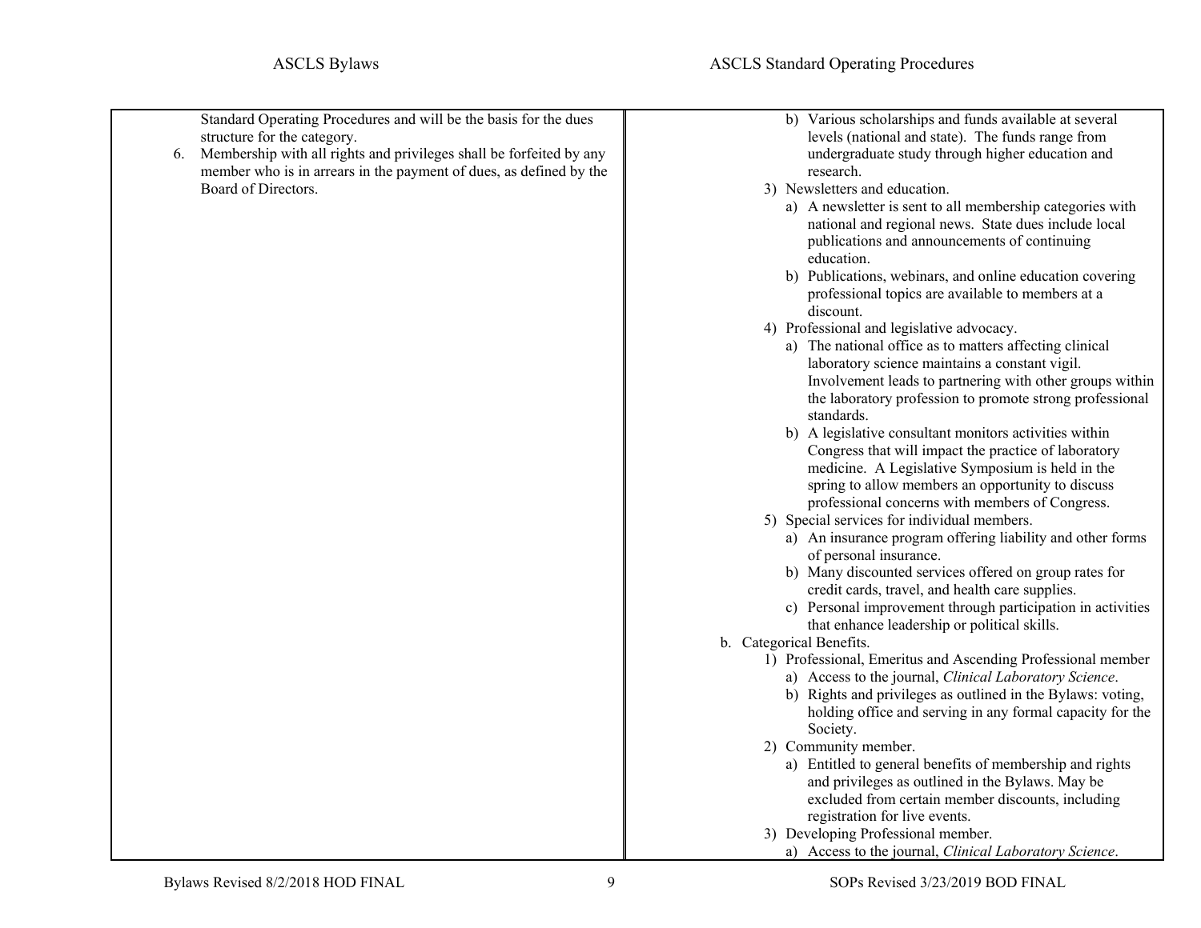Standard Operating Procedures and will be the basis for the dues structure for the category.

6. Membership with all rights and privileges shall be forfeited by any member who is in arrears in the payment of dues, as defined by the Board of Directors.

b) Various scholarships and funds available at several levels (national and state). The funds range from undergraduate study through higher education and research.

3) Newsletters and education.
   a) A newsletter is sent to all membership categories with national and regional news. State dues include local publications and announcements of continuing education.
   b) Publications, webinars, and online education covering professional topics are available to members at a discount.

4) Professional and legislative advocacy.
   a) The national office as to matters affecting clinical laboratory science maintains a constant vigil. Involvement leads to partnering with other groups within the laboratory profession to promote strong professional standards.
   b) A legislative consultant monitors activities within Congress that will impact the practice of laboratory medicine. A Legislative Symposium is held in the spring to allow members an opportunity to discuss professional concerns with members of Congress.

5) Special services for individual members.
   a) An insurance program offering liability and other forms of personal insurance.
   b) Many discounted services offered on group rates for credit cards, travel, and health care supplies.
   c) Personal improvement through participation in activities that enhance leadership or political skills.

b. Categorical Benefits.

1) Professional, Emeritus and Ascending Professional member
   a) Access to the journal, *Clinical Laboratory Science*.
   b) Rights and privileges as outlined in the Bylaws: voting, holding office and serving in any formal capacity for the Society.

2) Community member.
   a) Entitled to general benefits of membership and rights and privileges as outlined in the Bylaws. May be excluded from certain member discounts, including registration for live events.

3) Developing Professional member.
   a) Access to the journal, *Clinical Laboratory Science*.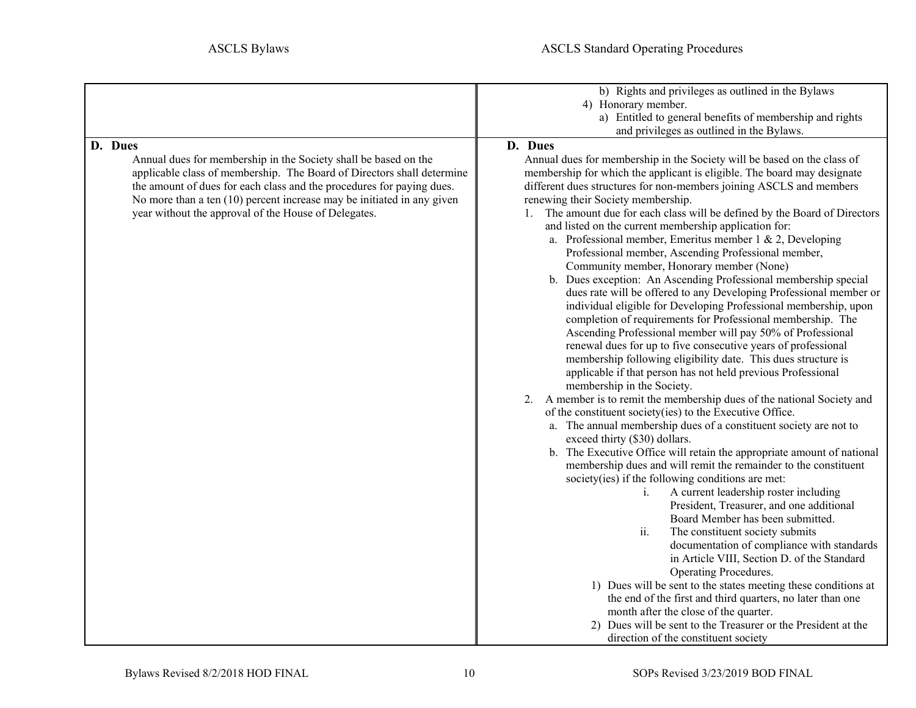| ASCLS Bylaws | ASCLS Standard Operating Procedures |
|---|---|
| | b) Rights and privileges as outlined in the Bylaws<br>4) Honorary member.<br>a) Entitled to general benefits of membership and rights and privileges as outlined in the Bylaws. |
| **D. Dues**<br>Annual dues for membership in the Society shall be based on the applicable class of membership. The Board of Directors shall determine the amount of dues for each class and the procedures for paying dues. No more than a ten (10) percent increase may be initiated in any given year without the approval of the House of Delegates. | **D. Dues**<br>Annual dues for membership in the Society will be based on the class of membership for which the applicant is eligible. The board may designate different dues structures for non-members joining ASCLS and members renewing their Society membership.<br>1. The amount due for each class will be defined by the Board of Directors and listed on the current membership application for:<br>a. Professional member, Emeritus member 1 & 2, Developing Professional member, Ascending Professional member, Community member, Honorary member (None)<br>b. Dues exception: An Ascending Professional membership special dues rate will be offered to any Developing Professional member or individual eligible for Developing Professional membership, upon completion of requirements for Professional membership. The Ascending Professional member will pay 50% of Professional renewal dues for up to five consecutive years of professional membership following eligibility date. This dues structure is applicable if that person has not held previous Professional membership in the Society.<br>2. A member is to remit the membership dues of the national Society and of the constituent society(ies) to the Executive Office.<br>a. The annual membership dues of a constituent society are not to exceed thirty ($30) dollars.<br>b. The Executive Office will retain the appropriate amount of national membership dues and will remit the remainder to the constituent society(ies) if the following conditions are met:<br>i. A current leadership roster including President, Treasurer, and one additional Board Member has been submitted.<br>ii. The constituent society submits documentation of compliance with standards in Article VIII, Section D. of the Standard Operating Procedures.<br>1) Dues will be sent to the states meeting these conditions at the end of the first and third quarters, no later than one month after the close of the quarter.<br>2) Dues will be sent to the Treasurer or the President at the direction of the constituent society |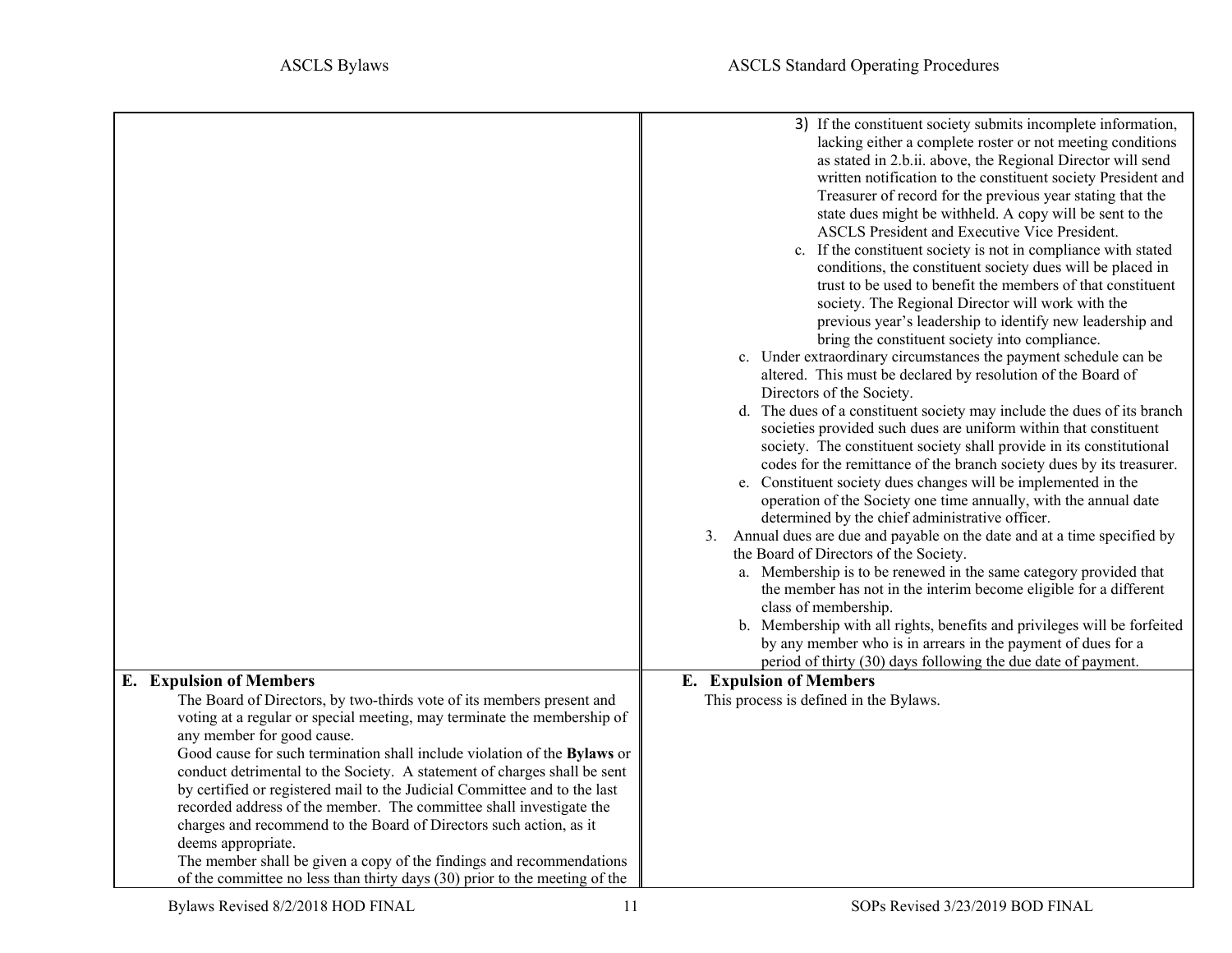| ASCLS Bylaws | ASCLS Standard Operating Procedures |
|---|---|
| | 3) If the constituent society submits incomplete information, lacking either a complete roster or not meeting conditions as stated in 2.b.ii. above, the Regional Director will send written notification to the constituent society President and Treasurer of record for the previous year stating that the state dues might be withheld. A copy will be sent to the ASCLS President and Executive Vice President.<br>c. If the constituent society is not in compliance with stated conditions, the constituent society dues will be placed in trust to be used to benefit the members of that constituent society. The Regional Director will work with the previous year's leadership to identify new leadership and bring the constituent society into compliance.<br>c. Under extraordinary circumstances the payment schedule can be altered. This must be declared by resolution of the Board of Directors of the Society.<br>d. The dues of a constituent society may include the dues of its branch societies provided such dues are uniform within that constituent society. The constituent society shall provide in its constitutional codes for the remittance of the branch society dues by its treasurer.<br>e. Constituent society dues changes will be implemented in the operation of the Society one time annually, with the annual date determined by the chief administrative officer.<br>3. Annual dues are due and payable on the date and at a time specified by the Board of Directors of the Society.<br>a. Membership is to be renewed in the same category provided that the member has not in the interim become eligible for a different class of membership.<br>b. Membership with all rights, benefits and privileges will be forfeited by any member who is in arrears in the payment of dues for a period of thirty (30) days following the due date of payment. |
| **E. Expulsion of Members**<br>The Board of Directors, by two-thirds vote of its members present and voting at a regular or special meeting, may terminate the membership of any member for good cause.<br>Good cause for such termination shall include violation of the **Bylaws** or conduct detrimental to the Society. A statement of charges shall be sent by certified or registered mail to the Judicial Committee and to the last recorded address of the member. The committee shall investigate the charges and recommend to the Board of Directors such action, as it deems appropriate.<br>The member shall be given a copy of the findings and recommendations of the committee no less than thirty days (30) prior to the meeting of the | **E. Expulsion of Members**<br>This process is defined in the Bylaws. |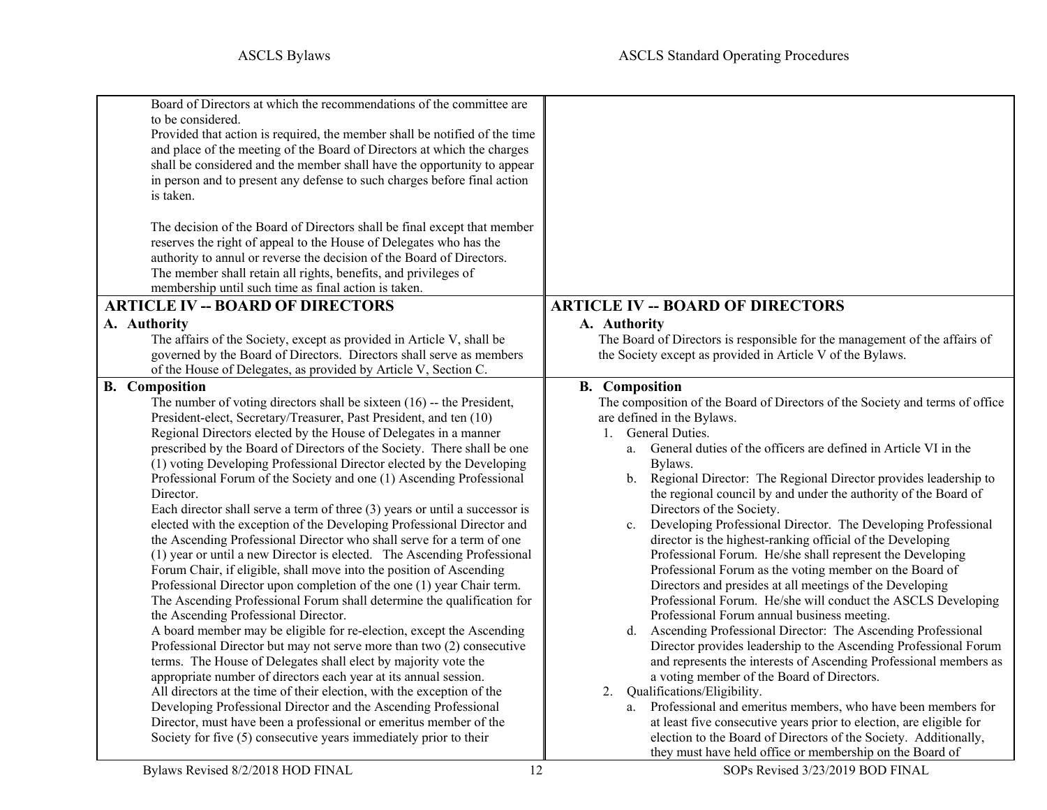| ASCLS Bylaws | ASCLS Standard Operating Procedures |
|---|---|
| Board of Directors at which the recommendations of the committee are to be considered.<br>Provided that action is required, the member shall be notified of the time and place of the meeting of the Board of Directors at which the charges shall be considered and the member shall have the opportunity to appear in person and to present any defense to such charges before final action is taken.<br><br>The decision of the Board of Directors shall be final except that member reserves the right of appeal to the House of Delegates who has the authority to annul or reverse the decision of the Board of Directors. The member shall retain all rights, benefits, and privileges of membership until such time as final action is taken. | |
| **ARTICLE IV -- BOARD OF DIRECTORS**<br>**A. Authority**<br>The affairs of the Society, except as provided in Article V, shall be governed by the Board of Directors. Directors shall serve as members of the House of Delegates, as provided by Article V, Section C. | **ARTICLE IV -- BOARD OF DIRECTORS**<br>**A. Authority**<br>The Board of Directors is responsible for the management of the affairs of the Society except as provided in Article V of the Bylaws. |
| **B. Composition**<br>The number of voting directors shall be sixteen (16) -- the President, President-elect, Secretary/Treasurer, Past President, and ten (10) Regional Directors elected by the House of Delegates in a manner prescribed by the Board of Directors of the Society. There shall be one (1) voting Developing Professional Director elected by the Developing Professional Forum of the Society and one (1) Ascending Professional Director.<br>Each director shall serve a term of three (3) years or until a successor is elected with the exception of the Developing Professional Director and the Ascending Professional Director who shall serve for a term of one (1) year or until a new Director is elected. The Ascending Professional Forum Chair, if eligible, shall move into the position of Ascending Professional Director upon completion of the one (1) year Chair term. The Ascending Professional Forum shall determine the qualification for the Ascending Professional Director.<br>A board member may be eligible for re-election, except the Ascending Professional Director but may not serve more than two (2) consecutive terms. The House of Delegates shall elect by majority vote the appropriate number of directors each year at its annual session.<br>All directors at the time of their election, with the exception of the Developing Professional Director and the Ascending Professional Director, must have been a professional or emeritus member of the Society for five (5) consecutive years immediately prior to their | **B. Composition**<br>The composition of the Board of Directors of the Society and terms of office are defined in the Bylaws.<br>1. General Duties.<br>&nbsp;&nbsp;a. General duties of the officers are defined in Article VI in the Bylaws.<br>&nbsp;&nbsp;b. Regional Director: The Regional Director provides leadership to the regional council by and under the authority of the Board of Directors of the Society.<br>&nbsp;&nbsp;c. Developing Professional Director. The Developing Professional director is the highest-ranking official of the Developing Professional Forum. He/she shall represent the Developing Professional Forum as the voting member on the Board of Directors and presides at all meetings of the Developing Professional Forum. He/she will conduct the ASCLS Developing Professional Forum annual business meeting.<br>&nbsp;&nbsp;d. Ascending Professional Director: The Ascending Professional Director provides leadership to the Ascending Professional Forum and represents the interests of Ascending Professional members as a voting member of the Board of Directors.<br>2. Qualifications/Eligibility.<br>&nbsp;&nbsp;a. Professional and emeritus members, who have been members for at least five consecutive years prior to election, are eligible for election to the Board of Directors of the Society. Additionally, they must have held office or membership on the Board of |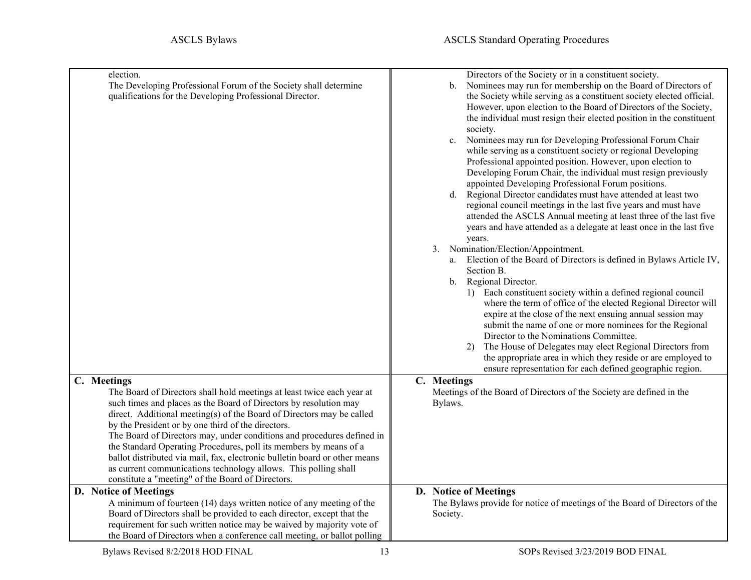| ASCLS Bylaws | ASCLS Standard Operating Procedures |
|---|---|
| election.<br>The Developing Professional Forum of the Society shall determine qualifications for the Developing Professional Director. | Directors of the Society or in a constituent society.<br>b. Nominees may run for membership on the Board of Directors of the Society while serving as a constituent society elected official. However, upon election to the Board of Directors of the Society, the individual must resign their elected position in the constituent society.<br>c. Nominees may run for Developing Professional Forum Chair while serving as a constituent society or regional Developing Professional appointed position. However, upon election to Developing Forum Chair, the individual must resign previously appointed Developing Professional Forum positions.<br>d. Regional Director candidates must have attended at least two regional council meetings in the last five years and must have attended the ASCLS Annual meeting at least three of the last five years and have attended as a delegate at least once in the last five years.<br>3. Nomination/Election/Appointment.<br>a. Election of the Board of Directors is defined in Bylaws Article IV, Section B.<br>b. Regional Director.<br>1) Each constituent society within a defined regional council where the term of office of the elected Regional Director will expire at the close of the next ensuing annual session may submit the name of one or more nominees for the Regional Director to the Nominations Committee.<br>2) The House of Delegates may elect Regional Directors from the appropriate area in which they reside or are employed to ensure representation for each defined geographic region. |
| **C. Meetings**<br>The Board of Directors shall hold meetings at least twice each year at such times and places as the Board of Directors by resolution may direct. Additional meeting(s) of the Board of Directors may be called by the President or by one third of the directors.<br>The Board of Directors may, under conditions and procedures defined in the Standard Operating Procedures, poll its members by means of a ballot distributed via mail, fax, electronic bulletin board or other means as current communications technology allows. This polling shall constitute a "meeting" of the Board of Directors. | **C. Meetings**<br>Meetings of the Board of Directors of the Society are defined in the Bylaws. |
| **D. Notice of Meetings**<br>A minimum of fourteen (14) days written notice of any meeting of the Board of Directors shall be provided to each director, except that the requirement for such written notice may be waived by majority vote of the Board of Directors when a conference call meeting, or ballot polling | **D. Notice of Meetings**<br>The Bylaws provide for notice of meetings of the Board of Directors of the Society. |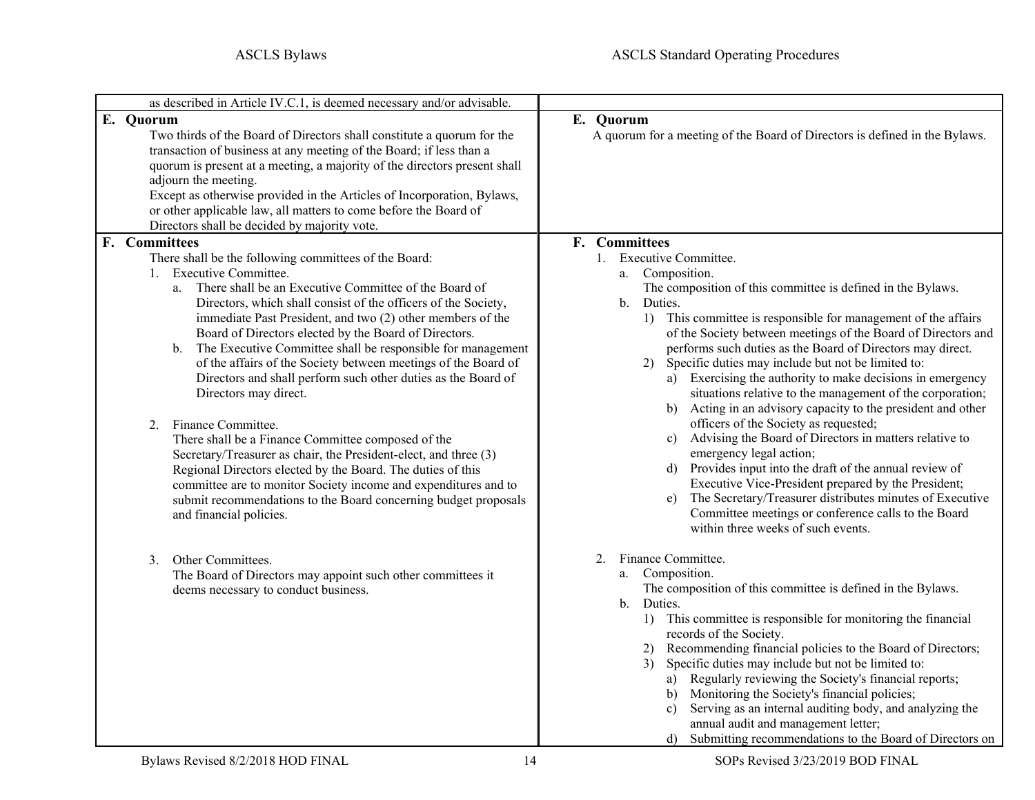| ASCLS Bylaws | ASCLS Standard Operating Procedures |
|---|---|
| as described in Article IV.C.1, is deemed necessary and/or advisable. | |
| **E. Quorum**<br>Two thirds of the Board of Directors shall constitute a quorum for the transaction of business at any meeting of the Board; if less than a quorum is present at a meeting, a majority of the directors present shall adjourn the meeting.<br>Except as otherwise provided in the Articles of Incorporation, Bylaws, or other applicable law, all matters to come before the Board of Directors shall be decided by majority vote. | **E. Quorum**<br>A quorum for a meeting of the Board of Directors is defined in the Bylaws. |
| **F. Committees**<br>There shall be the following committees of the Board:<br>1. Executive Committee.<br>a. There shall be an Executive Committee of the Board of Directors, which shall consist of the officers of the Society, immediate Past President, and two (2) other members of the Board of Directors elected by the Board of Directors.<br>b. The Executive Committee shall be responsible for management of the affairs of the Society between meetings of the Board of Directors and shall perform such other duties as the Board of Directors may direct.<br><br>2. Finance Committee.<br>There shall be a Finance Committee composed of the Secretary/Treasurer as chair, the President-elect, and three (3) Regional Directors elected by the Board. The duties of this committee are to monitor Society income and expenditures and to submit recommendations to the Board concerning budget proposals and financial policies.<br><br>3. Other Committees.<br>The Board of Directors may appoint such other committees it deems necessary to conduct business. | **F. Committees**<br>1. Executive Committee.<br>a. Composition.<br>The composition of this committee is defined in the Bylaws.<br>b. Duties.<br>1) This committee is responsible for management of the affairs of the Society between meetings of the Board of Directors and performs such duties as the Board of Directors may direct.<br>2) Specific duties may include but not be limited to:<br>a) Exercising the authority to make decisions in emergency situations relative to the management of the corporation;<br>b) Acting in an advisory capacity to the president and other officers of the Society as requested;<br>c) Advising the Board of Directors in matters relative to emergency legal action;<br>d) Provides input into the draft of the annual review of Executive Vice-President prepared by the President;<br>e) The Secretary/Treasurer distributes minutes of Executive Committee meetings or conference calls to the Board within three weeks of such events.<br><br>2. Finance Committee.<br>a. Composition.<br>The composition of this committee is defined in the Bylaws.<br>b. Duties.<br>1) This committee is responsible for monitoring the financial records of the Society.<br>2) Recommending financial policies to the Board of Directors;<br>3) Specific duties may include but not be limited to:<br>a) Regularly reviewing the Society's financial reports;<br>b) Monitoring the Society's financial policies;<br>c) Serving as an internal auditing body, and analyzing the annual audit and management letter;<br>d) Submitting recommendations to the Board of Directors on |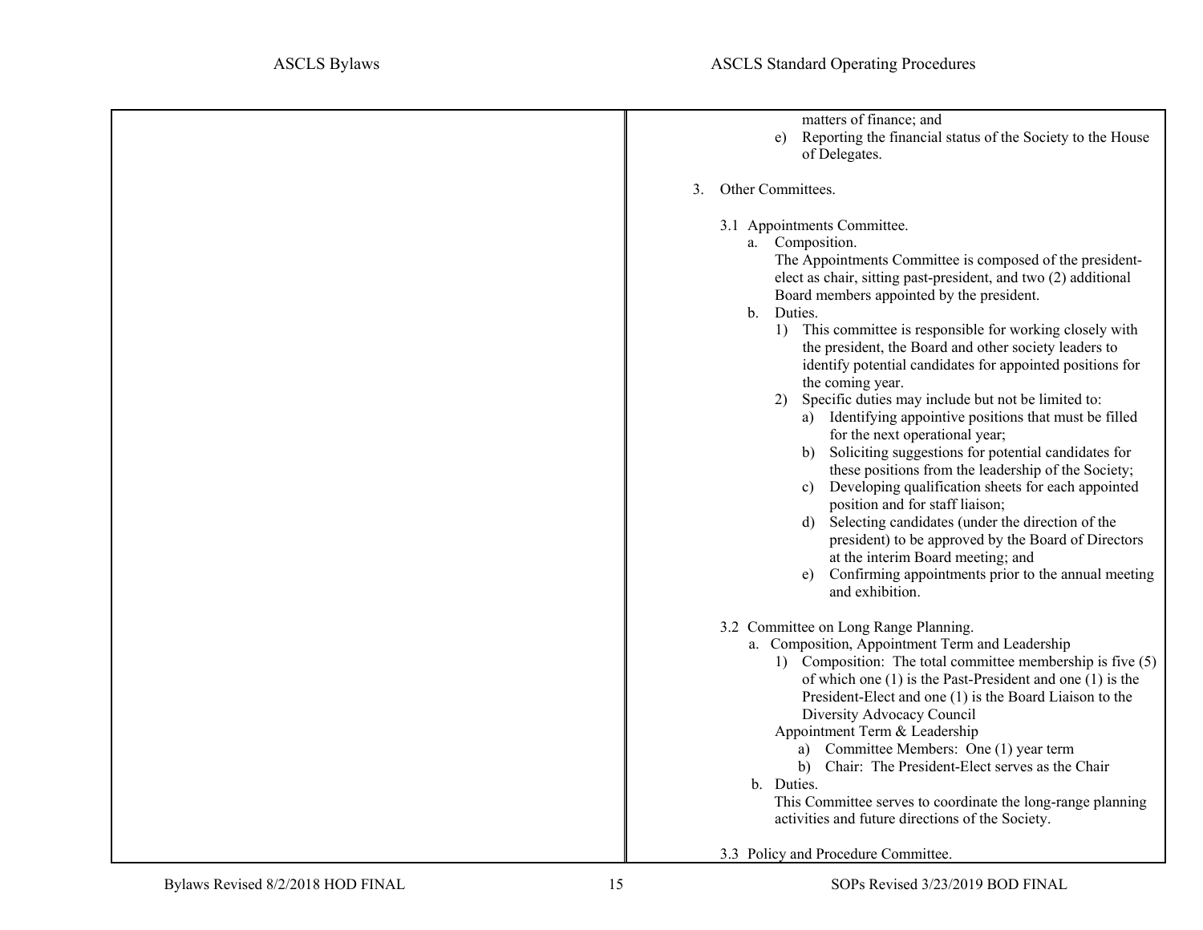matters of finance; and

e) Reporting the financial status of the Society to the House of Delegates.

3. Other Committees.

3.1 Appointments Committee.

a. Composition.

The Appointments Committee is composed of the president-elect as chair, sitting past-president, and two (2) additional Board members appointed by the president.

b. Duties.

1) This committee is responsible for working closely with the president, the Board and other society leaders to identify potential candidates for appointed positions for the coming year.

2) Specific duties may include but not be limited to:

a) Identifying appointive positions that must be filled for the next operational year;

b) Soliciting suggestions for potential candidates for these positions from the leadership of the Society;

c) Developing qualification sheets for each appointed position and for staff liaison;

d) Selecting candidates (under the direction of the president) to be approved by the Board of Directors at the interim Board meeting; and

e) Confirming appointments prior to the annual meeting and exhibition.

3.2 Committee on Long Range Planning.

a. Composition, Appointment Term and Leadership

1) Composition: The total committee membership is five (5) of which one (1) is the Past-President and one (1) is the President-Elect and one (1) is the Board Liaison to the Diversity Advocacy Council

Appointment Term & Leadership

a) Committee Members: One (1) year term

b) Chair: The President-Elect serves as the Chair

b. Duties.

This Committee serves to coordinate the long-range planning activities and future directions of the Society.

3.3 Policy and Procedure Committee.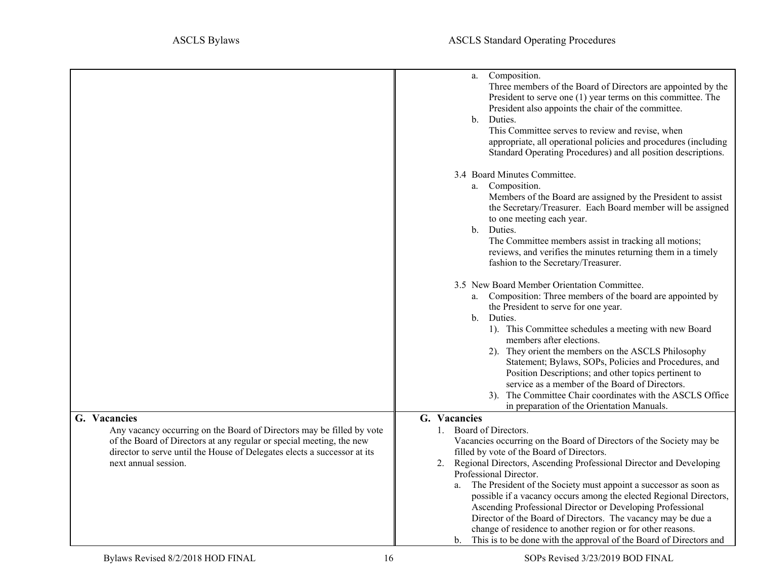| ASCLS Bylaws | ASCLS Standard Operating Procedures |
|---|---|
| | a. Composition.<br>Three members of the Board of Directors are appointed by the President to serve one (1) year terms on this committee. The President also appoints the chair of the committee.<br>b. Duties.<br>This Committee serves to review and revise, when appropriate, all operational policies and procedures (including Standard Operating Procedures) and all position descriptions.<br><br>3.4 Board Minutes Committee.<br>a. Composition.<br>Members of the Board are assigned by the President to assist the Secretary/Treasurer. Each Board member will be assigned to one meeting each year.<br>b. Duties.<br>The Committee members assist in tracking all motions; reviews, and verifies the minutes returning them in a timely fashion to the Secretary/Treasurer.<br><br>3.5 New Board Member Orientation Committee.<br>a. Composition: Three members of the board are appointed by the President to serve for one year.<br>b. Duties.<br>1). This Committee schedules a meeting with new Board members after elections.<br>2). They orient the members on the ASCLS Philosophy Statement; Bylaws, SOPs, Policies and Procedures, and Position Descriptions; and other topics pertinent to service as a member of the Board of Directors.<br>3). The Committee Chair coordinates with the ASCLS Office in preparation of the Orientation Manuals. |
| **G. Vacancies**<br>Any vacancy occurring on the Board of Directors may be filled by vote of the Board of Directors at any regular or special meeting, the new director to serve until the House of Delegates elects a successor at its next annual session. | **G. Vacancies**<br>1. Board of Directors.<br>Vacancies occurring on the Board of Directors of the Society may be filled by vote of the Board of Directors.<br>2. Regional Directors, Ascending Professional Director and Developing Professional Director.<br>a. The President of the Society must appoint a successor as soon as possible if a vacancy occurs among the elected Regional Directors, Ascending Professional Director or Developing Professional Director of the Board of Directors. The vacancy may be due a change of residence to another region or for other reasons.<br>b. This is to be done with the approval of the Board of Directors and |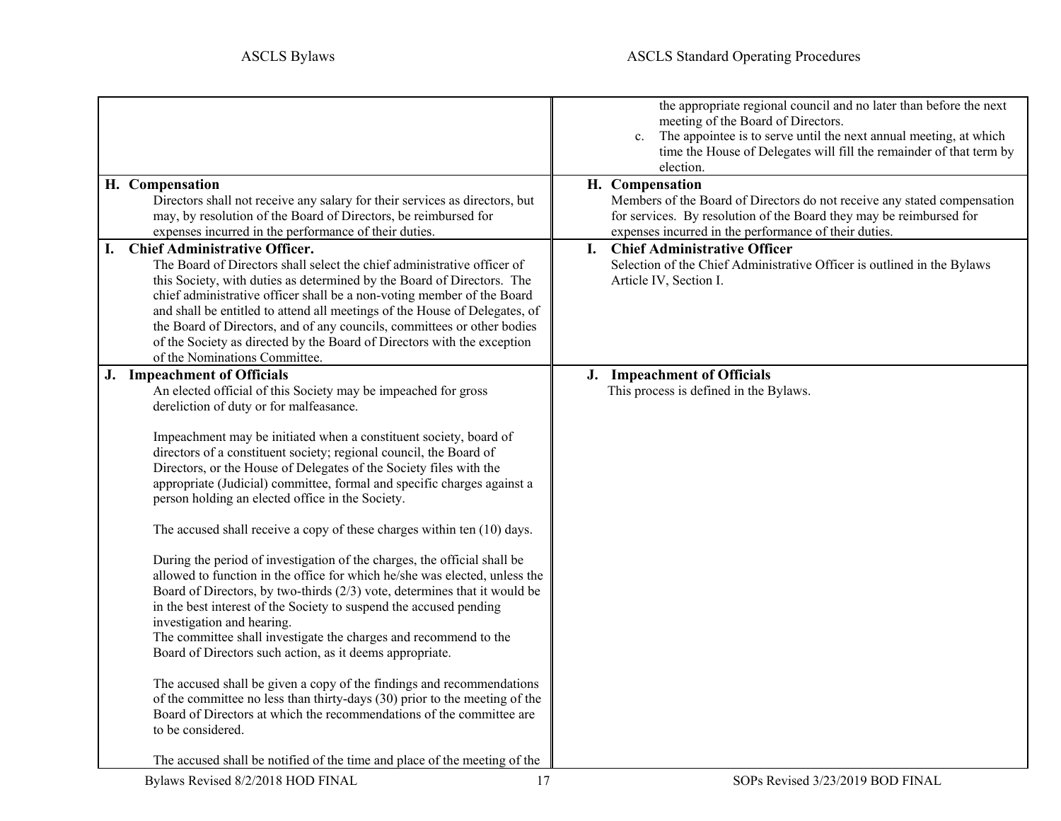| ASCLS Bylaws | ASCLS Standard Operating Procedures |
|---|---|
| | the appropriate regional council and no later than before the next meeting of the Board of Directors.<br>c. The appointee is to serve until the next annual meeting, at which time the House of Delegates will fill the remainder of that term by election. |
| **H. Compensation**<br>Directors shall not receive any salary for their services as directors, but may, by resolution of the Board of Directors, be reimbursed for expenses incurred in the performance of their duties. | **H. Compensation**<br>Members of the Board of Directors do not receive any stated compensation for services. By resolution of the Board they may be reimbursed for expenses incurred in the performance of their duties. |
| **I. Chief Administrative Officer.**<br>The Board of Directors shall select the chief administrative officer of this Society, with duties as determined by the Board of Directors. The chief administrative officer shall be a non-voting member of the Board and shall be entitled to attend all meetings of the House of Delegates, of the Board of Directors, and of any councils, committees or other bodies of the Society as directed by the Board of Directors with the exception of the Nominations Committee. | **I. Chief Administrative Officer**<br>Selection of the Chief Administrative Officer is outlined in the Bylaws Article IV, Section I. |
| **J. Impeachment of Officials**<br>An elected official of this Society may be impeached for gross dereliction of duty or for malfeasance.<br><br>Impeachment may be initiated when a constituent society, board of directors of a constituent society; regional council, the Board of Directors, or the House of Delegates of the Society files with the appropriate (Judicial) committee, formal and specific charges against a person holding an elected office in the Society.<br><br>The accused shall receive a copy of these charges within ten (10) days.<br><br>During the period of investigation of the charges, the official shall be allowed to function in the office for which he/she was elected, unless the Board of Directors, by two-thirds (2/3) vote, determines that it would be in the best interest of the Society to suspend the accused pending investigation and hearing.<br>The committee shall investigate the charges and recommend to the Board of Directors such action, as it deems appropriate.<br><br>The accused shall be given a copy of the findings and recommendations of the committee no less than thirty-days (30) prior to the meeting of the Board of Directors at which the recommendations of the committee are to be considered.<br><br>The accused shall be notified of the time and place of the meeting of the | **J. Impeachment of Officials**<br>This process is defined in the Bylaws. |

Bylaws Revised 8/2/2018 HOD FINAL

SOPs Revised 3/23/2019 BOD FINAL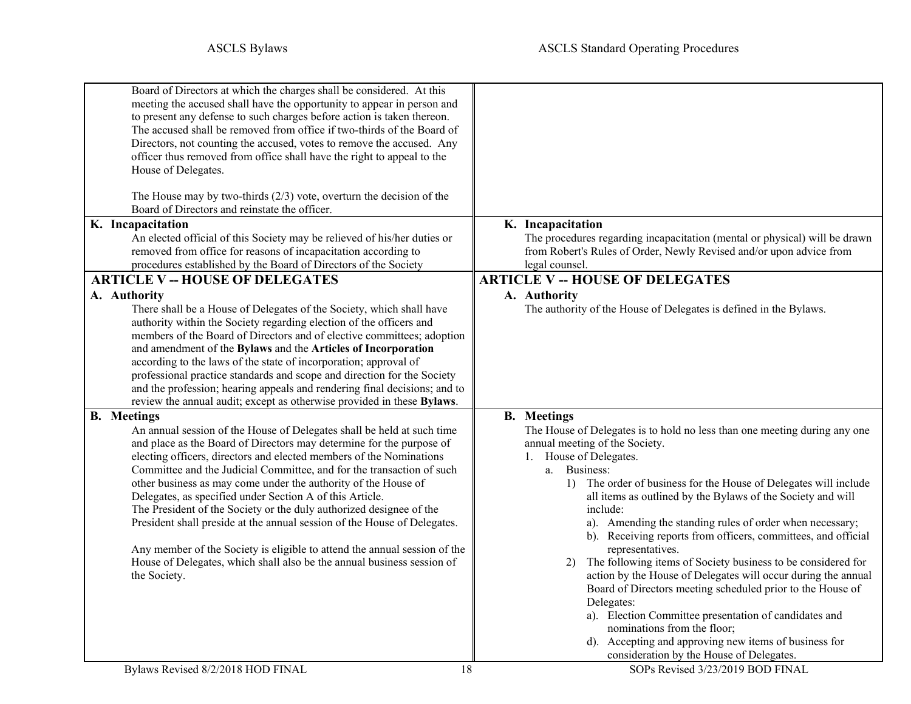| ASCLS Bylaws | ASCLS Standard Operating Procedures |
|---|---|
| Board of Directors at which the charges shall be considered. At this meeting the accused shall have the opportunity to appear in person and to present any defense to such charges before action is taken thereon. The accused shall be removed from office if two-thirds of the Board of Directors, not counting the accused, votes to remove the accused. Any officer thus removed from office shall have the right to appeal to the House of Delegates.<br><br>The House may by two-thirds (2/3) vote, overturn the decision of the Board of Directors and reinstate the officer. | |
| **K. Incapacitation**<br>An elected official of this Society may be relieved of his/her duties or removed from office for reasons of incapacitation according to procedures established by the Board of Directors of the Society | **K. Incapacitation**<br>The procedures regarding incapacitation (mental or physical) will be drawn from Robert's Rules of Order, Newly Revised and/or upon advice from legal counsel. |
| **ARTICLE V -- HOUSE OF DELEGATES**<br>**A. Authority**<br>There shall be a House of Delegates of the Society, which shall have authority within the Society regarding election of the officers and members of the Board of Directors and of elective committees; adoption and amendment of the **Bylaws** and the **Articles of Incorporation** according to the laws of the state of incorporation; approval of professional practice standards and scope and direction for the Society and the profession; hearing appeals and rendering final decisions; and to review the annual audit; except as otherwise provided in these **Bylaws**. | **ARTICLE V -- HOUSE OF DELEGATES**<br>**A. Authority**<br>The authority of the House of Delegates is defined in the Bylaws. |
| **B. Meetings**<br>An annual session of the House of Delegates shall be held at such time and place as the Board of Directors may determine for the purpose of electing officers, directors and elected members of the Nominations Committee and the Judicial Committee, and for the transaction of such other business as may come under the authority of the House of Delegates, as specified under Section A of this Article.<br>The President of the Society or the duly authorized designee of the President shall preside at the annual session of the House of Delegates.<br><br>Any member of the Society is eligible to attend the annual session of the House of Delegates, which shall also be the annual business session of the Society. | **B. Meetings**<br>The House of Delegates is to hold no less than one meeting during any one annual meeting of the Society.<br>1. House of Delegates.<br>a. Business:<br>1) The order of business for the House of Delegates will include all items as outlined by the Bylaws of the Society and will include:<br>a). Amending the standing rules of order when necessary;<br>b). Receiving reports from officers, committees, and official representatives.<br>2) The following items of Society business to be considered for action by the House of Delegates will occur during the annual Board of Directors meeting scheduled prior to the House of Delegates:<br>a). Election Committee presentation of candidates and nominations from the floor;<br>d). Accepting and approving new items of business for consideration by the House of Delegates. |

Bylaws Revised 8/2/2018 HOD FINAL — SOPs Revised 3/23/2019 BOD FINAL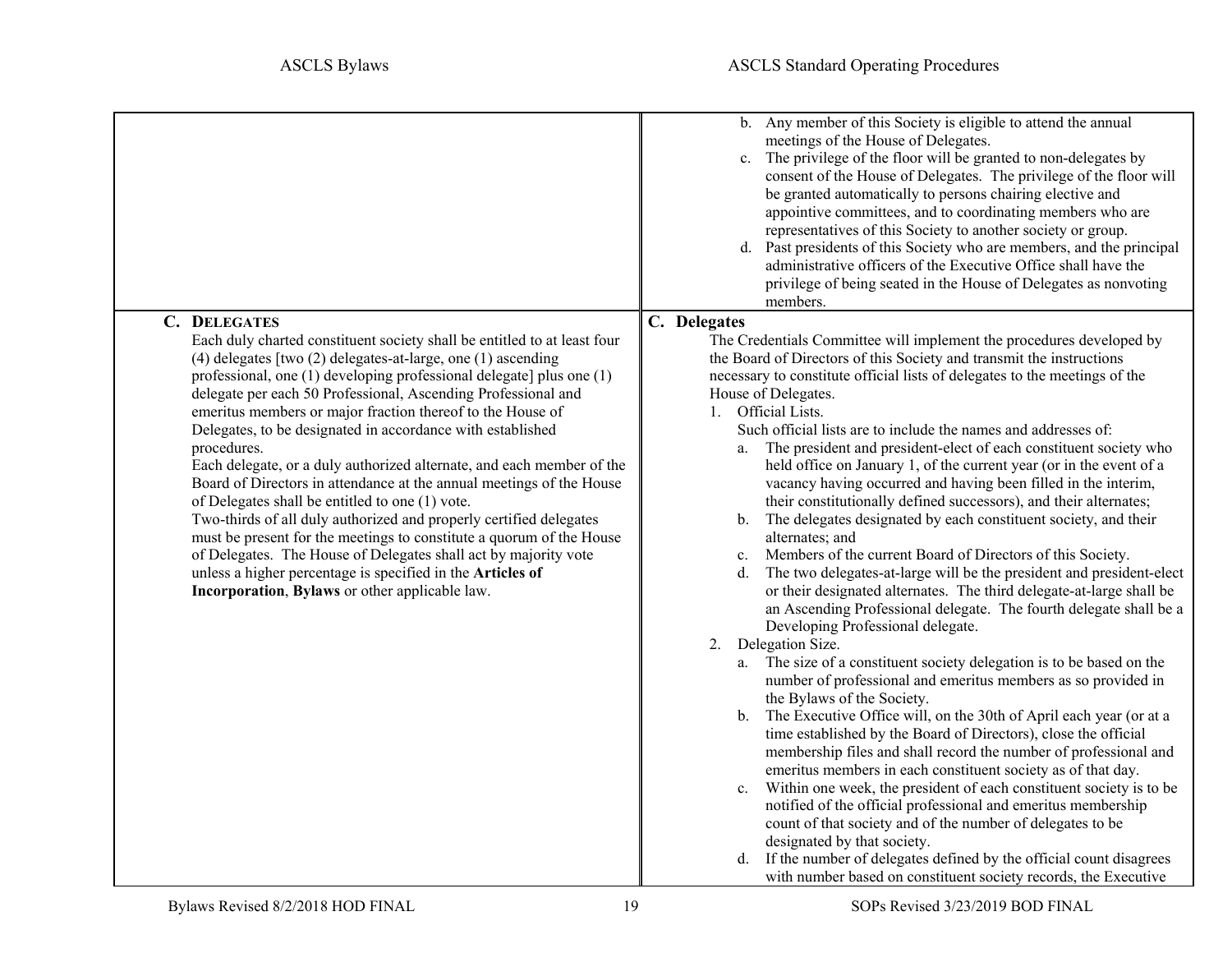| ASCLS Bylaws | ASCLS Standard Operating Procedures |
|---|---|
| | b. Any member of this Society is eligible to attend the annual meetings of the House of Delegates.<br>c. The privilege of the floor will be granted to non-delegates by consent of the House of Delegates. The privilege of the floor will be granted automatically to persons chairing elective and appointive committees, and to coordinating members who are representatives of this Society to another society or group.<br>d. Past presidents of this Society who are members, and the principal administrative officers of the Executive Office shall have the privilege of being seated in the House of Delegates as nonvoting members. |
| **C. DELEGATES**<br>Each duly charted constituent society shall be entitled to at least four (4) delegates [two (2) delegates-at-large, one (1) ascending professional, one (1) developing professional delegate] plus one (1) delegate per each 50 Professional, Ascending Professional and emeritus members or major fraction thereof to the House of Delegates, to be designated in accordance with established procedures.<br>Each delegate, or a duly authorized alternate, and each member of the Board of Directors in attendance at the annual meetings of the House of Delegates shall be entitled to one (1) vote.<br>Two-thirds of all duly authorized and properly certified delegates must be present for the meetings to constitute a quorum of the House of Delegates. The House of Delegates shall act by majority vote unless a higher percentage is specified in the **Articles of Incorporation**, **Bylaws** or other applicable law. | **C. Delegates**<br>The Credentials Committee will implement the procedures developed by the Board of Directors of this Society and transmit the instructions necessary to constitute official lists of delegates to the meetings of the House of Delegates.<br>1. Official Lists.<br>Such official lists are to include the names and addresses of:<br>a. The president and president-elect of each constituent society who held office on January 1, of the current year (or in the event of a vacancy having occurred and having been filled in the interim, their constitutionally defined successors), and their alternates;<br>b. The delegates designated by each constituent society, and their alternates; and<br>c. Members of the current Board of Directors of this Society.<br>d. The two delegates-at-large will be the president and president-elect or their designated alternates. The third delegate-at-large shall be an Ascending Professional delegate. The fourth delegate shall be a Developing Professional delegate.<br>2. Delegation Size.<br>a. The size of a constituent society delegation is to be based on the number of professional and emeritus members as so provided in the Bylaws of the Society.<br>b. The Executive Office will, on the 30th of April each year (or at a time established by the Board of Directors), close the official membership files and shall record the number of professional and emeritus members in each constituent society as of that day.<br>c. Within one week, the president of each constituent society is to be notified of the official professional and emeritus membership count of that society and of the number of delegates to be designated by that society.<br>d. If the number of delegates defined by the official count disagrees with number based on constituent society records, the Executive |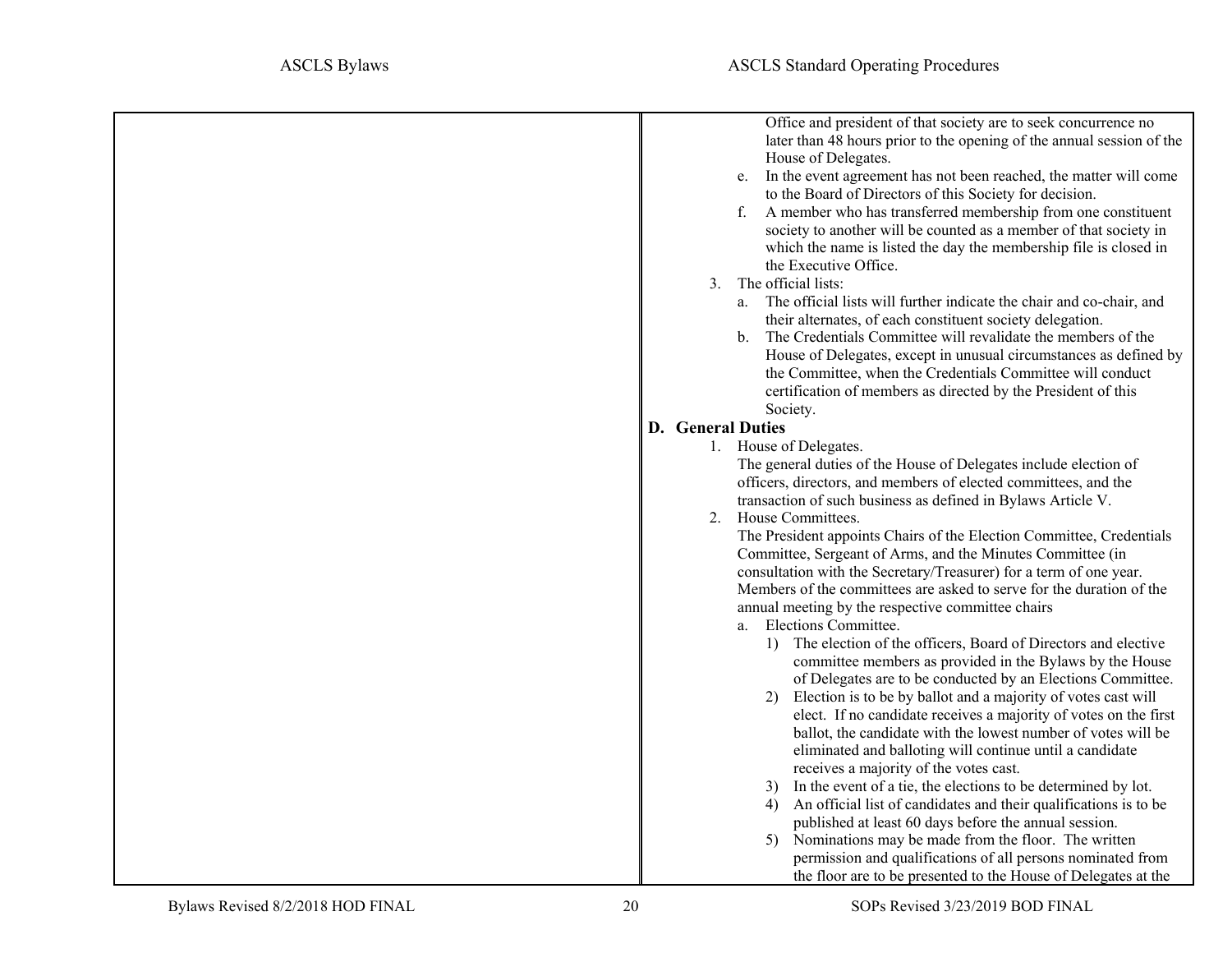Office and president of that society are to seek concurrence no later than 48 hours prior to the opening of the annual session of the House of Delegates.

e. In the event agreement has not been reached, the matter will come to the Board of Directors of this Society for decision.

f. A member who has transferred membership from one constituent society to another will be counted as a member of that society in which the name is listed the day the membership file is closed in the Executive Office.

3. The official lists:
   a. The official lists will further indicate the chair and co-chair, and their alternates, of each constituent society delegation.
   b. The Credentials Committee will revalidate the members of the House of Delegates, except in unusual circumstances as defined by the Committee, when the Credentials Committee will conduct certification of members as directed by the President of this Society.

**D. General Duties**

1. House of Delegates.
   The general duties of the House of Delegates include election of officers, directors, and members of elected committees, and the transaction of such business as defined in Bylaws Article V.
2. House Committees.
   The President appoints Chairs of the Election Committee, Credentials Committee, Sergeant of Arms, and the Minutes Committee (in consultation with the Secretary/Treasurer) for a term of one year. Members of the committees are asked to serve for the duration of the annual meeting by the respective committee chairs
   a. Elections Committee.
      1) The election of the officers, Board of Directors and elective committee members as provided in the Bylaws by the House of Delegates are to be conducted by an Elections Committee.
      2) Election is to be by ballot and a majority of votes cast will elect. If no candidate receives a majority of votes on the first ballot, the candidate with the lowest number of votes will be eliminated and balloting will continue until a candidate receives a majority of the votes cast.
      3) In the event of a tie, the elections to be determined by lot.
      4) An official list of candidates and their qualifications is to be published at least 60 days before the annual session.
      5) Nominations may be made from the floor. The written permission and qualifications of all persons nominated from the floor are to be presented to the House of Delegates at the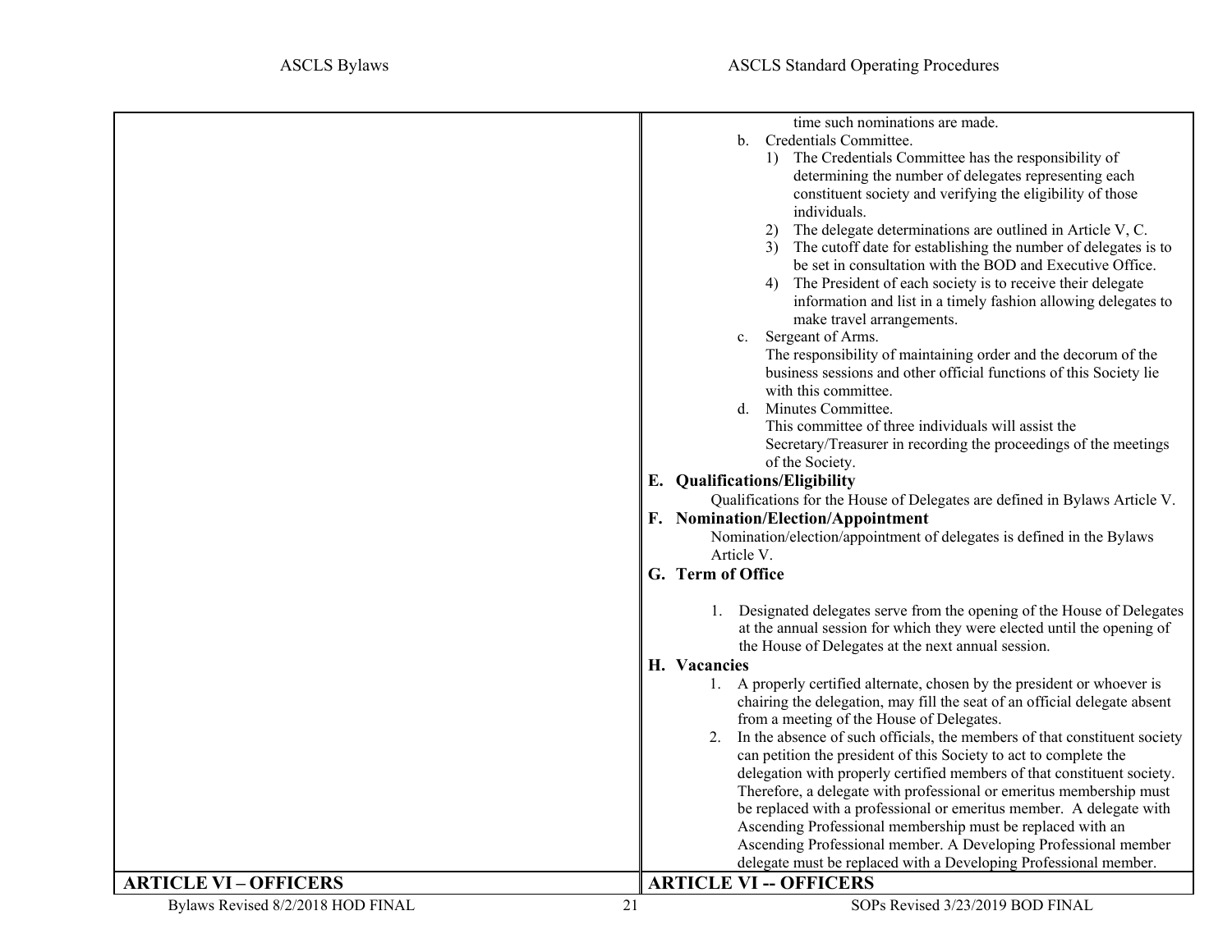time such nominations are made.

b. Credentials Committee.
   1) The Credentials Committee has the responsibility of determining the number of delegates representing each constituent society and verifying the eligibility of those individuals.
   2) The delegate determinations are outlined in Article V, C.
   3) The cutoff date for establishing the number of delegates is to be set in consultation with the BOD and Executive Office.
   4) The President of each society is to receive their delegate information and list in a timely fashion allowing delegates to make travel arrangements.

c. Sergeant of Arms.
   The responsibility of maintaining order and the decorum of the business sessions and other official functions of this Society lie with this committee.

d. Minutes Committee.
   This committee of three individuals will assist the Secretary/Treasurer in recording the proceedings of the meetings of the Society.

**E. Qualifications/Eligibility**

Qualifications for the House of Delegates are defined in Bylaws Article V.

**F. Nomination/Election/Appointment**

Nomination/election/appointment of delegates is defined in the Bylaws Article V.

**G. Term of Office**

1. Designated delegates serve from the opening of the House of Delegates at the annual session for which they were elected until the opening of the House of Delegates at the next annual session.

**H. Vacancies**

1. A properly certified alternate, chosen by the president or whoever is chairing the delegation, may fill the seat of an official delegate absent from a meeting of the House of Delegates.
2. In the absence of such officials, the members of that constituent society can petition the president of this Society to act to complete the delegation with properly certified members of that constituent society. Therefore, a delegate with professional or emeritus membership must be replaced with a professional or emeritus member. A delegate with Ascending Professional membership must be replaced with an Ascending Professional member. A Developing Professional member delegate must be replaced with a Developing Professional member.

| ASCLS Bylaws | ASCLS Standard Operating Procedures |
| --- | --- |
| **ARTICLE VI – OFFICERS** | **ARTICLE VI -- OFFICERS** |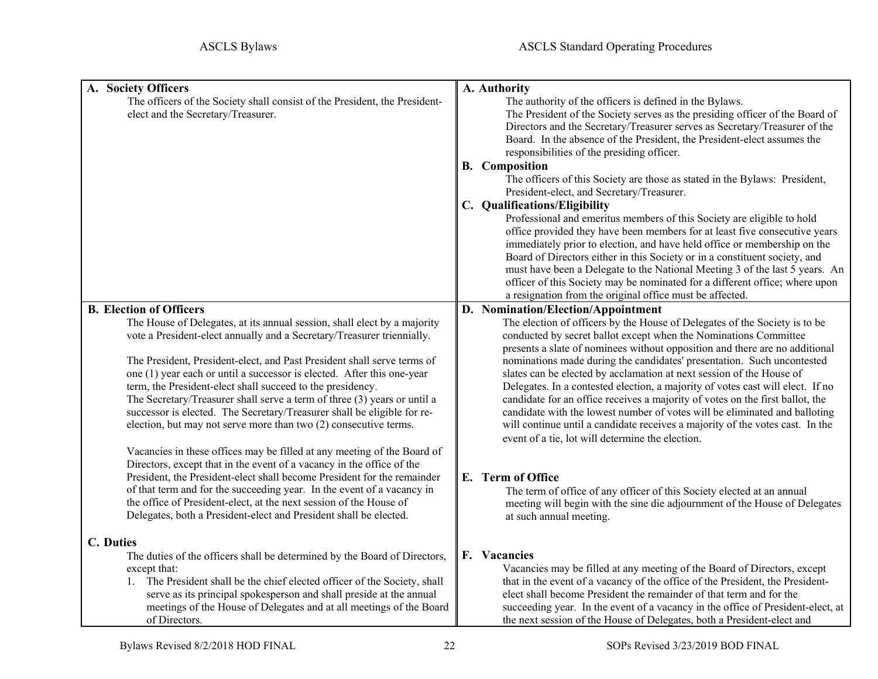| ASCLS Bylaws | ASCLS Standard Operating Procedures |
|---|---|
| **A. Society Officers**<br>The officers of the Society shall consist of the President, the President-elect and the Secretary/Treasurer. | **A. Authority**<br>The authority of the officers is defined in the Bylaws.<br>The President of the Society serves as the presiding officer of the Board of Directors and the Secretary/Treasurer serves as Secretary/Treasurer of the Board. In the absence of the President, the President-elect assumes the responsibilities of the presiding officer.<br>**B. Composition**<br>The officers of this Society are those as stated in the Bylaws: President, President-elect, and Secretary/Treasurer.<br>**C. Qualifications/Eligibility**<br>Professional and emeritus members of this Society are eligible to hold office provided they have been members for at least five consecutive years immediately prior to election, and have held office or membership on the Board of Directors either in this Society or in a constituent society, and must have been a Delegate to the National Meeting 3 of the last 5 years. An officer of this Society may be nominated for a different office; where upon a resignation from the original office must be affected. |
| **B. Election of Officers**<br>The House of Delegates, at its annual session, shall elect by a majority vote a President-elect annually and a Secretary/Treasurer triennially.<br><br>The President, President-elect, and Past President shall serve terms of one (1) year each or until a successor is elected. After this one-year term, the President-elect shall succeed to the presidency.<br>The Secretary/Treasurer shall serve a term of three (3) years or until a successor is elected. The Secretary/Treasurer shall be eligible for re-election, but may not serve more than two (2) consecutive terms.<br><br>Vacancies in these offices may be filled at any meeting of the Board of Directors, except that in the event of a vacancy in the office of the President, the President-elect shall become President for the remainder of that term and for the succeeding year. In the event of a vacancy in the office of President-elect, at the next session of the House of Delegates, both a President-elect and President shall be elected.<br><br>**C. Duties**<br>The duties of the officers shall be determined by the Board of Directors, except that:<br>1. The President shall be the chief elected officer of the Society, shall serve as its principal spokesperson and shall preside at the annual meetings of the House of Delegates and at all meetings of the Board of Directors. | **D. Nomination/Election/Appointment**<br>The election of officers by the House of Delegates of the Society is to be conducted by secret ballot except when the Nominations Committee presents a slate of nominees without opposition and there are no additional nominations made during the candidates' presentation. Such uncontested slates can be elected by acclamation at next session of the House of Delegates. In a contested election, a majority of votes cast will elect. If no candidate for an office receives a majority of votes on the first ballot, the candidate with the lowest number of votes will be eliminated and balloting will continue until a candidate receives a majority of the votes cast. In the event of a tie, lot will determine the election.<br><br>**E. Term of Office**<br>The term of office of any officer of this Society elected at an annual meeting will begin with the sine die adjournment of the House of Delegates at such annual meeting.<br><br>**F. Vacancies**<br>Vacancies may be filled at any meeting of the Board of Directors, except that in the event of a vacancy of the office of the President, the President-elect shall become President the remainder of that term and for the succeeding year. In the event of a vacancy in the office of President-elect, at the next session of the House of Delegates, both a President-elect and |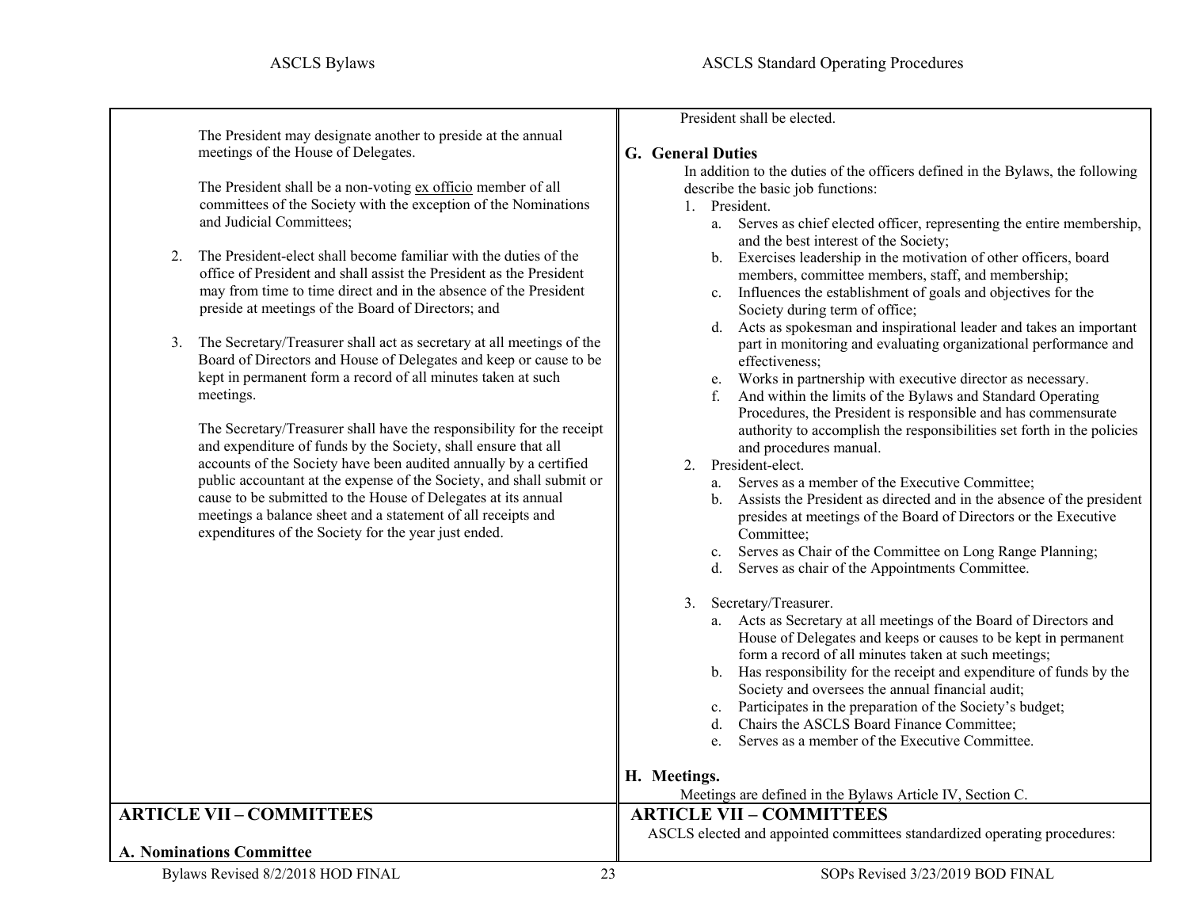The President may designate another to preside at the annual meetings of the House of Delegates.

The President shall be a non-voting ex officio member of all committees of the Society with the exception of the Nominations and Judicial Committees;

2. The President-elect shall become familiar with the duties of the office of President and shall assist the President as the President may from time to time direct and in the absence of the President preside at meetings of the Board of Directors; and

3. The Secretary/Treasurer shall act as secretary at all meetings of the Board of Directors and House of Delegates and keep or cause to be kept in permanent form a record of all minutes taken at such meetings.

   The Secretary/Treasurer shall have the responsibility for the receipt and expenditure of funds by the Society, shall ensure that all accounts of the Society have been audited annually by a certified public accountant at the expense of the Society, and shall submit or cause to be submitted to the House of Delegates at its annual meetings a balance sheet and a statement of all receipts and expenditures of the Society for the year just ended.

President shall be elected.

**G. General Duties**

In addition to the duties of the officers defined in the Bylaws, the following describe the basic job functions:

1. President.
   a. Serves as chief elected officer, representing the entire membership, and the best interest of the Society;
   b. Exercises leadership in the motivation of other officers, board members, committee members, staff, and membership;
   c. Influences the establishment of goals and objectives for the Society during term of office;
   d. Acts as spokesman and inspirational leader and takes an important part in monitoring and evaluating organizational performance and effectiveness;
   e. Works in partnership with executive director as necessary.
   f. And within the limits of the Bylaws and Standard Operating Procedures, the President is responsible and has commensurate authority to accomplish the responsibilities set forth in the policies and procedures manual.
2. President-elect.
   a. Serves as a member of the Executive Committee;
   b. Assists the President as directed and in the absence of the president presides at meetings of the Board of Directors or the Executive Committee;
   c. Serves as Chair of the Committee on Long Range Planning;
   d. Serves as chair of the Appointments Committee.
3. Secretary/Treasurer.
   a. Acts as Secretary at all meetings of the Board of Directors and House of Delegates and keeps or causes to be kept in permanent form a record of all minutes taken at such meetings;
   b. Has responsibility for the receipt and expenditure of funds by the Society and oversees the annual financial audit;
   c. Participates in the preparation of the Society's budget;
   d. Chairs the ASCLS Board Finance Committee;
   e. Serves as a member of the Executive Committee.

**H. Meetings.**

Meetings are defined in the Bylaws Article IV, Section C.

## ARTICLE VII – COMMITTEES

**A. Nominations Committee**

## ARTICLE VII – COMMITTEES

ASCLS elected and appointed committees standardized operating procedures: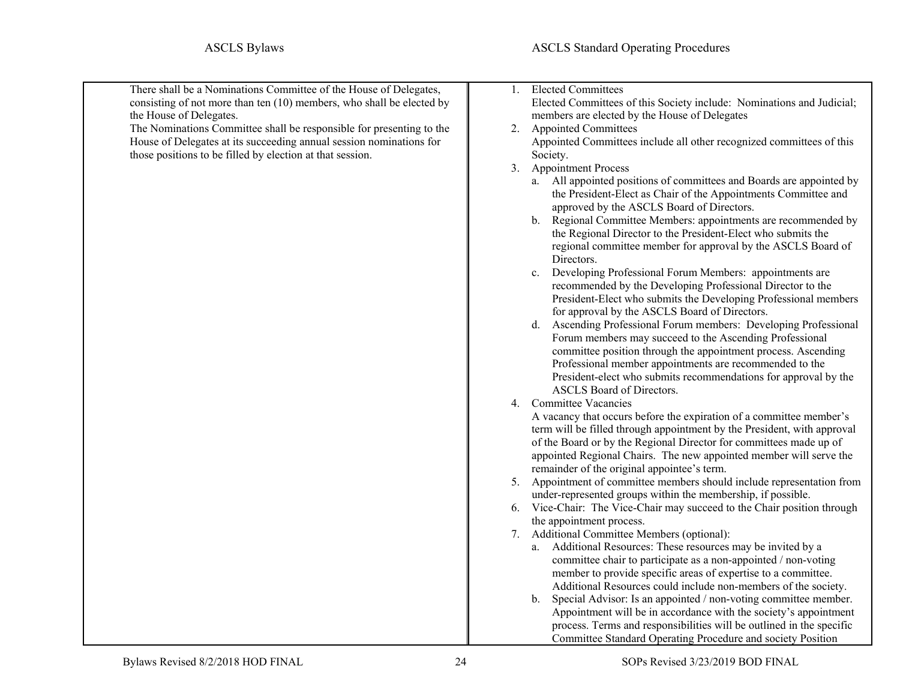| ASCLS Bylaws | ASCLS Standard Operating Procedures |
| --- | --- |
| There shall be a Nominations Committee of the House of Delegates, consisting of not more than ten (10) members, who shall be elected by the House of Delegates.<br>The Nominations Committee shall be responsible for presenting to the House of Delegates at its succeeding annual session nominations for those positions to be filled by election at that session. | 1. Elected Committees<br>Elected Committees of this Society include: Nominations and Judicial; members are elected by the House of Delegates<br>2. Appointed Committees<br>Appointed Committees include all other recognized committees of this Society.<br>3. Appointment Process<br>a. All appointed positions of committees and Boards are appointed by the President-Elect as Chair of the Appointments Committee and approved by the ASCLS Board of Directors.<br>b. Regional Committee Members: appointments are recommended by the Regional Director to the President-Elect who submits the regional committee member for approval by the ASCLS Board of Directors.<br>c. Developing Professional Forum Members: appointments are recommended by the Developing Professional Director to the President-Elect who submits the Developing Professional members for approval by the ASCLS Board of Directors.<br>d. Ascending Professional Forum members: Developing Professional Forum members may succeed to the Ascending Professional committee position through the appointment process. Ascending Professional member appointments are recommended to the President-elect who submits recommendations for approval by the ASCLS Board of Directors.<br>4. Committee Vacancies<br>A vacancy that occurs before the expiration of a committee member's term will be filled through appointment by the President, with approval of the Board or by the Regional Director for committees made up of appointed Regional Chairs. The new appointed member will serve the remainder of the original appointee's term.<br>5. Appointment of committee members should include representation from under-represented groups within the membership, if possible.<br>6. Vice-Chair: The Vice-Chair may succeed to the Chair position through the appointment process.<br>7. Additional Committee Members (optional):<br>a. Additional Resources: These resources may be invited by a committee chair to participate as a non-appointed / non-voting member to provide specific areas of expertise to a committee. Additional Resources could include non-members of the society.<br>b. Special Advisor: Is an appointed / non-voting committee member. Appointment will be in accordance with the society's appointment process. Terms and responsibilities will be outlined in the specific Committee Standard Operating Procedure and society Position |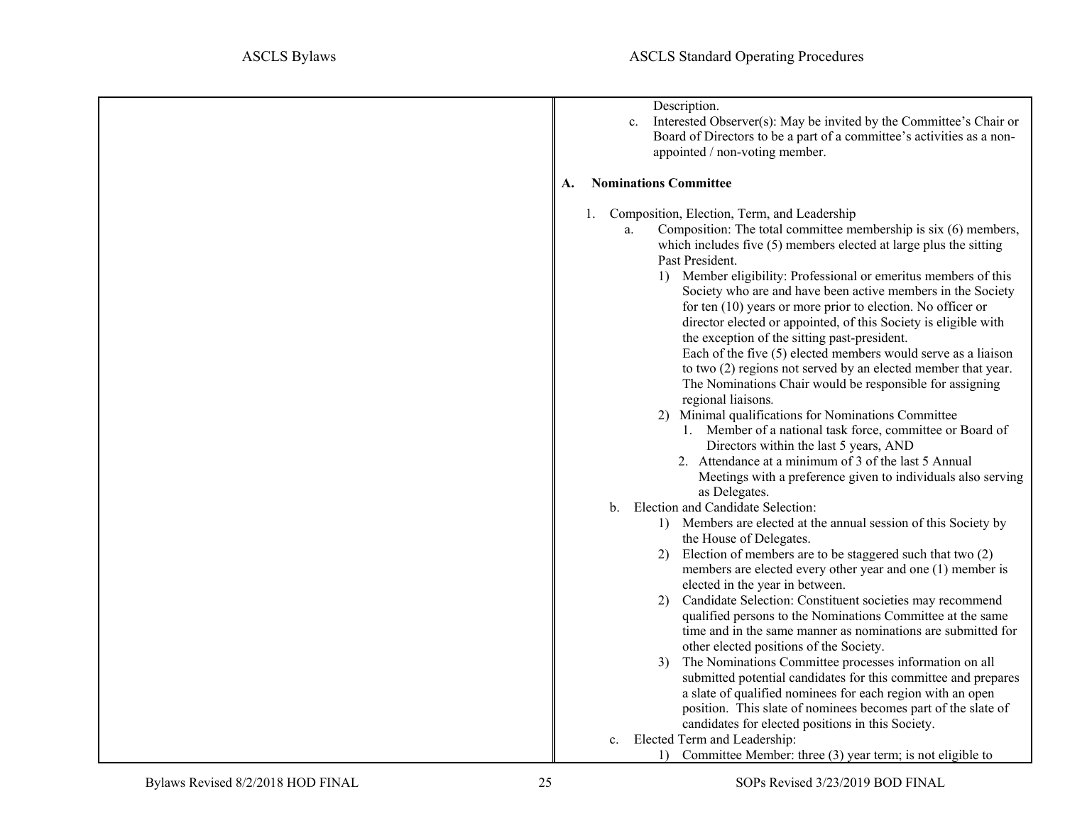Description.

c. Interested Observer(s): May be invited by the Committee's Chair or Board of Directors to be a part of a committee's activities as a non-appointed / non-voting member.

**A. Nominations Committee**

1. Composition, Election, Term, and Leadership
   a. Composition: The total committee membership is six (6) members, which includes five (5) members elected at large plus the sitting Past President.
      1) Member eligibility: Professional or emeritus members of this Society who are and have been active members in the Society for ten (10) years or more prior to election. No officer or director elected or appointed, of this Society is eligible with the exception of the sitting past-president.
         Each of the five (5) elected members would serve as a liaison to two (2) regions not served by an elected member that year. The Nominations Chair would be responsible for assigning regional liaisons.
      2) Minimal qualifications for Nominations Committee
         1. Member of a national task force, committee or Board of Directors within the last 5 years, AND
         2. Attendance at a minimum of 3 of the last 5 Annual Meetings with a preference given to individuals also serving as Delegates.
   b. Election and Candidate Selection:
      1) Members are elected at the annual session of this Society by the House of Delegates.
      2) Election of members are to be staggered such that two (2) members are elected every other year and one (1) member is elected in the year in between.
      2) Candidate Selection: Constituent societies may recommend qualified persons to the Nominations Committee at the same time and in the same manner as nominations are submitted for other elected positions of the Society.
      3) The Nominations Committee processes information on all submitted potential candidates for this committee and prepares a slate of qualified nominees for each region with an open position. This slate of nominees becomes part of the slate of candidates for elected positions in this Society.
   c. Elected Term and Leadership:
      1) Committee Member: three (3) year term; is not eligible to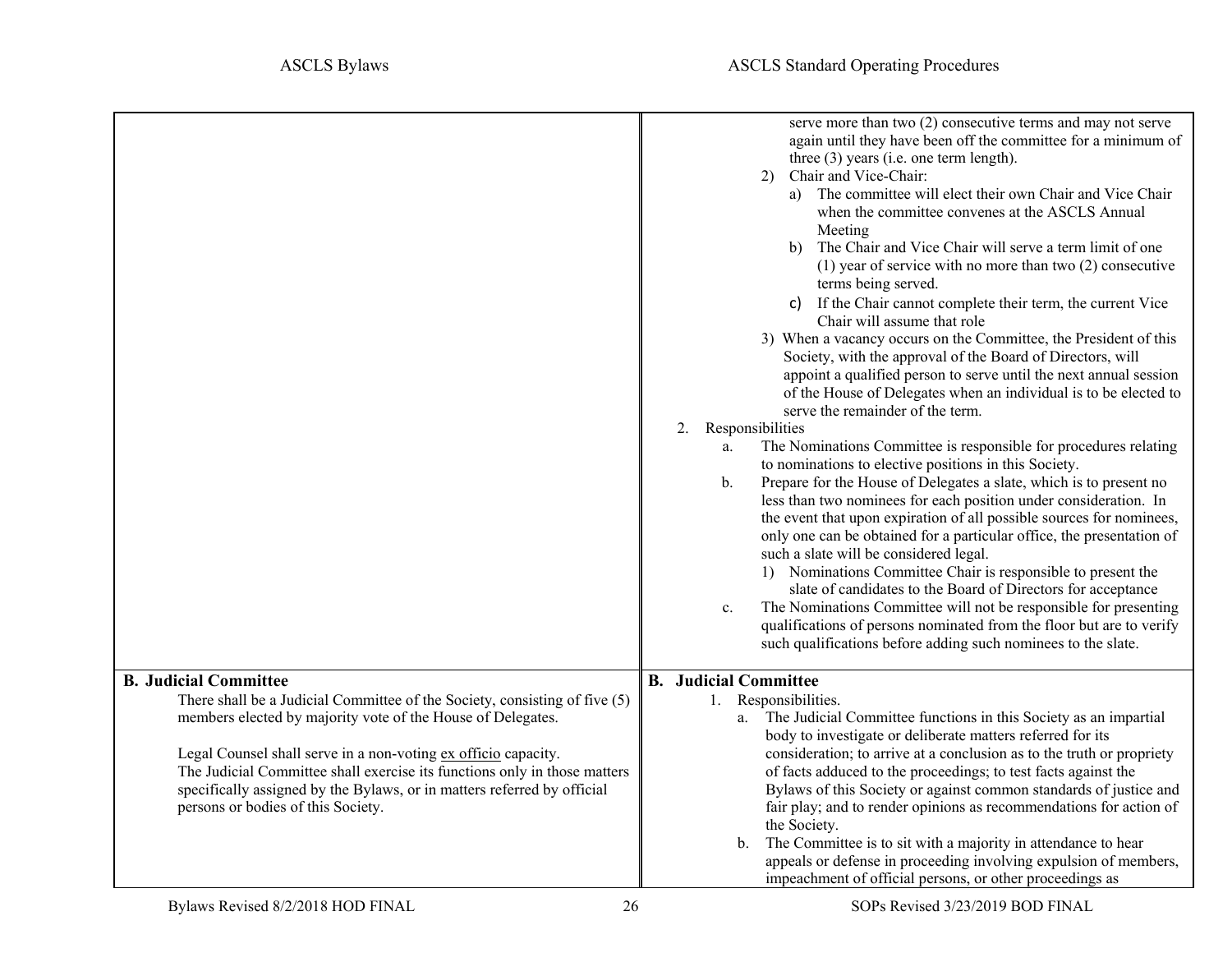| ASCLS Bylaws | ASCLS Standard Operating Procedures |
|---|---|
| | serve more than two (2) consecutive terms and may not serve again until they have been off the committee for a minimum of three (3) years (i.e. one term length).<br>2) Chair and Vice-Chair:<br>a) The committee will elect their own Chair and Vice Chair when the committee convenes at the ASCLS Annual Meeting<br>b) The Chair and Vice Chair will serve a term limit of one (1) year of service with no more than two (2) consecutive terms being served.<br>c) If the Chair cannot complete their term, the current Vice Chair will assume that role<br>3) When a vacancy occurs on the Committee, the President of this Society, with the approval of the Board of Directors, will appoint a qualified person to serve until the next annual session of the House of Delegates when an individual is to be elected to serve the remainder of the term.<br>2. Responsibilities<br>a. The Nominations Committee is responsible for procedures relating to nominations to elective positions in this Society.<br>b. Prepare for the House of Delegates a slate, which is to present no less than two nominees for each position under consideration. In the event that upon expiration of all possible sources for nominees, only one can be obtained for a particular office, the presentation of such a slate will be considered legal.<br>1) Nominations Committee Chair is responsible to present the slate of candidates to the Board of Directors for acceptance<br>c. The Nominations Committee will not be responsible for presenting qualifications of persons nominated from the floor but are to verify such qualifications before adding such nominees to the slate. |
| **B. Judicial Committee**<br>There shall be a Judicial Committee of the Society, consisting of five (5) members elected by majority vote of the House of Delegates.<br><br>Legal Counsel shall serve in a non-voting <u>ex officio</u> capacity.<br>The Judicial Committee shall exercise its functions only in those matters specifically assigned by the Bylaws, or in matters referred by official persons or bodies of this Society. | **B. Judicial Committee**<br>1. Responsibilities.<br>a. The Judicial Committee functions in this Society as an impartial body to investigate or deliberate matters referred for its consideration; to arrive at a conclusion as to the truth or propriety of facts adduced to the proceedings; to test facts against the Bylaws of this Society or against common standards of justice and fair play; and to render opinions as recommendations for action of the Society.<br>b. The Committee is to sit with a majority in attendance to hear appeals or defense in proceeding involving expulsion of members, impeachment of official persons, or other proceedings as |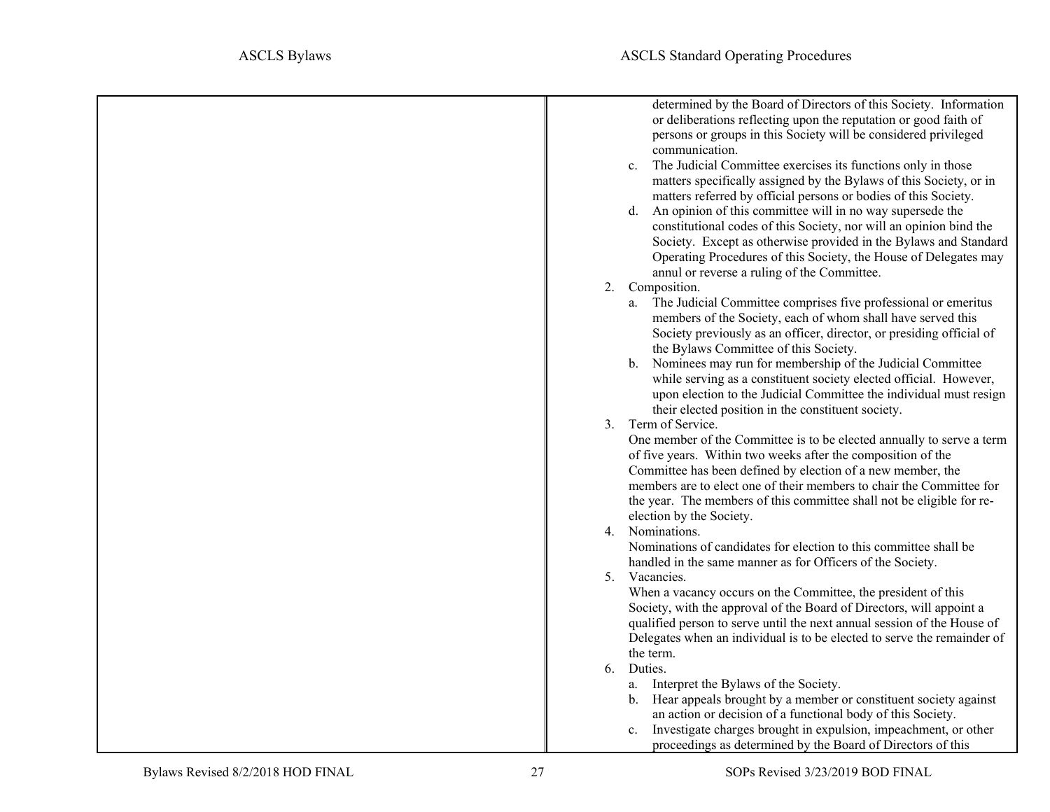determined by the Board of Directors of this Society. Information or deliberations reflecting upon the reputation or good faith of persons or groups in this Society will be considered privileged communication.

   c. The Judicial Committee exercises its functions only in those matters specifically assigned by the Bylaws of this Society, or in matters referred by official persons or bodies of this Society.
   d. An opinion of this committee will in no way supersede the constitutional codes of this Society, nor will an opinion bind the Society. Except as otherwise provided in the Bylaws and Standard Operating Procedures of this Society, the House of Delegates may annul or reverse a ruling of the Committee.

2. Composition.
   a. The Judicial Committee comprises five professional or emeritus members of the Society, each of whom shall have served this Society previously as an officer, director, or presiding official of the Bylaws Committee of this Society.
   b. Nominees may run for membership of the Judicial Committee while serving as a constituent society elected official. However, upon election to the Judicial Committee the individual must resign their elected position in the constituent society.
3. Term of Service.
   One member of the Committee is to be elected annually to serve a term of five years. Within two weeks after the composition of the Committee has been defined by election of a new member, the members are to elect one of their members to chair the Committee for the year. The members of this committee shall not be eligible for re-election by the Society.
4. Nominations.
   Nominations of candidates for election to this committee shall be handled in the same manner as for Officers of the Society.
5. Vacancies.
   When a vacancy occurs on the Committee, the president of this Society, with the approval of the Board of Directors, will appoint a qualified person to serve until the next annual session of the House of Delegates when an individual is to be elected to serve the remainder of the term.
6. Duties.
   a. Interpret the Bylaws of the Society.
   b. Hear appeals brought by a member or constituent society against an action or decision of a functional body of this Society.
   c. Investigate charges brought in expulsion, impeachment, or other proceedings as determined by the Board of Directors of this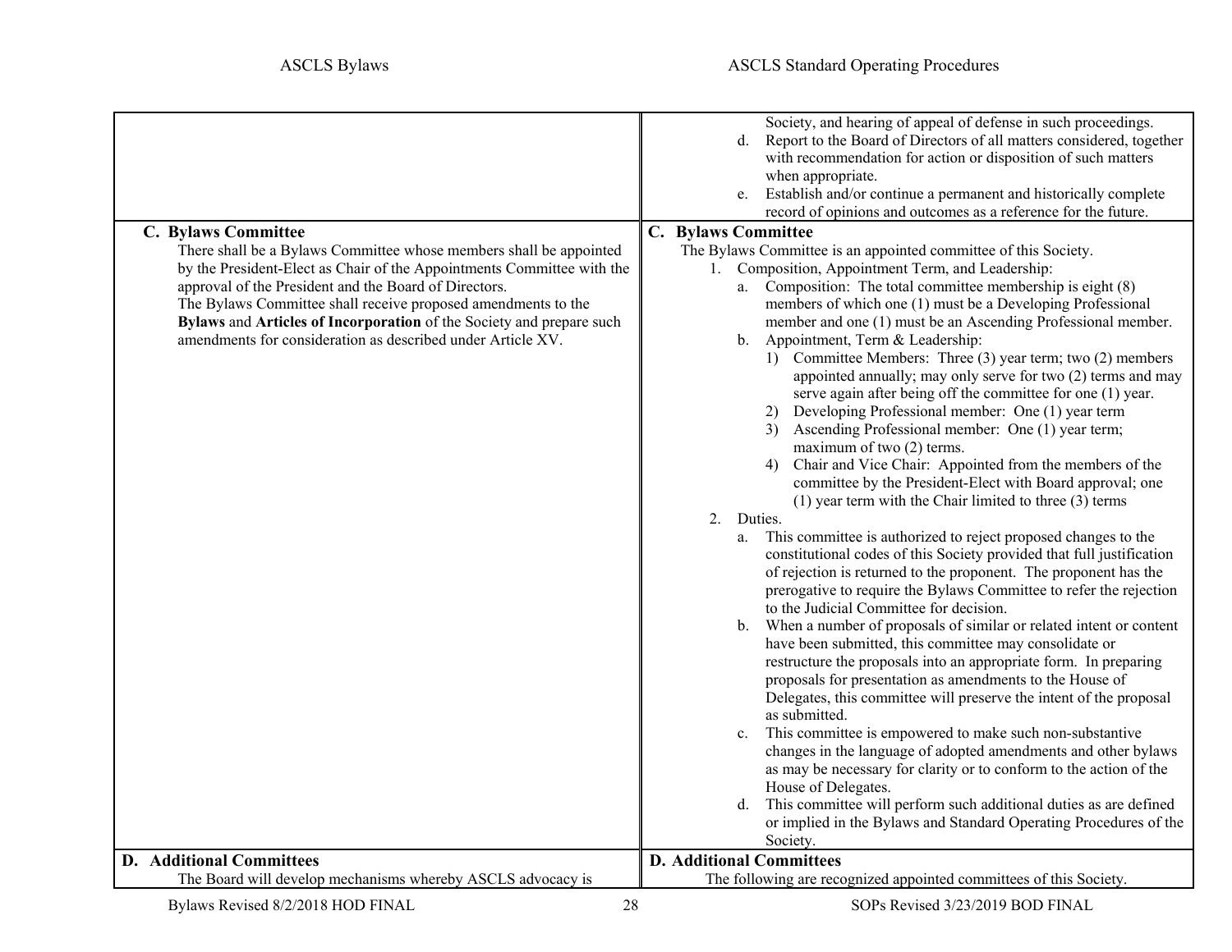| ASCLS Bylaws | ASCLS Standard Operating Procedures |
|---|---|
| | Society, and hearing of appeal of defense in such proceedings.<br>d. Report to the Board of Directors of all matters considered, together with recommendation for action or disposition of such matters when appropriate.<br>e. Establish and/or continue a permanent and historically complete record of opinions and outcomes as a reference for the future. |
| **C. Bylaws Committee**<br>There shall be a Bylaws Committee whose members shall be appointed by the President-Elect as Chair of the Appointments Committee with the approval of the President and the Board of Directors.<br>The Bylaws Committee shall receive proposed amendments to the **Bylaws** and **Articles of Incorporation** of the Society and prepare such amendments for consideration as described under Article XV. | **C. Bylaws Committee**<br>The Bylaws Committee is an appointed committee of this Society.<br>1. Composition, Appointment Term, and Leadership:<br>a. Composition: The total committee membership is eight (8) members of which one (1) must be a Developing Professional member and one (1) must be an Ascending Professional member.<br>b. Appointment, Term & Leadership:<br>1) Committee Members: Three (3) year term; two (2) members appointed annually; may only serve for two (2) terms and may serve again after being off the committee for one (1) year.<br>2) Developing Professional member: One (1) year term<br>3) Ascending Professional member: One (1) year term; maximum of two (2) terms.<br>4) Chair and Vice Chair: Appointed from the members of the committee by the President-Elect with Board approval; one (1) year term with the Chair limited to three (3) terms<br>2. Duties.<br>a. This committee is authorized to reject proposed changes to the constitutional codes of this Society provided that full justification of rejection is returned to the proponent. The proponent has the prerogative to require the Bylaws Committee to refer the rejection to the Judicial Committee for decision.<br>b. When a number of proposals of similar or related intent or content have been submitted, this committee may consolidate or restructure the proposals into an appropriate form. In preparing proposals for presentation as amendments to the House of Delegates, this committee will preserve the intent of the proposal as submitted.<br>c. This committee is empowered to make such non-substantive changes in the language of adopted amendments and other bylaws as may be necessary for clarity or to conform to the action of the House of Delegates.<br>d. This committee will perform such additional duties as are defined or implied in the Bylaws and Standard Operating Procedures of the Society. |
| **D. Additional Committees**<br>The Board will develop mechanisms whereby ASCLS advocacy is | **D. Additional Committees**<br>The following are recognized appointed committees of this Society. |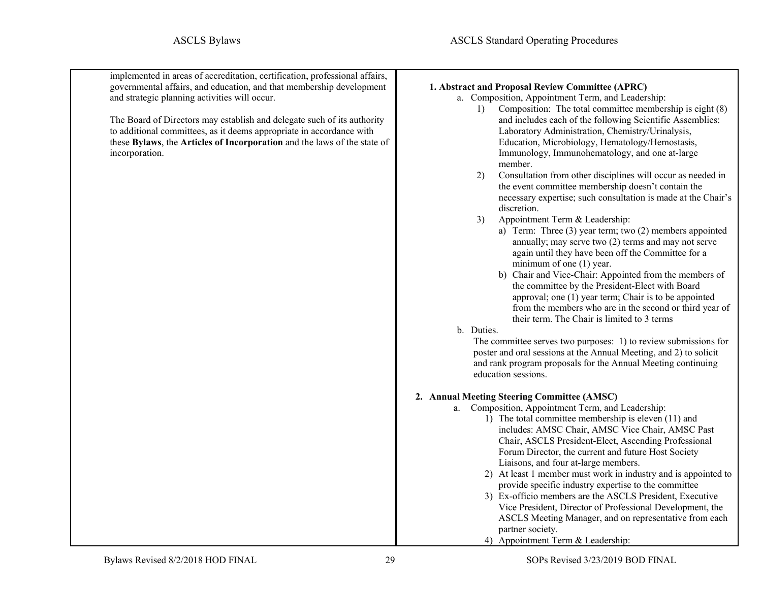implemented in areas of accreditation, certification, professional affairs, governmental affairs, and education, and that membership development and strategic planning activities will occur.

The Board of Directors may establish and delegate such of its authority to additional committees, as it deems appropriate in accordance with these **Bylaws**, the **Articles of Incorporation** and the laws of the state of incorporation.

**1. Abstract and Proposal Review Committee (APRC)**

a. Composition, Appointment Term, and Leadership:

1) Composition: The total committee membership is eight (8) and includes each of the following Scientific Assemblies: Laboratory Administration, Chemistry/Urinalysis, Education, Microbiology, Hematology/Hemostasis, Immunology, Immunohematology, and one at-large member.

2) Consultation from other disciplines will occur as needed in the event committee membership doesn't contain the necessary expertise; such consultation is made at the Chair's discretion.

3) Appointment Term & Leadership:

a) Term: Three (3) year term; two (2) members appointed annually; may serve two (2) terms and may not serve again until they have been off the Committee for a minimum of one (1) year.

b) Chair and Vice-Chair: Appointed from the members of the committee by the President-Elect with Board approval; one (1) year term; Chair is to be appointed from the members who are in the second or third year of their term. The Chair is limited to 3 terms

b. Duties.

The committee serves two purposes: 1) to review submissions for poster and oral sessions at the Annual Meeting, and 2) to solicit and rank program proposals for the Annual Meeting continuing education sessions.

**2. Annual Meeting Steering Committee (AMSC)**

a. Composition, Appointment Term, and Leadership:

1) The total committee membership is eleven (11) and includes: AMSC Chair, AMSC Vice Chair, AMSC Past Chair, ASCLS President-Elect, Ascending Professional Forum Director, the current and future Host Society Liaisons, and four at-large members.

2) At least 1 member must work in industry and is appointed to provide specific industry expertise to the committee

3) Ex-officio members are the ASCLS President, Executive Vice President, Director of Professional Development, the ASCLS Meeting Manager, and on representative from each partner society.

4) Appointment Term & Leadership: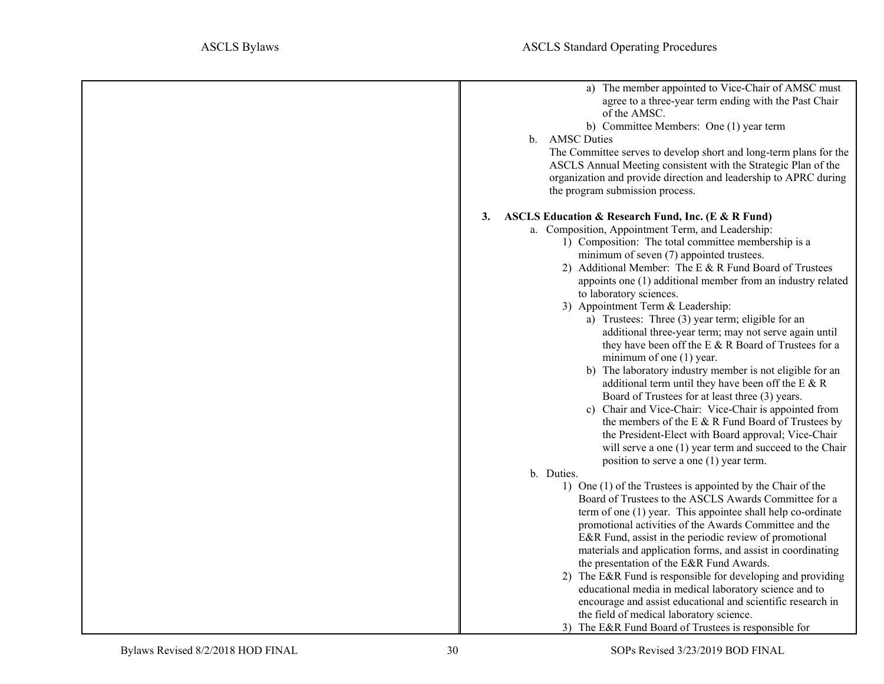a) The member appointed to Vice-Chair of AMSC must agree to a three-year term ending with the Past Chair of the AMSC.

b) Committee Members: One (1) year term

b. AMSC Duties

The Committee serves to develop short and long-term plans for the ASCLS Annual Meeting consistent with the Strategic Plan of the organization and provide direction and leadership to APRC during the program submission process.

**3. ASCLS Education & Research Fund, Inc. (E & R Fund)**

a. Composition, Appointment Term, and Leadership:

1) Composition: The total committee membership is a minimum of seven (7) appointed trustees.

2) Additional Member: The E & R Fund Board of Trustees appoints one (1) additional member from an industry related to laboratory sciences.

3) Appointment Term & Leadership:

a) Trustees: Three (3) year term; eligible for an additional three-year term; may not serve again until they have been off the E & R Board of Trustees for a minimum of one (1) year.

b) The laboratory industry member is not eligible for an additional term until they have been off the E & R Board of Trustees for at least three (3) years.

c) Chair and Vice-Chair: Vice-Chair is appointed from the members of the E & R Fund Board of Trustees by the President-Elect with Board approval; Vice-Chair will serve a one (1) year term and succeed to the Chair position to serve a one (1) year term.

b. Duties.

1) One (1) of the Trustees is appointed by the Chair of the Board of Trustees to the ASCLS Awards Committee for a term of one (1) year. This appointee shall help co-ordinate promotional activities of the Awards Committee and the E&R Fund, assist in the periodic review of promotional materials and application forms, and assist in coordinating the presentation of the E&R Fund Awards.

2) The E&R Fund is responsible for developing and providing educational media in medical laboratory science and to encourage and assist educational and scientific research in the field of medical laboratory science.

3) The E&R Fund Board of Trustees is responsible for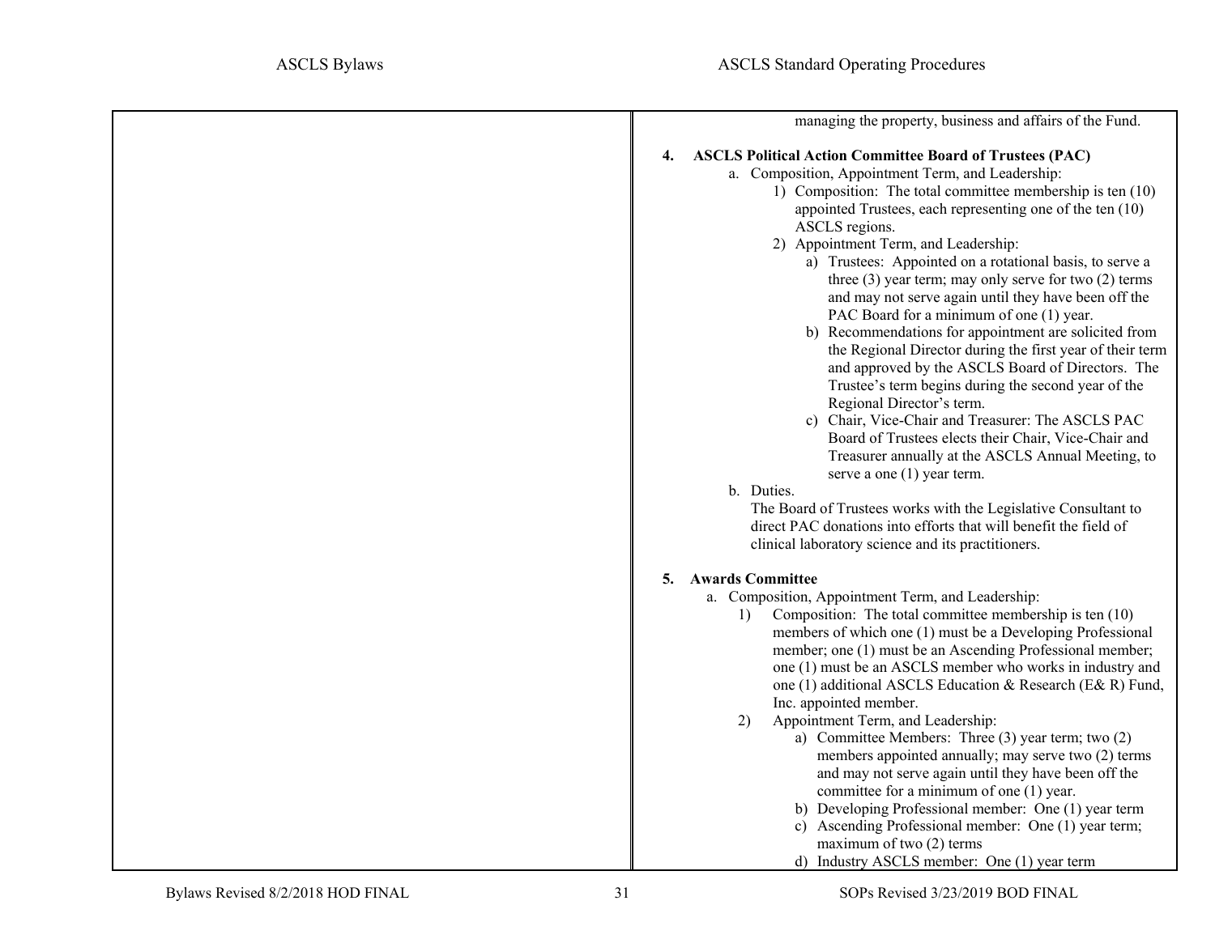managing the property, business and affairs of the Fund.

**4. ASCLS Political Action Committee Board of Trustees (PAC)**

a. Composition, Appointment Term, and Leadership:

1) Composition: The total committee membership is ten (10) appointed Trustees, each representing one of the ten (10) ASCLS regions.

2) Appointment Term, and Leadership:

a) Trustees: Appointed on a rotational basis, to serve a three (3) year term; may only serve for two (2) terms and may not serve again until they have been off the PAC Board for a minimum of one (1) year.

b) Recommendations for appointment are solicited from the Regional Director during the first year of their term and approved by the ASCLS Board of Directors. The Trustee's term begins during the second year of the Regional Director's term.

c) Chair, Vice-Chair and Treasurer: The ASCLS PAC Board of Trustees elects their Chair, Vice-Chair and Treasurer annually at the ASCLS Annual Meeting, to serve a one (1) year term.

b. Duties.

The Board of Trustees works with the Legislative Consultant to direct PAC donations into efforts that will benefit the field of clinical laboratory science and its practitioners.

**5. Awards Committee**

a. Composition, Appointment Term, and Leadership:

1) Composition: The total committee membership is ten (10) members of which one (1) must be a Developing Professional member; one (1) must be an Ascending Professional member; one (1) must be an ASCLS member who works in industry and one (1) additional ASCLS Education & Research (E& R) Fund, Inc. appointed member.

2) Appointment Term, and Leadership:

a) Committee Members: Three (3) year term; two (2) members appointed annually; may serve two (2) terms and may not serve again until they have been off the committee for a minimum of one (1) year.

b) Developing Professional member: One (1) year term

c) Ascending Professional member: One (1) year term; maximum of two (2) terms

d) Industry ASCLS member: One (1) year term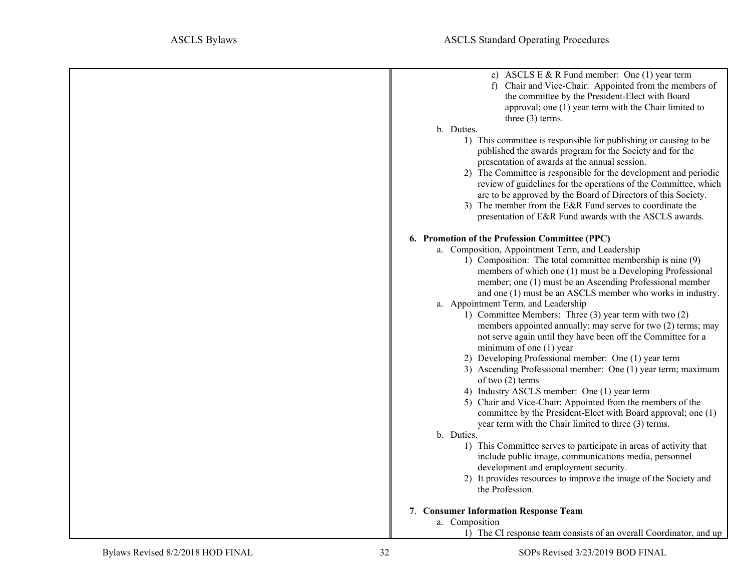e) ASCLS E & R Fund member: One (1) year term

f) Chair and Vice-Chair: Appointed from the members of the committee by the President-Elect with Board approval; one (1) year term with the Chair limited to three (3) terms.

b. Duties.

1) This committee is responsible for publishing or causing to be published the awards program for the Society and for the presentation of awards at the annual session.

2) The Committee is responsible for the development and periodic review of guidelines for the operations of the Committee, which are to be approved by the Board of Directors of this Society.

3) The member from the E&R Fund serves to coordinate the presentation of E&R Fund awards with the ASCLS awards.

**6. Promotion of the Profession Committee (PPC)**

a. Composition, Appointment Term, and Leadership

1) Composition: The total committee membership is nine (9) members of which one (1) must be a Developing Professional member; one (1) must be an Ascending Professional member and one (1) must be an ASCLS member who works in industry.

a. Appointment Term, and Leadership

1) Committee Members: Three (3) year term with two (2) members appointed annually; may serve for two (2) terms; may not serve again until they have been off the Committee for a minimum of one (1) year

2) Developing Professional member: One (1) year term

3) Ascending Professional member: One (1) year term; maximum of two (2) terms

4) Industry ASCLS member: One (1) year term

5) Chair and Vice-Chair: Appointed from the members of the committee by the President-Elect with Board approval; one (1) year term with the Chair limited to three (3) terms.

b. Duties.

1) This Committee serves to participate in areas of activity that include public image, communications media, personnel development and employment security.

2) It provides resources to improve the image of the Society and the Profession.

**7. Consumer Information Response Team**

a. Composition

1) The CI response team consists of an overall Coordinator, and up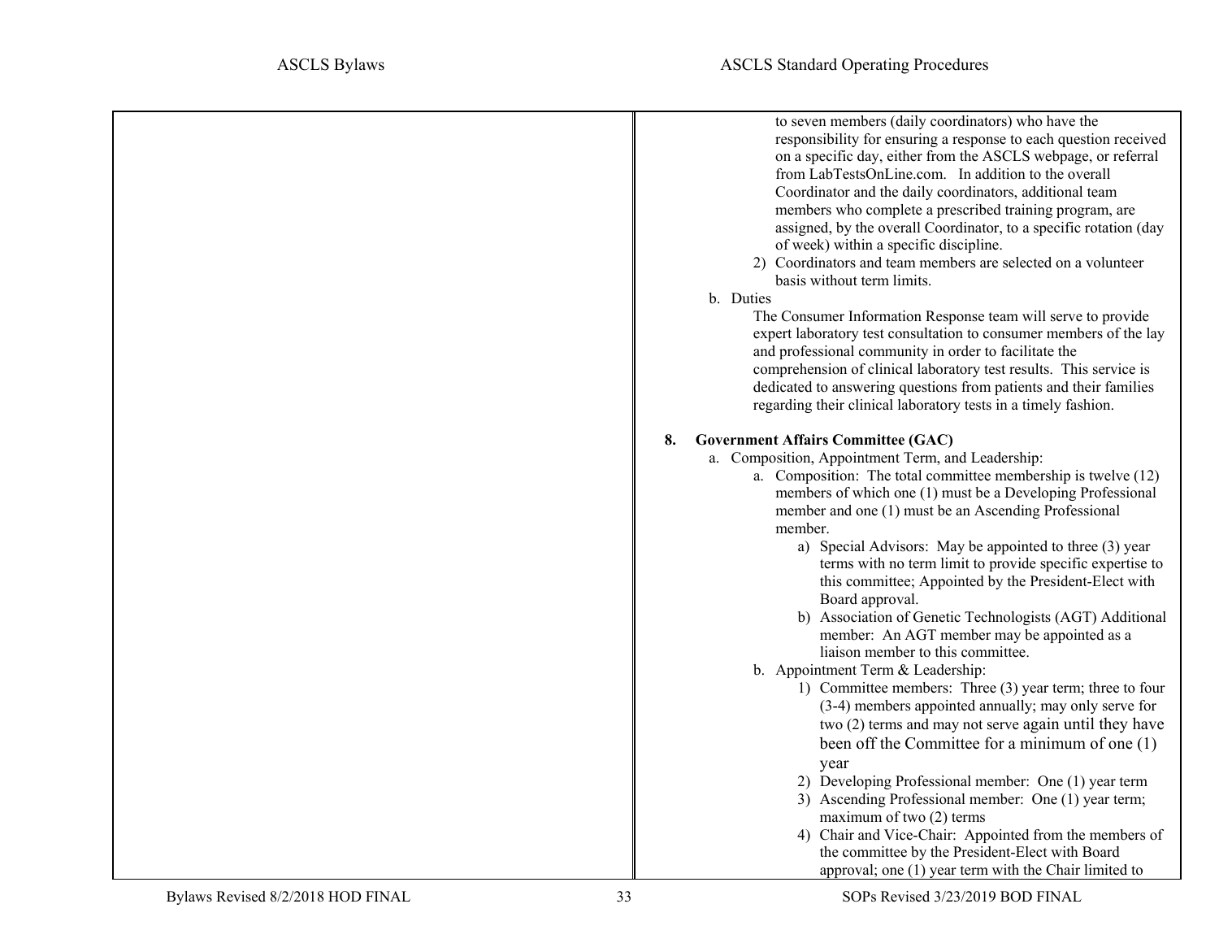to seven members (daily coordinators) who have the responsibility for ensuring a response to each question received on a specific day, either from the ASCLS webpage, or referral from LabTestsOnLine.com. In addition to the overall Coordinator and the daily coordinators, additional team members who complete a prescribed training program, are assigned, by the overall Coordinator, to a specific rotation (day of week) within a specific discipline.

2) Coordinators and team members are selected on a volunteer basis without term limits.

b. Duties

The Consumer Information Response team will serve to provide expert laboratory test consultation to consumer members of the lay and professional community in order to facilitate the comprehension of clinical laboratory test results. This service is dedicated to answering questions from patients and their families regarding their clinical laboratory tests in a timely fashion.

**8. Government Affairs Committee (GAC)**

a. Composition, Appointment Term, and Leadership:

a. Composition: The total committee membership is twelve (12) members of which one (1) must be a Developing Professional member and one (1) must be an Ascending Professional member.

a) Special Advisors: May be appointed to three (3) year terms with no term limit to provide specific expertise to this committee; Appointed by the President-Elect with Board approval.

b) Association of Genetic Technologists (AGT) Additional member: An AGT member may be appointed as a liaison member to this committee.

b. Appointment Term & Leadership:

1) Committee members: Three (3) year term; three to four (3-4) members appointed annually; may only serve for two (2) terms and may not serve again until they have been off the Committee for a minimum of one (1) year

2) Developing Professional member: One (1) year term

3) Ascending Professional member: One (1) year term; maximum of two (2) terms

4) Chair and Vice-Chair: Appointed from the members of the committee by the President-Elect with Board approval; one (1) year term with the Chair limited to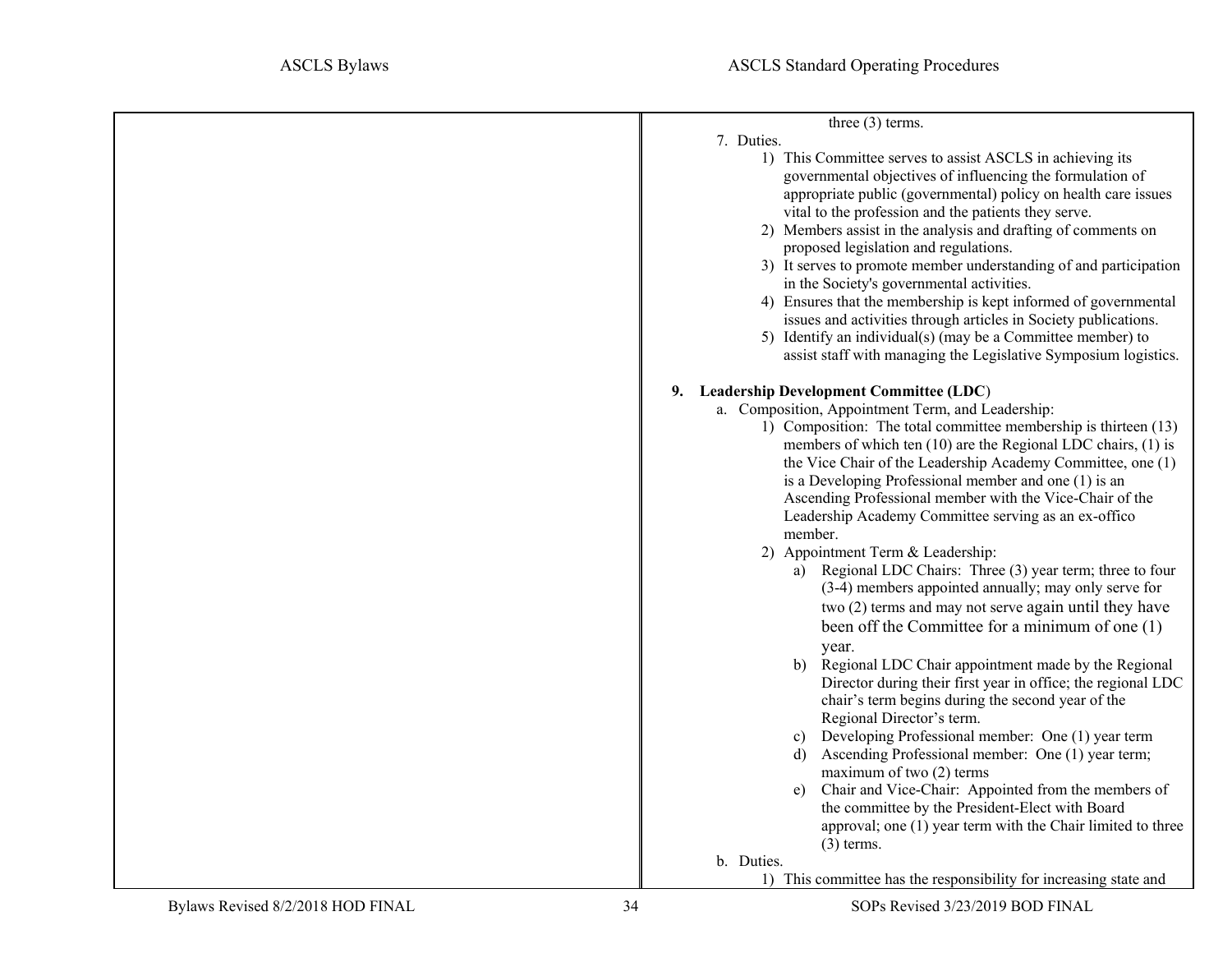three (3) terms.

7. Duties.
    1) This Committee serves to assist ASCLS in achieving its governmental objectives of influencing the formulation of appropriate public (governmental) policy on health care issues vital to the profession and the patients they serve.
    2) Members assist in the analysis and drafting of comments on proposed legislation and regulations.
    3) It serves to promote member understanding of and participation in the Society's governmental activities.
    4) Ensures that the membership is kept informed of governmental issues and activities through articles in Society publications.
    5) Identify an individual(s) (may be a Committee member) to assist staff with managing the Legislative Symposium logistics.

**9. Leadership Development Committee (LDC)**

a. Composition, Appointment Term, and Leadership:
    1) Composition: The total committee membership is thirteen (13) members of which ten (10) are the Regional LDC chairs, (1) is the Vice Chair of the Leadership Academy Committee, one (1) is a Developing Professional member and one (1) is an Ascending Professional member with the Vice-Chair of the Leadership Academy Committee serving as an ex-offico member.
    2) Appointment Term & Leadership:
        a) Regional LDC Chairs: Three (3) year term; three to four (3-4) members appointed annually; may only serve for two (2) terms and may not serve again until they have been off the Committee for a minimum of one (1) year.
        b) Regional LDC Chair appointment made by the Regional Director during their first year in office; the regional LDC chair's term begins during the second year of the Regional Director's term.
        c) Developing Professional member: One (1) year term
        d) Ascending Professional member: One (1) year term; maximum of two (2) terms
        e) Chair and Vice-Chair: Appointed from the members of the committee by the President-Elect with Board approval; one (1) year term with the Chair limited to three (3) terms.

b. Duties.
    1) This committee has the responsibility for increasing state and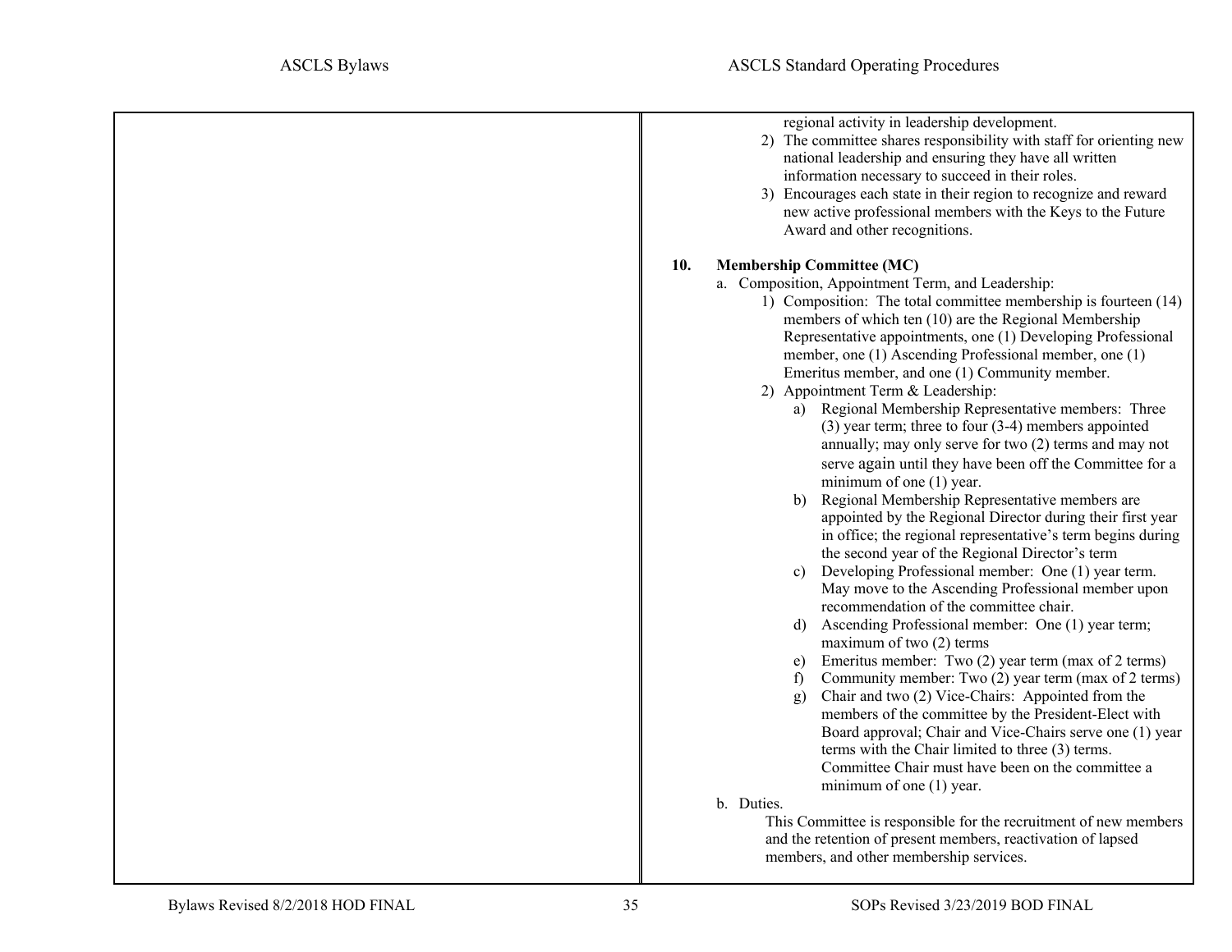regional activity in leadership development.

2) The committee shares responsibility with staff for orienting new national leadership and ensuring they have all written information necessary to succeed in their roles.
3) Encourages each state in their region to recognize and reward new active professional members with the Keys to the Future Award and other recognitions.

**10. Membership Committee (MC)**

a. Composition, Appointment Term, and Leadership:

1) Composition: The total committee membership is fourteen (14) members of which ten (10) are the Regional Membership Representative appointments, one (1) Developing Professional member, one (1) Ascending Professional member, one (1) Emeritus member, and one (1) Community member.
2) Appointment Term & Leadership:
    a) Regional Membership Representative members: Three (3) year term; three to four (3-4) members appointed annually; may only serve for two (2) terms and may not serve again until they have been off the Committee for a minimum of one (1) year.
    b) Regional Membership Representative members are appointed by the Regional Director during their first year in office; the regional representative's term begins during the second year of the Regional Director's term
    c) Developing Professional member: One (1) year term. May move to the Ascending Professional member upon recommendation of the committee chair.
    d) Ascending Professional member: One (1) year term; maximum of two (2) terms
    e) Emeritus member: Two (2) year term (max of 2 terms)
    f) Community member: Two (2) year term (max of 2 terms)
    g) Chair and two (2) Vice-Chairs: Appointed from the members of the committee by the President-Elect with Board approval; Chair and Vice-Chairs serve one (1) year terms with the Chair limited to three (3) terms. Committee Chair must have been on the committee a minimum of one (1) year.

b. Duties.

This Committee is responsible for the recruitment of new members and the retention of present members, reactivation of lapsed members, and other membership services.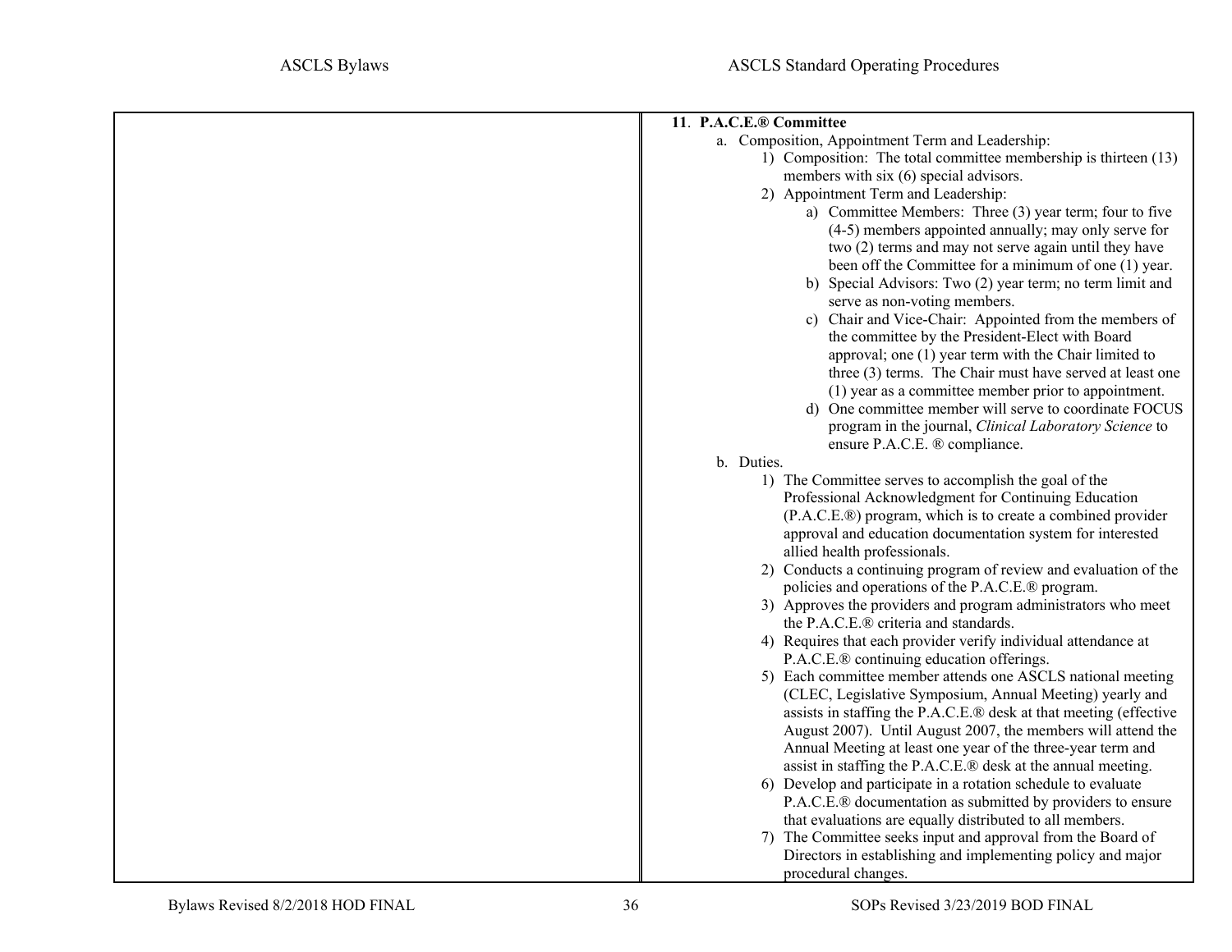**11. P.A.C.E.® Committee**

a. Composition, Appointment Term and Leadership:

1) Composition: The total committee membership is thirteen (13) members with six (6) special advisors.
2) Appointment Term and Leadership:
   a) Committee Members: Three (3) year term; four to five (4-5) members appointed annually; may only serve for two (2) terms and may not serve again until they have been off the Committee for a minimum of one (1) year.
   b) Special Advisors: Two (2) year term; no term limit and serve as non-voting members.
   c) Chair and Vice-Chair: Appointed from the members of the committee by the President-Elect with Board approval; one (1) year term with the Chair limited to three (3) terms. The Chair must have served at least one (1) year as a committee member prior to appointment.
   d) One committee member will serve to coordinate FOCUS program in the journal, *Clinical Laboratory Science* to ensure P.A.C.E. ® compliance.

b. Duties.

1) The Committee serves to accomplish the goal of the Professional Acknowledgment for Continuing Education (P.A.C.E.®) program, which is to create a combined provider approval and education documentation system for interested allied health professionals.
2) Conducts a continuing program of review and evaluation of the policies and operations of the P.A.C.E.® program.
3) Approves the providers and program administrators who meet the P.A.C.E.® criteria and standards.
4) Requires that each provider verify individual attendance at P.A.C.E.® continuing education offerings.
5) Each committee member attends one ASCLS national meeting (CLEC, Legislative Symposium, Annual Meeting) yearly and assists in staffing the P.A.C.E.® desk at that meeting (effective August 2007). Until August 2007, the members will attend the Annual Meeting at least one year of the three-year term and assist in staffing the P.A.C.E.® desk at the annual meeting.
6) Develop and participate in a rotation schedule to evaluate P.A.C.E.® documentation as submitted by providers to ensure that evaluations are equally distributed to all members.
7) The Committee seeks input and approval from the Board of Directors in establishing and implementing policy and major procedural changes.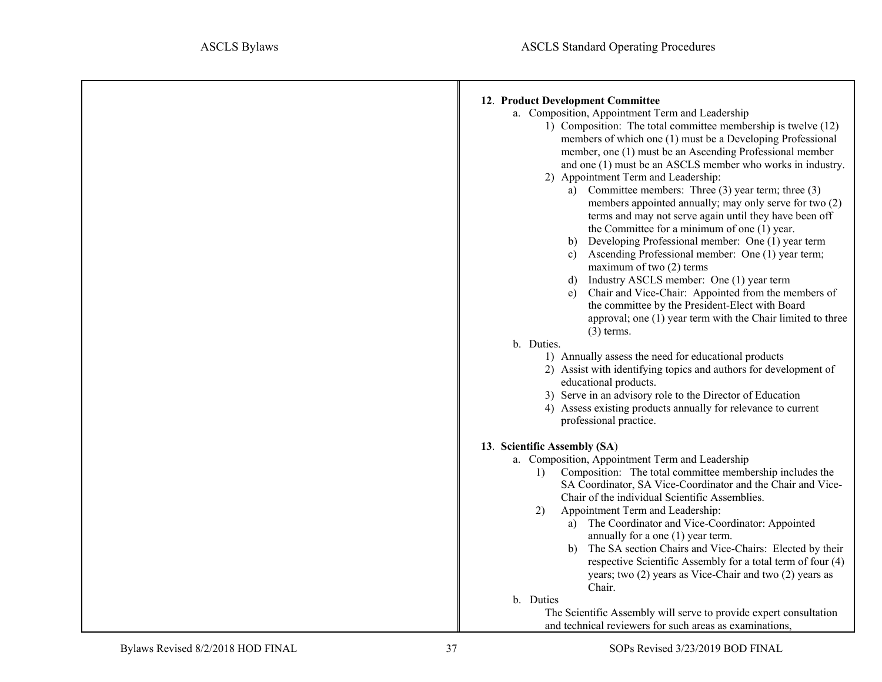**12. Product Development Committee**

a. Composition, Appointment Term and Leadership

1) Composition: The total committee membership is twelve (12) members of which one (1) must be a Developing Professional member, one (1) must be an Ascending Professional member and one (1) must be an ASCLS member who works in industry.

2) Appointment Term and Leadership:

a) Committee members: Three (3) year term; three (3) members appointed annually; may only serve for two (2) terms and may not serve again until they have been off the Committee for a minimum of one (1) year.

b) Developing Professional member: One (1) year term

c) Ascending Professional member: One (1) year term; maximum of two (2) terms

d) Industry ASCLS member: One (1) year term

e) Chair and Vice-Chair: Appointed from the members of the committee by the President-Elect with Board approval; one (1) year term with the Chair limited to three (3) terms.

b. Duties.

1) Annually assess the need for educational products

2) Assist with identifying topics and authors for development of educational products.

3) Serve in an advisory role to the Director of Education

4) Assess existing products annually for relevance to current professional practice.

**13. Scientific Assembly (SA)**

a. Composition, Appointment Term and Leadership

1) Composition: The total committee membership includes the SA Coordinator, SA Vice-Coordinator and the Chair and Vice-Chair of the individual Scientific Assemblies.

2) Appointment Term and Leadership:

a) The Coordinator and Vice-Coordinator: Appointed annually for a one (1) year term.

b) The SA section Chairs and Vice-Chairs: Elected by their respective Scientific Assembly for a total term of four (4) years; two (2) years as Vice-Chair and two (2) years as Chair.

b. Duties

The Scientific Assembly will serve to provide expert consultation and technical reviewers for such areas as examinations,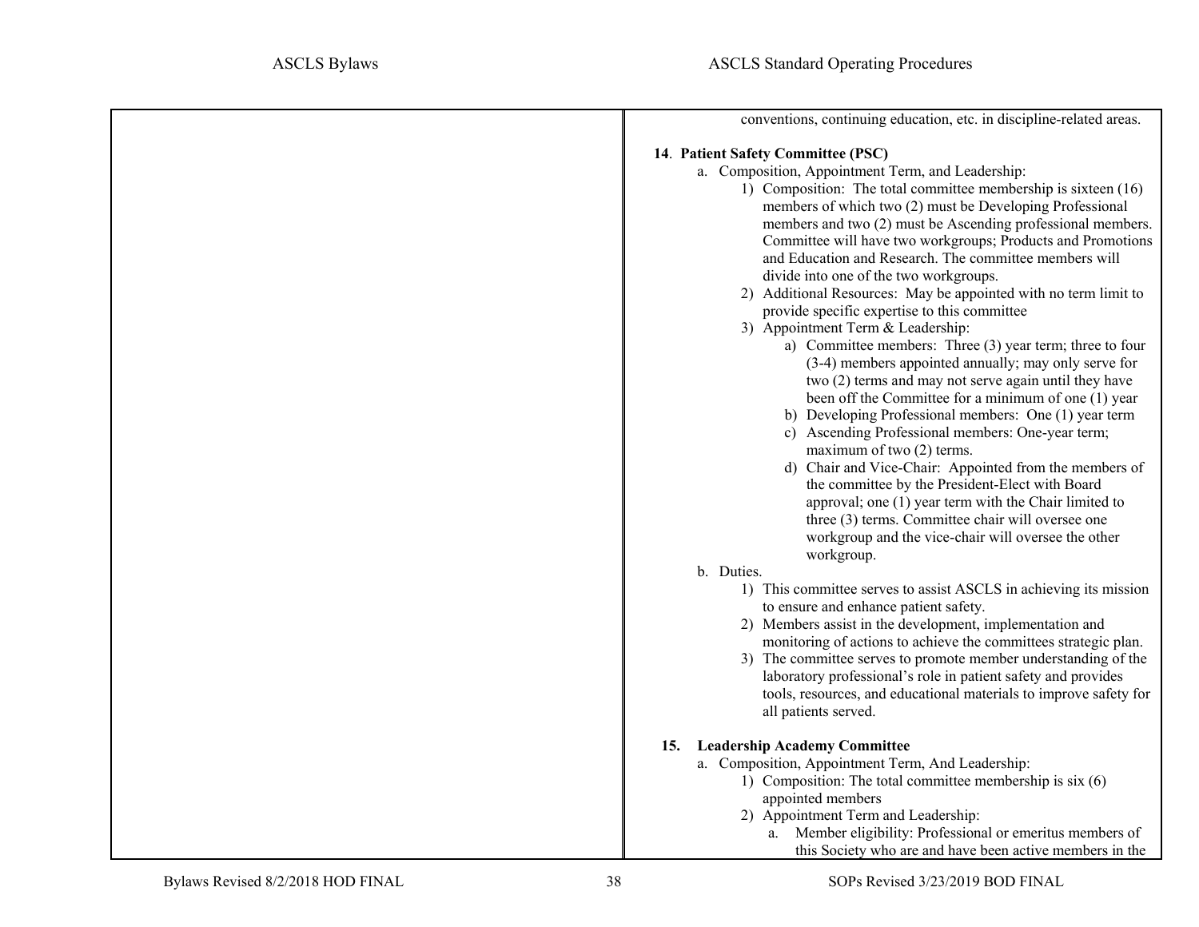conventions, continuing education, etc. in discipline-related areas.

**14. Patient Safety Committee (PSC)**

a. Composition, Appointment Term, and Leadership:

1) Composition: The total committee membership is sixteen (16) members of which two (2) must be Developing Professional members and two (2) must be Ascending professional members. Committee will have two workgroups; Products and Promotions and Education and Research. The committee members will divide into one of the two workgroups.

2) Additional Resources: May be appointed with no term limit to provide specific expertise to this committee

3) Appointment Term & Leadership:

a) Committee members: Three (3) year term; three to four (3-4) members appointed annually; may only serve for two (2) terms and may not serve again until they have been off the Committee for a minimum of one (1) year

b) Developing Professional members: One (1) year term

c) Ascending Professional members: One-year term; maximum of two (2) terms.

d) Chair and Vice-Chair: Appointed from the members of the committee by the President-Elect with Board approval; one (1) year term with the Chair limited to three (3) terms. Committee chair will oversee one workgroup and the vice-chair will oversee the other workgroup.

b. Duties.

1) This committee serves to assist ASCLS in achieving its mission to ensure and enhance patient safety.

2) Members assist in the development, implementation and monitoring of actions to achieve the committees strategic plan.

3) The committee serves to promote member understanding of the laboratory professional's role in patient safety and provides tools, resources, and educational materials to improve safety for all patients served.

**15. Leadership Academy Committee**

a. Composition, Appointment Term, And Leadership:

1) Composition: The total committee membership is six (6) appointed members

2) Appointment Term and Leadership:

a. Member eligibility: Professional or emeritus members of this Society who are and have been active members in the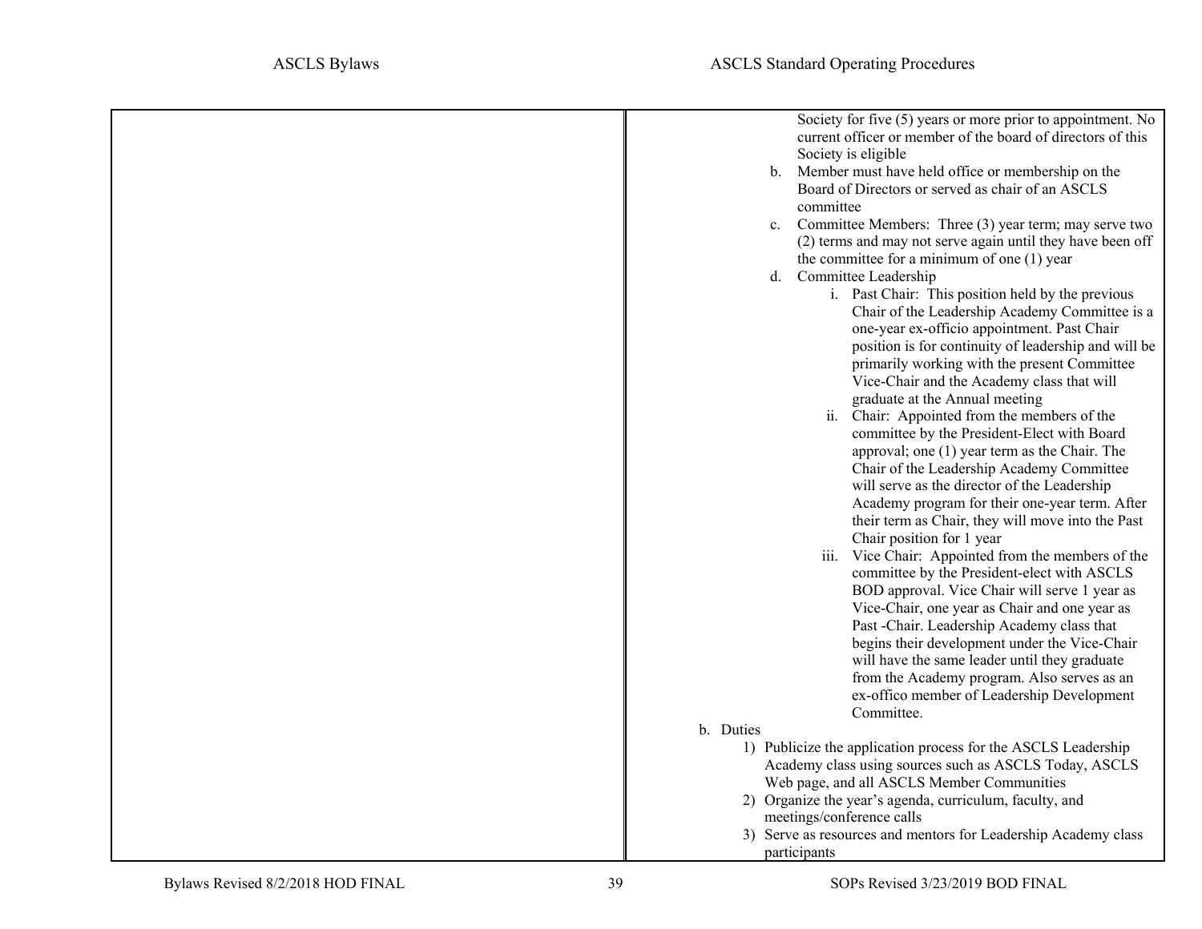Society for five (5) years or more prior to appointment. No current officer or member of the board of directors of this Society is eligible

b. Member must have held office or membership on the Board of Directors or served as chair of an ASCLS committee

c. Committee Members: Three (3) year term; may serve two (2) terms and may not serve again until they have been off the committee for a minimum of one (1) year

d. Committee Leadership

   i. Past Chair: This position held by the previous Chair of the Leadership Academy Committee is a one-year ex-officio appointment. Past Chair position is for continuity of leadership and will be primarily working with the present Committee Vice-Chair and the Academy class that will graduate at the Annual meeting

   ii. Chair: Appointed from the members of the committee by the President-Elect with Board approval; one (1) year term as the Chair. The Chair of the Leadership Academy Committee will serve as the director of the Leadership Academy program for their one-year term. After their term as Chair, they will move into the Past Chair position for 1 year

   iii. Vice Chair: Appointed from the members of the committee by the President-elect with ASCLS BOD approval. Vice Chair will serve 1 year as Vice-Chair, one year as Chair and one year as Past -Chair. Leadership Academy class that begins their development under the Vice-Chair will have the same leader until they graduate from the Academy program. Also serves as an ex-offico member of Leadership Development Committee.

b. Duties

   1) Publicize the application process for the ASCLS Leadership Academy class using sources such as ASCLS Today, ASCLS Web page, and all ASCLS Member Communities

   2) Organize the year's agenda, curriculum, faculty, and meetings/conference calls

   3) Serve as resources and mentors for Leadership Academy class participants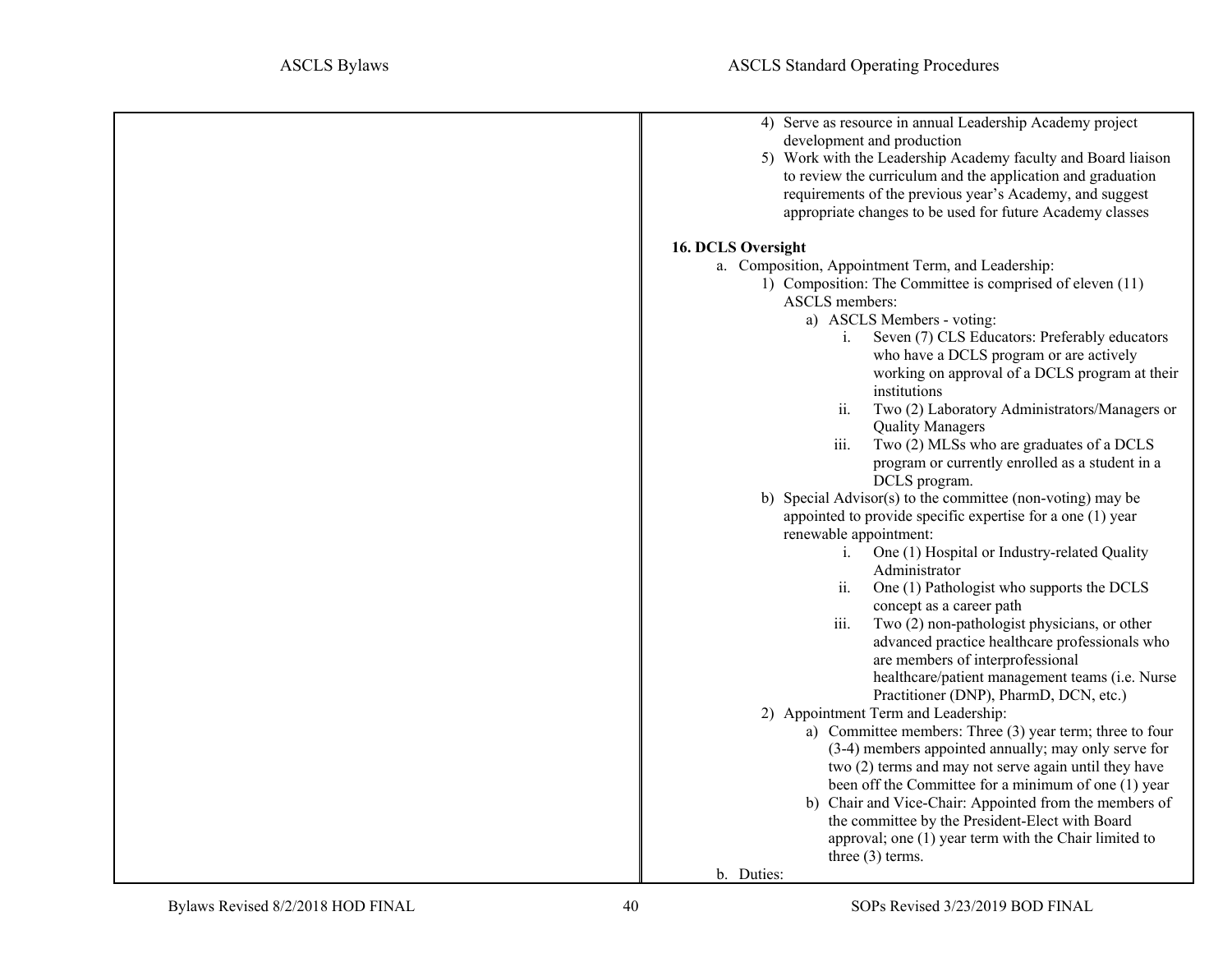4) Serve as resource in annual Leadership Academy project development and production
5) Work with the Leadership Academy faculty and Board liaison to review the curriculum and the application and graduation requirements of the previous year's Academy, and suggest appropriate changes to be used for future Academy classes

**16. DCLS Oversight**

a. Composition, Appointment Term, and Leadership:
   1) Composition: The Committee is comprised of eleven (11) ASCLS members:
      a) ASCLS Members - voting:
         i. Seven (7) CLS Educators: Preferably educators who have a DCLS program or are actively working on approval of a DCLS program at their institutions
         ii. Two (2) Laboratory Administrators/Managers or Quality Managers
         iii. Two (2) MLSs who are graduates of a DCLS program or currently enrolled as a student in a DCLS program.
      b) Special Advisor(s) to the committee (non-voting) may be appointed to provide specific expertise for a one (1) year renewable appointment:
         i. One (1) Hospital or Industry-related Quality Administrator
         ii. One (1) Pathologist who supports the DCLS concept as a career path
         iii. Two (2) non-pathologist physicians, or other advanced practice healthcare professionals who are members of interprofessional healthcare/patient management teams (i.e. Nurse Practitioner (DNP), PharmD, DCN, etc.)
   2) Appointment Term and Leadership:
      a) Committee members: Three (3) year term; three to four (3-4) members appointed annually; may only serve for two (2) terms and may not serve again until they have been off the Committee for a minimum of one (1) year
      b) Chair and Vice-Chair: Appointed from the members of the committee by the President-Elect with Board approval; one (1) year term with the Chair limited to three (3) terms.

b. Duties: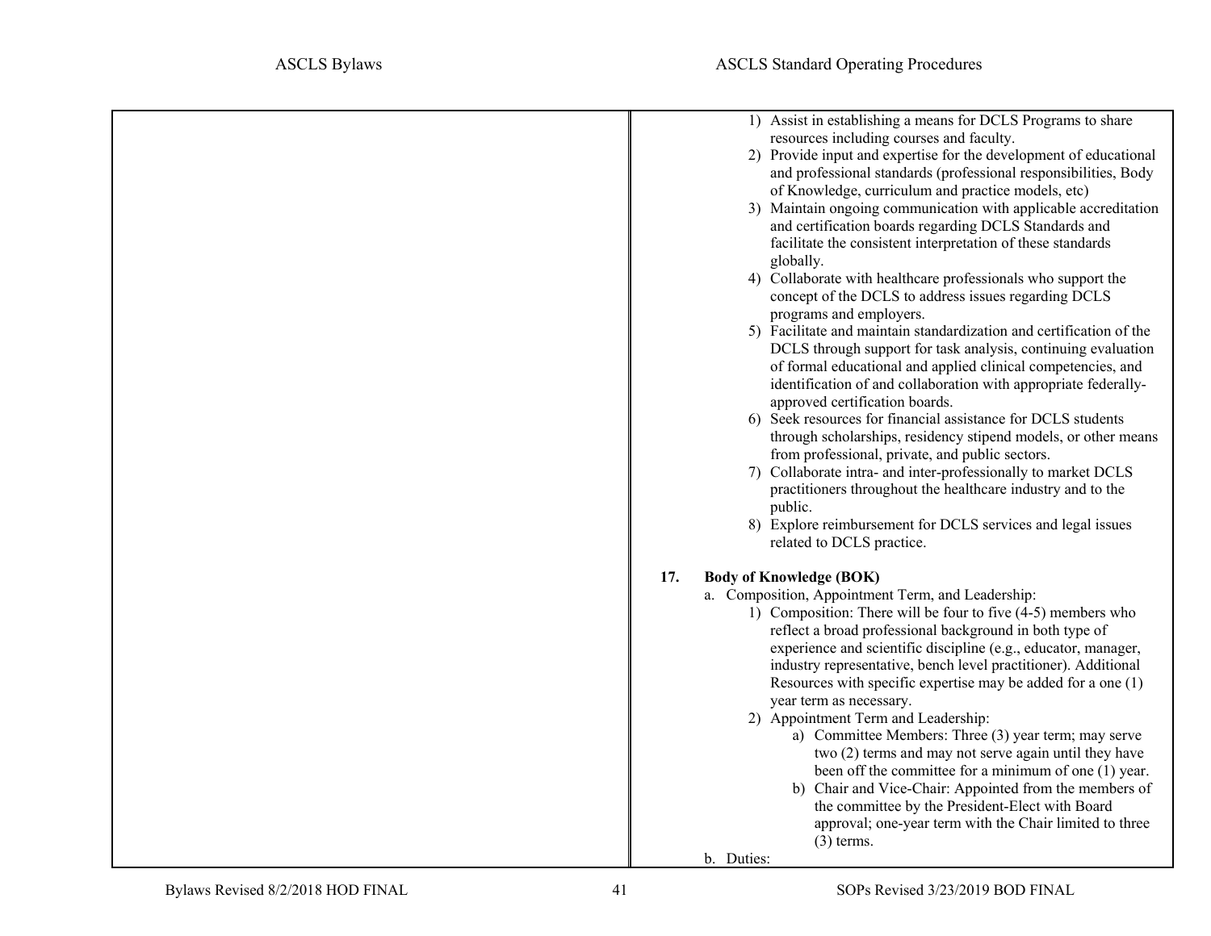1) Assist in establishing a means for DCLS Programs to share resources including courses and faculty.
2) Provide input and expertise for the development of educational and professional standards (professional responsibilities, Body of Knowledge, curriculum and practice models, etc)
3) Maintain ongoing communication with applicable accreditation and certification boards regarding DCLS Standards and facilitate the consistent interpretation of these standards globally.
4) Collaborate with healthcare professionals who support the concept of the DCLS to address issues regarding DCLS programs and employers.
5) Facilitate and maintain standardization and certification of the DCLS through support for task analysis, continuing evaluation of formal educational and applied clinical competencies, and identification of and collaboration with appropriate federally-approved certification boards.
6) Seek resources for financial assistance for DCLS students through scholarships, residency stipend models, or other means from professional, private, and public sectors.
7) Collaborate intra- and inter-professionally to market DCLS practitioners throughout the healthcare industry and to the public.
8) Explore reimbursement for DCLS services and legal issues related to DCLS practice.

**17. Body of Knowledge (BOK)**

a. Composition, Appointment Term, and Leadership:
   1) Composition: There will be four to five (4-5) members who reflect a broad professional background in both type of experience and scientific discipline (e.g., educator, manager, industry representative, bench level practitioner). Additional Resources with specific expertise may be added for a one (1) year term as necessary.
   2) Appointment Term and Leadership:
      a) Committee Members: Three (3) year term; may serve two (2) terms and may not serve again until they have been off the committee for a minimum of one (1) year.
      b) Chair and Vice-Chair: Appointed from the members of the committee by the President-Elect with Board approval; one-year term with the Chair limited to three (3) terms.

b. Duties: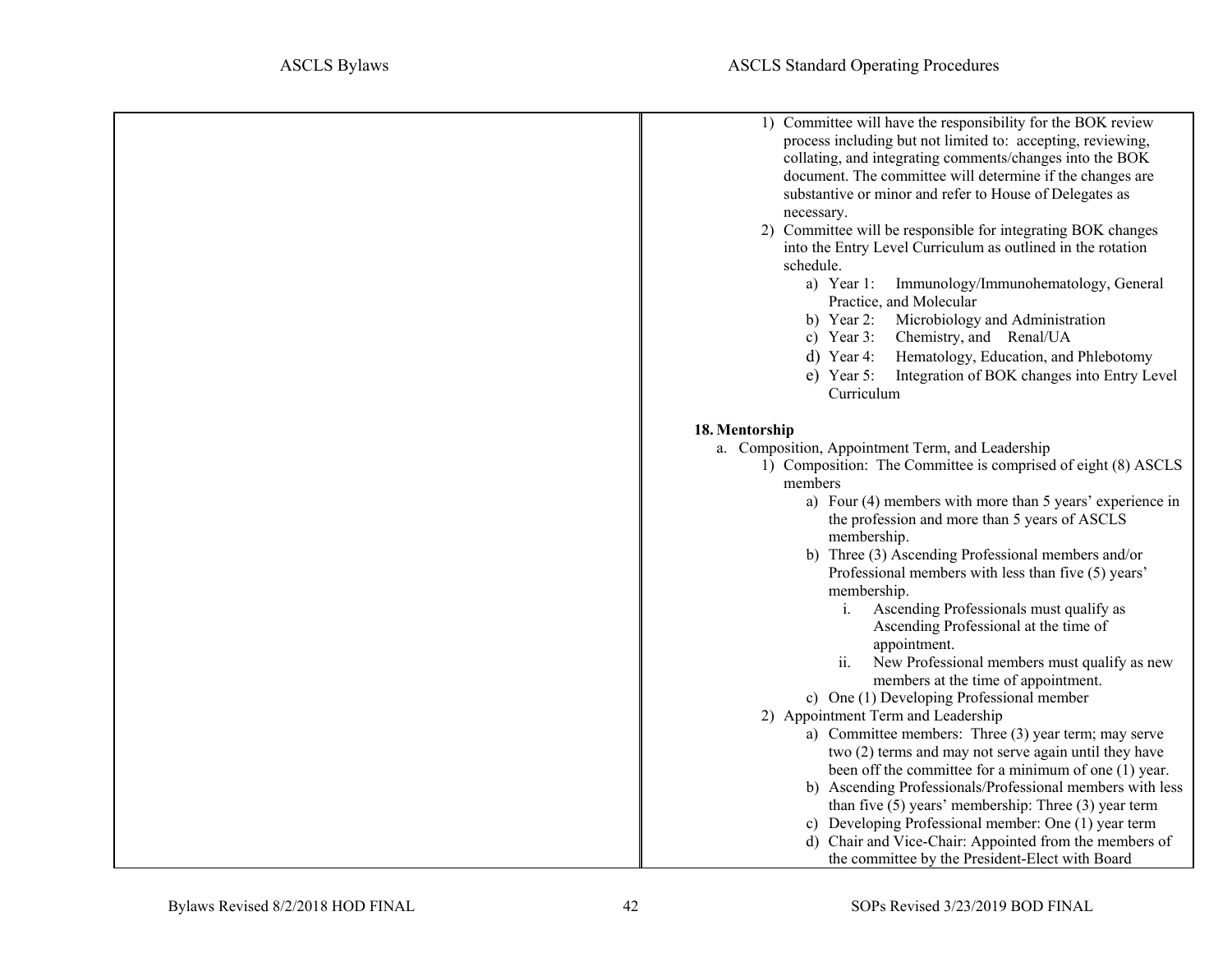1) Committee will have the responsibility for the BOK review process including but not limited to: accepting, reviewing, collating, and integrating comments/changes into the BOK document. The committee will determine if the changes are substantive or minor and refer to House of Delegates as necessary.
2) Committee will be responsible for integrating BOK changes into the Entry Level Curriculum as outlined in the rotation schedule.
   a) Year 1: Immunology/Immunohematology, General Practice, and Molecular
   b) Year 2: Microbiology and Administration
   c) Year 3: Chemistry, and Renal/UA
   d) Year 4: Hematology, Education, and Phlebotomy
   e) Year 5: Integration of BOK changes into Entry Level Curriculum

**18. Mentorship**

a. Composition, Appointment Term, and Leadership
   1) Composition: The Committee is comprised of eight (8) ASCLS members
      a) Four (4) members with more than 5 years' experience in the profession and more than 5 years of ASCLS membership.
      b) Three (3) Ascending Professional members and/or Professional members with less than five (5) years' membership.
         i. Ascending Professionals must qualify as Ascending Professional at the time of appointment.
         ii. New Professional members must qualify as new members at the time of appointment.
      c) One (1) Developing Professional member
   2) Appointment Term and Leadership
      a) Committee members: Three (3) year term; may serve two (2) terms and may not serve again until they have been off the committee for a minimum of one (1) year.
      b) Ascending Professionals/Professional members with less than five (5) years' membership: Three (3) year term
      c) Developing Professional member: One (1) year term
      d) Chair and Vice-Chair: Appointed from the members of the committee by the President-Elect with Board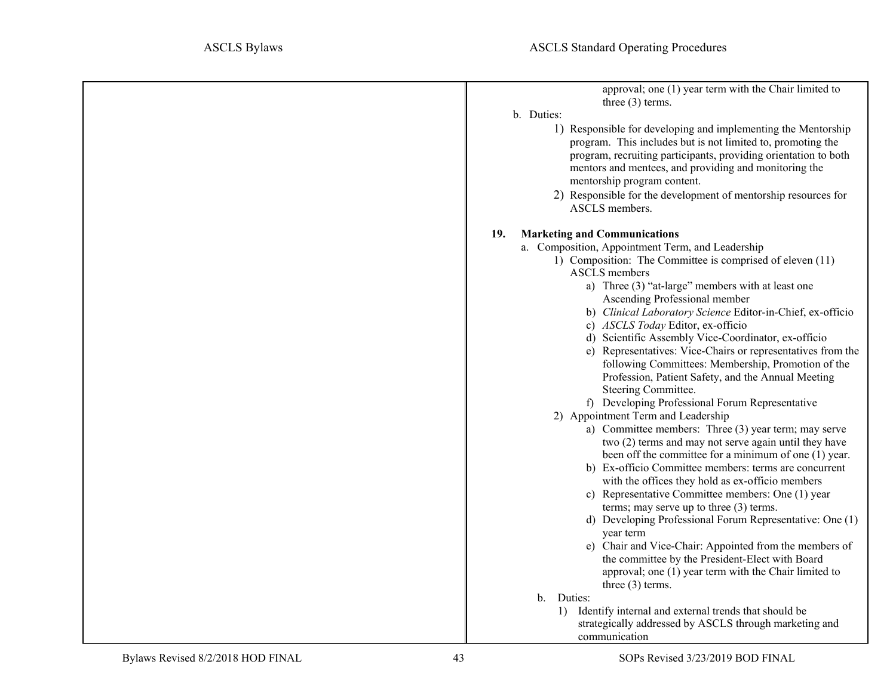approval; one (1) year term with the Chair limited to three (3) terms.

b. Duties:

1) Responsible for developing and implementing the Mentorship program. This includes but is not limited to, promoting the program, recruiting participants, providing orientation to both mentors and mentees, and providing and monitoring the mentorship program content.
2) Responsible for the development of mentorship resources for ASCLS members.

**19. Marketing and Communications**

a. Composition, Appointment Term, and Leadership

1) Composition: The Committee is comprised of eleven (11) ASCLS members
   a) Three (3) "at-large" members with at least one Ascending Professional member
   b) *Clinical Laboratory Science* Editor-in-Chief, ex-officio
   c) *ASCLS Today* Editor, ex-officio
   d) Scientific Assembly Vice-Coordinator, ex-officio
   e) Representatives: Vice-Chairs or representatives from the following Committees: Membership, Promotion of the Profession, Patient Safety, and the Annual Meeting Steering Committee.
   f) Developing Professional Forum Representative
2) Appointment Term and Leadership
   a) Committee members: Three (3) year term; may serve two (2) terms and may not serve again until they have been off the committee for a minimum of one (1) year.
   b) Ex-officio Committee members: terms are concurrent with the offices they hold as ex-officio members
   c) Representative Committee members: One (1) year terms; may serve up to three (3) terms.
   d) Developing Professional Forum Representative: One (1) year term
   e) Chair and Vice-Chair: Appointed from the members of the committee by the President-Elect with Board approval; one (1) year term with the Chair limited to three (3) terms.

b. Duties:

1) Identify internal and external trends that should be strategically addressed by ASCLS through marketing and communication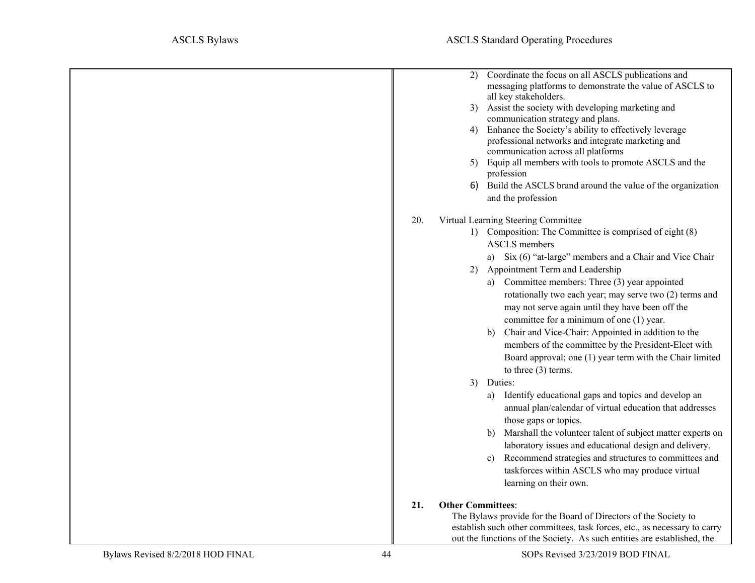2) Coordinate the focus on all ASCLS publications and messaging platforms to demonstrate the value of ASCLS to all key stakeholders.
3) Assist the society with developing marketing and communication strategy and plans.
4) Enhance the Society's ability to effectively leverage professional networks and integrate marketing and communication across all platforms
5) Equip all members with tools to promote ASCLS and the profession
6) Build the ASCLS brand around the value of the organization and the profession

20. Virtual Learning Steering Committee
   1) Composition: The Committee is comprised of eight (8) ASCLS members
      a) Six (6) "at-large" members and a Chair and Vice Chair
   2) Appointment Term and Leadership
      a) Committee members: Three (3) year appointed rotationally two each year; may serve two (2) terms and may not serve again until they have been off the committee for a minimum of one (1) year.
      b) Chair and Vice-Chair: Appointed in addition to the members of the committee by the President-Elect with Board approval; one (1) year term with the Chair limited to three (3) terms.
   3) Duties:
      a) Identify educational gaps and topics and develop an annual plan/calendar of virtual education that addresses those gaps or topics.
      b) Marshall the volunteer talent of subject matter experts on laboratory issues and educational design and delivery.
      c) Recommend strategies and structures to committees and taskforces within ASCLS who may produce virtual learning on their own.

**21. Other Committees**:
The Bylaws provide for the Board of Directors of the Society to establish such other committees, task forces, etc., as necessary to carry out the functions of the Society. As such entities are established, the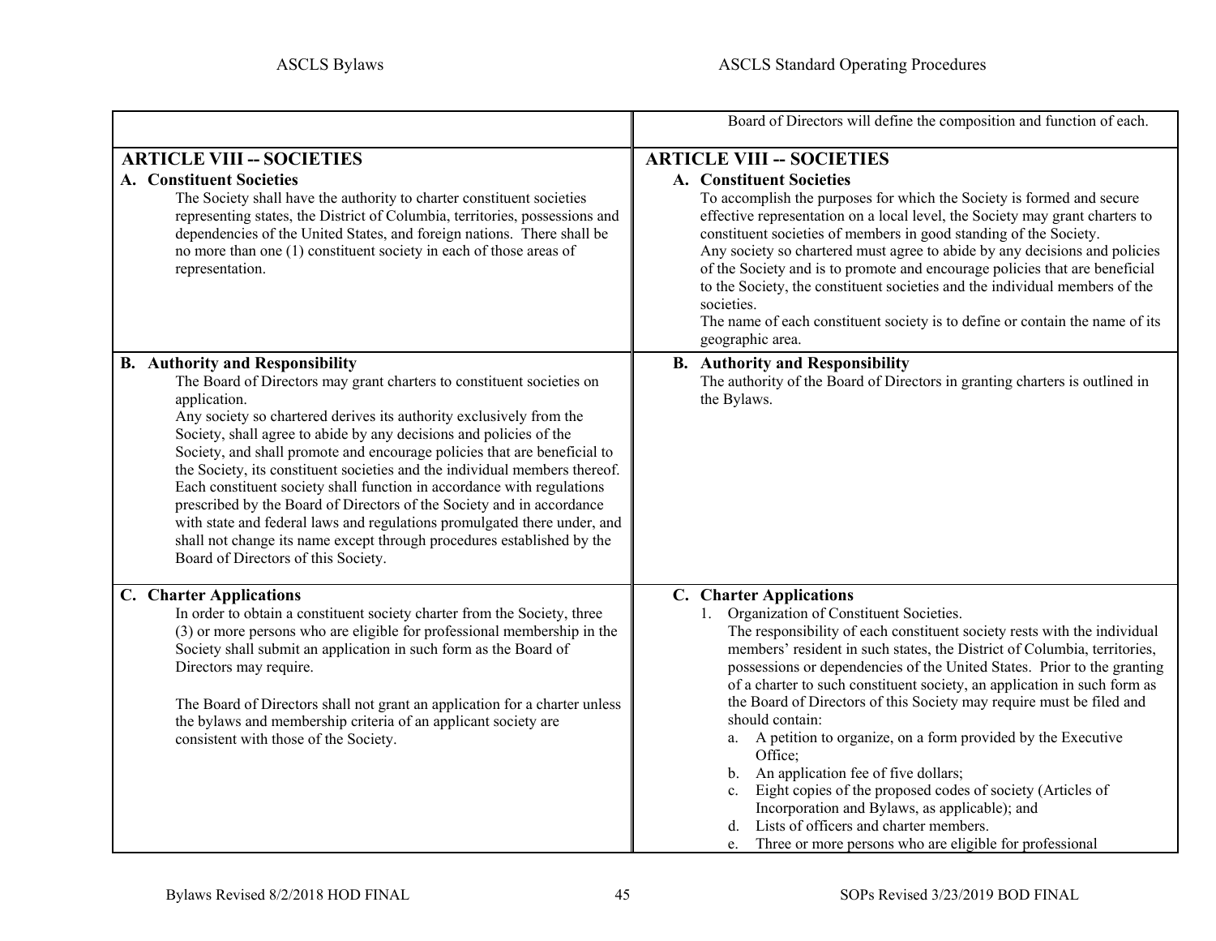| ASCLS Bylaws | ASCLS Standard Operating Procedures |
|---|---|
| | Board of Directors will define the composition and function of each. |
| **ARTICLE VIII -- SOCIETIES**<br>**A. Constituent Societies**<br>The Society shall have the authority to charter constituent societies representing states, the District of Columbia, territories, possessions and dependencies of the United States, and foreign nations. There shall be no more than one (1) constituent society in each of those areas of representation. | **ARTICLE VIII -- SOCIETIES**<br>**A. Constituent Societies**<br>To accomplish the purposes for which the Society is formed and secure effective representation on a local level, the Society may grant charters to constituent societies of members in good standing of the Society.<br>Any society so chartered must agree to abide by any decisions and policies of the Society and is to promote and encourage policies that are beneficial to the Society, the constituent societies and the individual members of the societies.<br>The name of each constituent society is to define or contain the name of its geographic area. |
| **B. Authority and Responsibility**<br>The Board of Directors may grant charters to constituent societies on application.<br>Any society so chartered derives its authority exclusively from the Society, shall agree to abide by any decisions and policies of the Society, and shall promote and encourage policies that are beneficial to the Society, its constituent societies and the individual members thereof. Each constituent society shall function in accordance with regulations prescribed by the Board of Directors of the Society and in accordance with state and federal laws and regulations promulgated there under, and shall not change its name except through procedures established by the Board of Directors of this Society. | **B. Authority and Responsibility**<br>The authority of the Board of Directors in granting charters is outlined in the Bylaws. |
| **C. Charter Applications**<br>In order to obtain a constituent society charter from the Society, three (3) or more persons who are eligible for professional membership in the Society shall submit an application in such form as the Board of Directors may require.<br><br>The Board of Directors shall not grant an application for a charter unless the bylaws and membership criteria of an applicant society are consistent with those of the Society. | **C. Charter Applications**<br>1. Organization of Constituent Societies.<br>The responsibility of each constituent society rests with the individual members' resident in such states, the District of Columbia, territories, possessions or dependencies of the United States. Prior to the granting of a charter to such constituent society, an application in such form as the Board of Directors of this Society may require must be filed and should contain:<br>a. A petition to organize, on a form provided by the Executive Office;<br>b. An application fee of five dollars;<br>c. Eight copies of the proposed codes of society (Articles of Incorporation and Bylaws, as applicable); and<br>d. Lists of officers and charter members.<br>e. Three or more persons who are eligible for professional |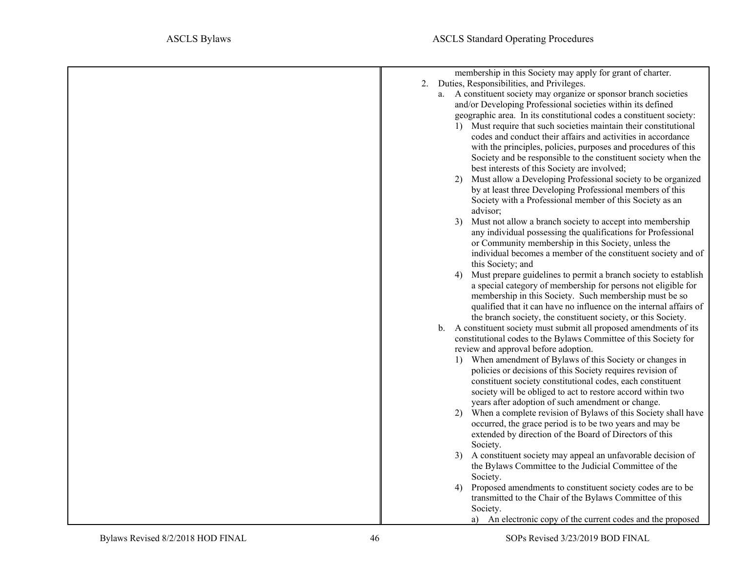membership in this Society may apply for grant of charter.

2. Duties, Responsibilities, and Privileges.
   a. A constituent society may organize or sponsor branch societies and/or Developing Professional societies within its defined geographic area. In its constitutional codes a constituent society:
      1) Must require that such societies maintain their constitutional codes and conduct their affairs and activities in accordance with the principles, policies, purposes and procedures of this Society and be responsible to the constituent society when the best interests of this Society are involved;
      2) Must allow a Developing Professional society to be organized by at least three Developing Professional members of this Society with a Professional member of this Society as an advisor;
      3) Must not allow a branch society to accept into membership any individual possessing the qualifications for Professional or Community membership in this Society, unless the individual becomes a member of the constituent society and of this Society; and
      4) Must prepare guidelines to permit a branch society to establish a special category of membership for persons not eligible for membership in this Society. Such membership must be so qualified that it can have no influence on the internal affairs of the branch society, the constituent society, or this Society.
   b. A constituent society must submit all proposed amendments of its constitutional codes to the Bylaws Committee of this Society for review and approval before adoption.
      1) When amendment of Bylaws of this Society or changes in policies or decisions of this Society requires revision of constituent society constitutional codes, each constituent society will be obliged to act to restore accord within two years after adoption of such amendment or change.
      2) When a complete revision of Bylaws of this Society shall have occurred, the grace period is to be two years and may be extended by direction of the Board of Directors of this Society.
      3) A constituent society may appeal an unfavorable decision of the Bylaws Committee to the Judicial Committee of the Society.
      4) Proposed amendments to constituent society codes are to be transmitted to the Chair of the Bylaws Committee of this Society.
         a) An electronic copy of the current codes and the proposed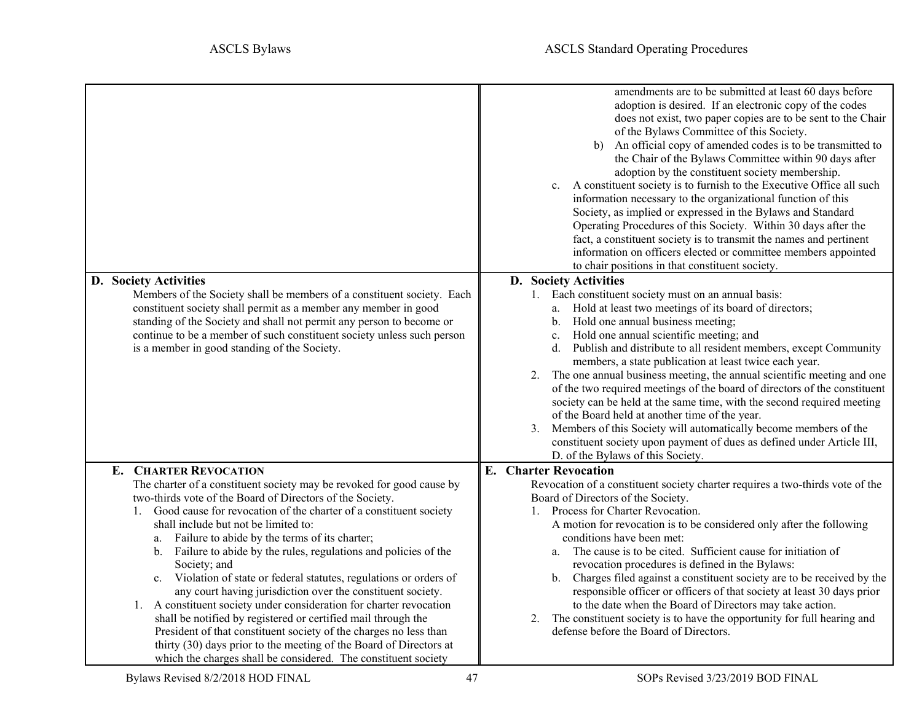| ASCLS Bylaws | ASCLS Standard Operating Procedures |
|---|---|
| | amendments are to be submitted at least 60 days before adoption is desired. If an electronic copy of the codes does not exist, two paper copies are to be sent to the Chair of the Bylaws Committee of this Society.<br>b) An official copy of amended codes is to be transmitted to the Chair of the Bylaws Committee within 90 days after adoption by the constituent society membership.<br>c. A constituent society is to furnish to the Executive Office all such information necessary to the organizational function of this Society, as implied or expressed in the Bylaws and Standard Operating Procedures of this Society. Within 30 days after the fact, a constituent society is to transmit the names and pertinent information on officers elected or committee members appointed to chair positions in that constituent society. |
| **D. Society Activities**<br>Members of the Society shall be members of a constituent society. Each constituent society shall permit as a member any member in good standing of the Society and shall not permit any person to become or continue to be a member of such constituent society unless such person is a member in good standing of the Society. | **D. Society Activities**<br>1. Each constituent society must on an annual basis:<br>a. Hold at least two meetings of its board of directors;<br>b. Hold one annual business meeting;<br>c. Hold one annual scientific meeting; and<br>d. Publish and distribute to all resident members, except Community members, a state publication at least twice each year.<br>2. The one annual business meeting, the annual scientific meeting and one of the two required meetings of the board of directors of the constituent society can be held at the same time, with the second required meeting of the Board held at another time of the year.<br>3. Members of this Society will automatically become members of the constituent society upon payment of dues as defined under Article III, D. of the Bylaws of this Society. |
| **E. CHARTER REVOCATION**<br>The charter of a constituent society may be revoked for good cause by two-thirds vote of the Board of Directors of the Society.<br>1. Good cause for revocation of the charter of a constituent society shall include but not be limited to:<br>a. Failure to abide by the terms of its charter;<br>b. Failure to abide by the rules, regulations and policies of the Society; and<br>c. Violation of state or federal statutes, regulations or orders of any court having jurisdiction over the constituent society.<br>1. A constituent society under consideration for charter revocation shall be notified by registered or certified mail through the President of that constituent society of the charges no less than thirty (30) days prior to the meeting of the Board of Directors at which the charges shall be considered. The constituent society | **E. Charter Revocation**<br>Revocation of a constituent society charter requires a two-thirds vote of the Board of Directors of the Society.<br>1. Process for Charter Revocation.<br>A motion for revocation is to be considered only after the following conditions have been met:<br>a. The cause is to be cited. Sufficient cause for initiation of revocation procedures is defined in the Bylaws:<br>b. Charges filed against a constituent society are to be received by the responsible officer or officers of that society at least 30 days prior to the date when the Board of Directors may take action.<br>2. The constituent society is to have the opportunity for full hearing and defense before the Board of Directors. |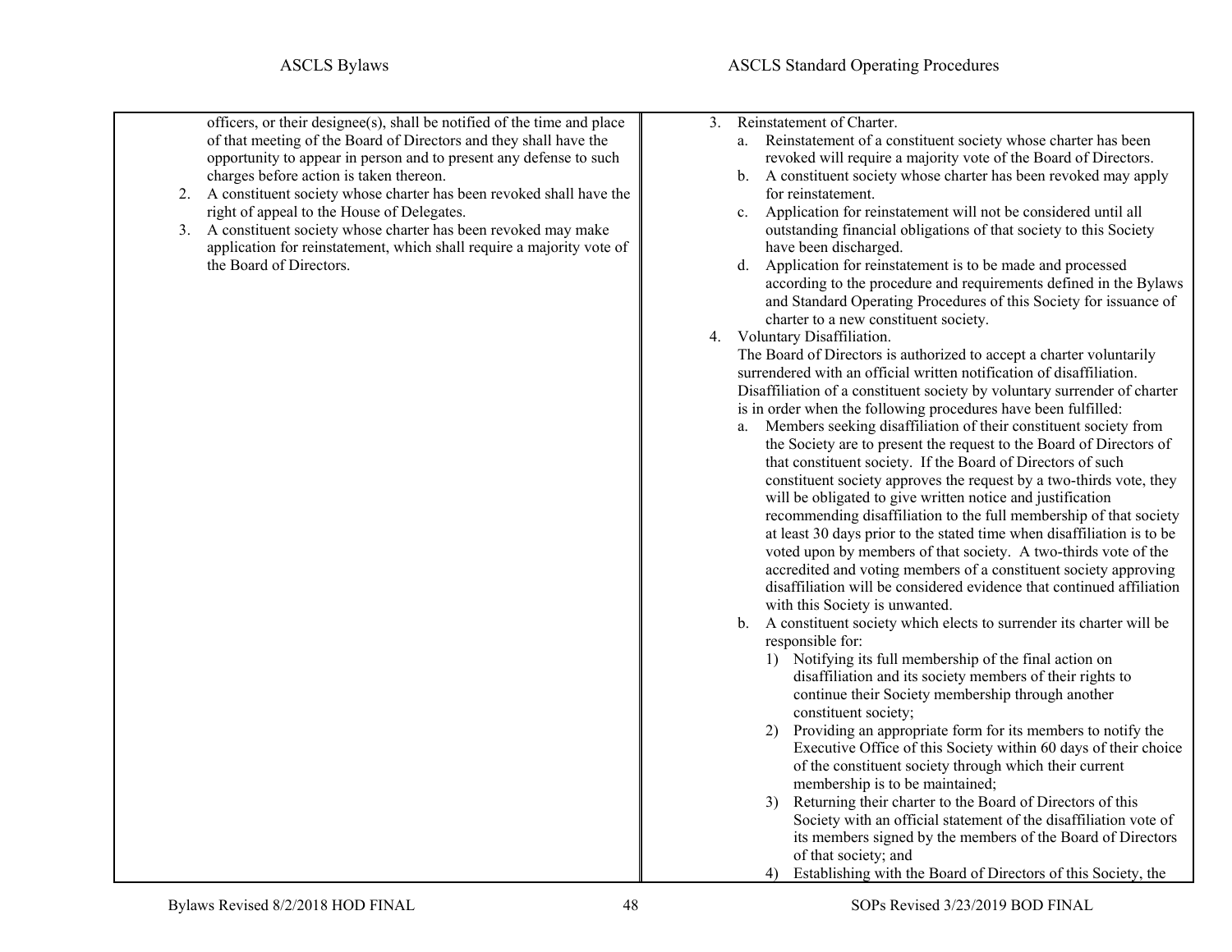officers, or their designee(s), shall be notified of the time and place of that meeting of the Board of Directors and they shall have the opportunity to appear in person and to present any defense to such charges before action is taken thereon.

2. A constituent society whose charter has been revoked shall have the right of appeal to the House of Delegates.
3. A constituent society whose charter has been revoked may make application for reinstatement, which shall require a majority vote of the Board of Directors.

3. Reinstatement of Charter.
   a. Reinstatement of a constituent society whose charter has been revoked will require a majority vote of the Board of Directors.
   b. A constituent society whose charter has been revoked may apply for reinstatement.
   c. Application for reinstatement will not be considered until all outstanding financial obligations of that society to this Society have been discharged.
   d. Application for reinstatement is to be made and processed according to the procedure and requirements defined in the Bylaws and Standard Operating Procedures of this Society for issuance of charter to a new constituent society.
4. Voluntary Disaffiliation.
   The Board of Directors is authorized to accept a charter voluntarily surrendered with an official written notification of disaffiliation. Disaffiliation of a constituent society by voluntary surrender of charter is in order when the following procedures have been fulfilled:
   a. Members seeking disaffiliation of their constituent society from the Society are to present the request to the Board of Directors of that constituent society. If the Board of Directors of such constituent society approves the request by a two-thirds vote, they will be obligated to give written notice and justification recommending disaffiliation to the full membership of that society at least 30 days prior to the stated time when disaffiliation is to be voted upon by members of that society. A two-thirds vote of the accredited and voting members of a constituent society approving disaffiliation will be considered evidence that continued affiliation with this Society is unwanted.
   b. A constituent society which elects to surrender its charter will be responsible for:
      1) Notifying its full membership of the final action on disaffiliation and its society members of their rights to continue their Society membership through another constituent society;
      2) Providing an appropriate form for its members to notify the Executive Office of this Society within 60 days of their choice of the constituent society through which their current membership is to be maintained;
      3) Returning their charter to the Board of Directors of this Society with an official statement of the disaffiliation vote of its members signed by the members of the Board of Directors of that society; and
      4) Establishing with the Board of Directors of this Society, the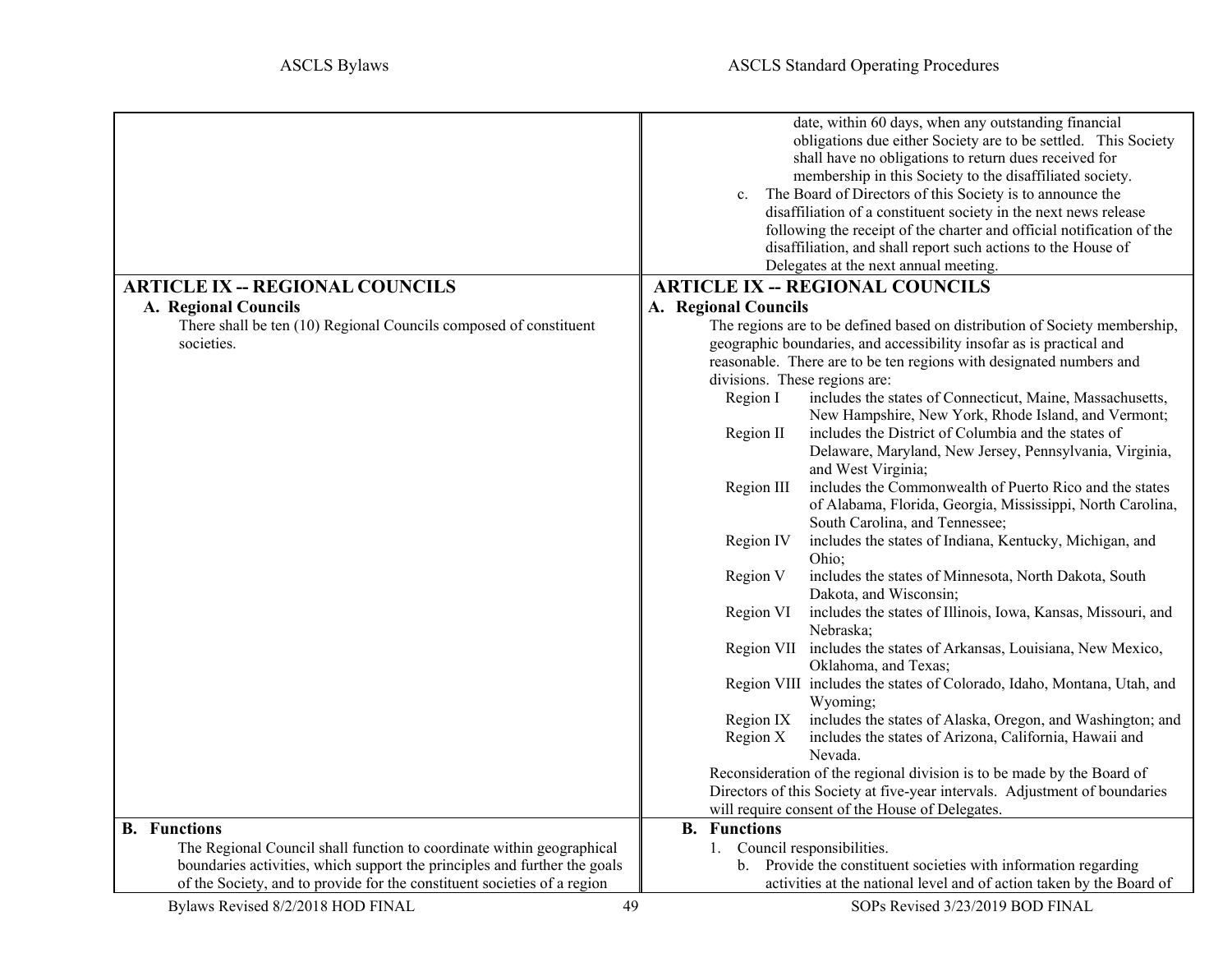| ASCLS Bylaws | ASCLS Standard Operating Procedures |
|---|---|
| | date, within 60 days, when any outstanding financial obligations due either Society are to be settled. This Society shall have no obligations to return dues received for membership in this Society to the disaffiliated society.<br>c. The Board of Directors of this Society is to announce the disaffiliation of a constituent society in the next news release following the receipt of the charter and official notification of the disaffiliation, and shall report such actions to the House of Delegates at the next annual meeting. |
| **ARTICLE IX -- REGIONAL COUNCILS**<br>**A. Regional Councils**<br>There shall be ten (10) Regional Councils composed of constituent societies. | **ARTICLE IX -- REGIONAL COUNCILS**<br>**A. Regional Councils**<br>The regions are to be defined based on distribution of Society membership, geographic boundaries, and accessibility insofar as is practical and reasonable. There are to be ten regions with designated numbers and divisions. These regions are:<br>Region I includes the states of Connecticut, Maine, Massachusetts, New Hampshire, New York, Rhode Island, and Vermont;<br>Region II includes the District of Columbia and the states of Delaware, Maryland, New Jersey, Pennsylvania, Virginia, and West Virginia;<br>Region III includes the Commonwealth of Puerto Rico and the states of Alabama, Florida, Georgia, Mississippi, North Carolina, South Carolina, and Tennessee;<br>Region IV includes the states of Indiana, Kentucky, Michigan, and Ohio;<br>Region V includes the states of Minnesota, North Dakota, South Dakota, and Wisconsin;<br>Region VI includes the states of Illinois, Iowa, Kansas, Missouri, and Nebraska;<br>Region VII includes the states of Arkansas, Louisiana, New Mexico, Oklahoma, and Texas;<br>Region VIII includes the states of Colorado, Idaho, Montana, Utah, and Wyoming;<br>Region IX includes the states of Alaska, Oregon, and Washington; and<br>Region X includes the states of Arizona, California, Hawaii and Nevada.<br>Reconsideration of the regional division is to be made by the Board of Directors of this Society at five-year intervals. Adjustment of boundaries will require consent of the House of Delegates. |
| **B. Functions**<br>The Regional Council shall function to coordinate within geographical boundaries activities, which support the principles and further the goals of the Society, and to provide for the constituent societies of a region | **B. Functions**<br>1. Council responsibilities.<br>b. Provide the constituent societies with information regarding activities at the national level and of action taken by the Board of |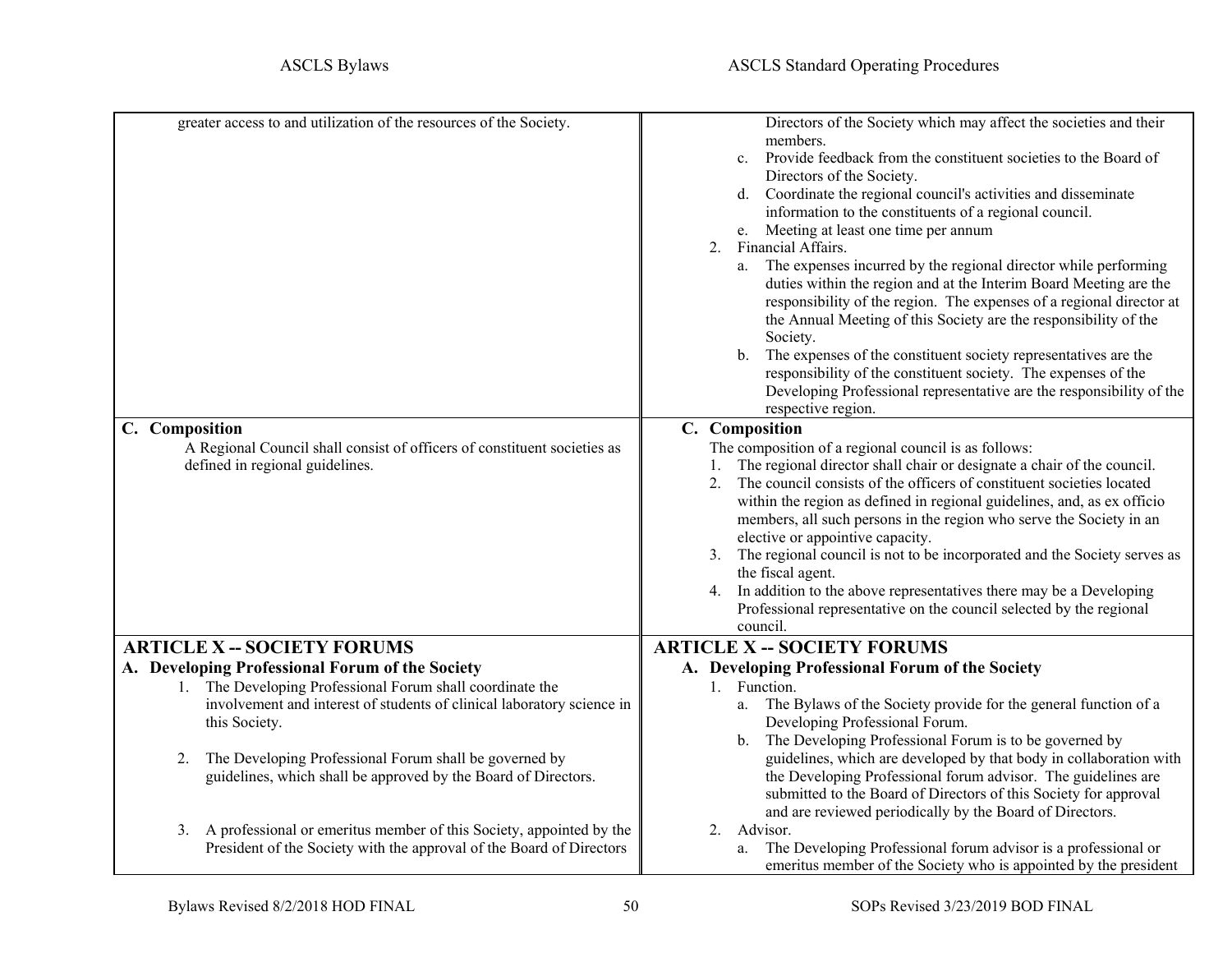| ASCLS Bylaws | ASCLS Standard Operating Procedures |
|---|---|
| greater access to and utilization of the resources of the Society. | Directors of the Society which may affect the societies and their members.<br>c. Provide feedback from the constituent societies to the Board of Directors of the Society.<br>d. Coordinate the regional council's activities and disseminate information to the constituents of a regional council.<br>e. Meeting at least one time per annum<br>2. Financial Affairs.<br>a. The expenses incurred by the regional director while performing duties within the region and at the Interim Board Meeting are the responsibility of the region. The expenses of a regional director at the Annual Meeting of this Society are the responsibility of the Society.<br>b. The expenses of the constituent society representatives are the responsibility of the constituent society. The expenses of the Developing Professional representative are the responsibility of the respective region. |
| **C. Composition**<br>A Regional Council shall consist of officers of constituent societies as defined in regional guidelines. | **C. Composition**<br>The composition of a regional council is as follows:<br>1. The regional director shall chair or designate a chair of the council.<br>2. The council consists of the officers of constituent societies located within the region as defined in regional guidelines, and, as ex officio members, all such persons in the region who serve the Society in an elective or appointive capacity.<br>3. The regional council is not to be incorporated and the Society serves as the fiscal agent.<br>4. In addition to the above representatives there may be a Developing Professional representative on the council selected by the regional council. |
| **ARTICLE X -- SOCIETY FORUMS**<br>**A. Developing Professional Forum of the Society**<br>1. The Developing Professional Forum shall coordinate the involvement and interest of students of clinical laboratory science in this Society.<br>2. The Developing Professional Forum shall be governed by guidelines, which shall be approved by the Board of Directors.<br>3. A professional or emeritus member of this Society, appointed by the President of the Society with the approval of the Board of Directors | **ARTICLE X -- SOCIETY FORUMS**<br>**A. Developing Professional Forum of the Society**<br>1. Function.<br>a. The Bylaws of the Society provide for the general function of a Developing Professional Forum.<br>b. The Developing Professional Forum is to be governed by guidelines, which are developed by that body in collaboration with the Developing Professional forum advisor. The guidelines are submitted to the Board of Directors of this Society for approval and are reviewed periodically by the Board of Directors.<br>2. Advisor.<br>a. The Developing Professional forum advisor is a professional or emeritus member of the Society who is appointed by the president |

Bylaws Revised 8/2/2018 HOD FINAL — SOPs Revised 3/23/2019 BOD FINAL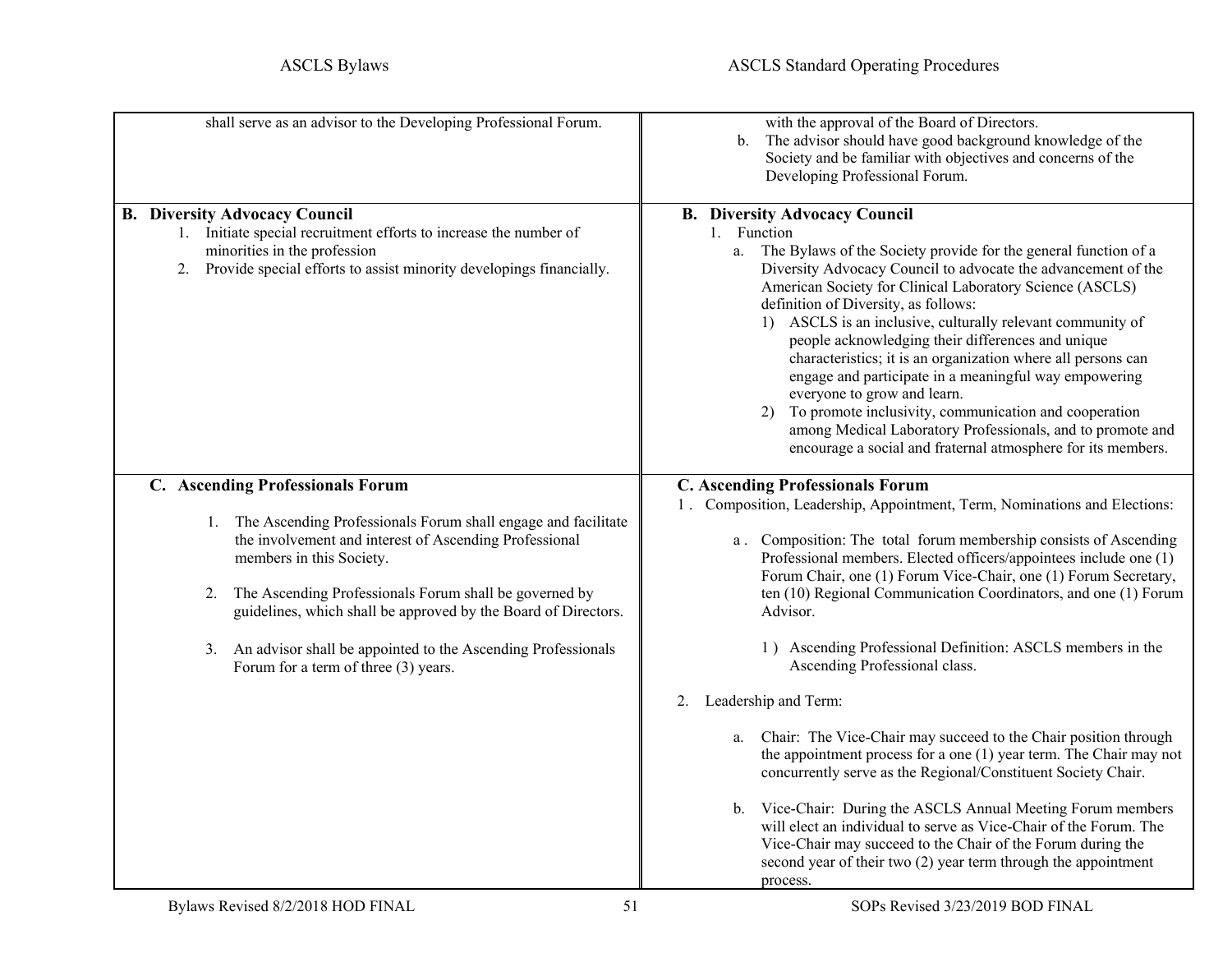| ASCLS Bylaws | ASCLS Standard Operating Procedures |
| --- | --- |
| shall serve as an advisor to the Developing Professional Forum. | with the approval of the Board of Directors.<br>b. The advisor should have good background knowledge of the Society and be familiar with objectives and concerns of the Developing Professional Forum. |
| **B. Diversity Advocacy Council**<br>1. Initiate special recruitment efforts to increase the number of minorities in the profession<br>2. Provide special efforts to assist minority developings financially. | **B. Diversity Advocacy Council**<br>1. Function<br>a. The Bylaws of the Society provide for the general function of a Diversity Advocacy Council to advocate the advancement of the American Society for Clinical Laboratory Science (ASCLS) definition of Diversity, as follows:<br>1) ASCLS is an inclusive, culturally relevant community of people acknowledging their differences and unique characteristics; it is an organization where all persons can engage and participate in a meaningful way empowering everyone to grow and learn.<br>2) To promote inclusivity, communication and cooperation among Medical Laboratory Professionals, and to promote and encourage a social and fraternal atmosphere for its members. |
| **C. Ascending Professionals Forum**<br>1. The Ascending Professionals Forum shall engage and facilitate the involvement and interest of Ascending Professional members in this Society.<br>2. The Ascending Professionals Forum shall be governed by guidelines, which shall be approved by the Board of Directors.<br>3. An advisor shall be appointed to the Ascending Professionals Forum for a term of three (3) years. | **C. Ascending Professionals Forum**<br>1. Composition, Leadership, Appointment, Term, Nominations and Elections:<br>a. Composition: The total forum membership consists of Ascending Professional members. Elected officers/appointees include one (1) Forum Chair, one (1) Forum Vice-Chair, one (1) Forum Secretary, ten (10) Regional Communication Coordinators, and one (1) Forum Advisor.<br>1) Ascending Professional Definition: ASCLS members in the Ascending Professional class.<br>2. Leadership and Term:<br>a. Chair: The Vice-Chair may succeed to the Chair position through the appointment process for a one (1) year term. The Chair may not concurrently serve as the Regional/Constituent Society Chair.<br>b. Vice-Chair: During the ASCLS Annual Meeting Forum members will elect an individual to serve as Vice-Chair of the Forum. The Vice-Chair may succeed to the Chair of the Forum during the second year of their two (2) year term through the appointment process. |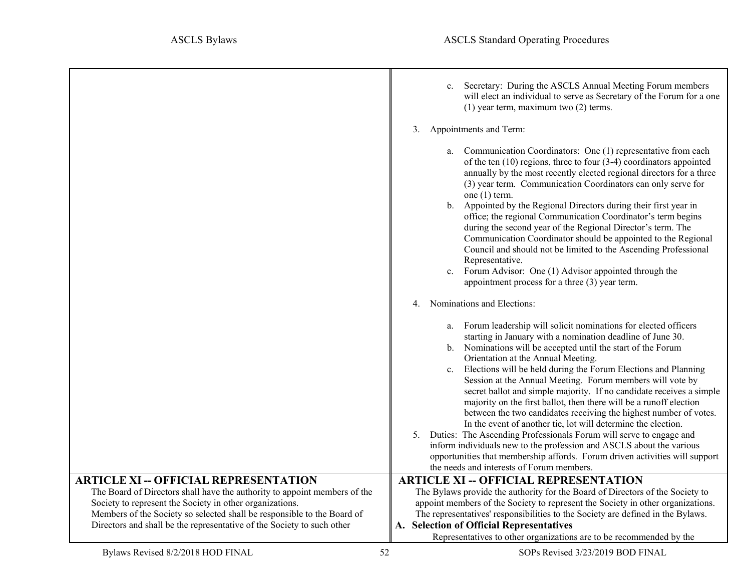c. Secretary: During the ASCLS Annual Meeting Forum members will elect an individual to serve as Secretary of the Forum for a one (1) year term, maximum two (2) terms.

3. Appointments and Term:

   a. Communication Coordinators: One (1) representative from each of the ten (10) regions, three to four (3-4) coordinators appointed annually by the most recently elected regional directors for a three (3) year term. Communication Coordinators can only serve for one (1) term.
   b. Appointed by the Regional Directors during their first year in office; the regional Communication Coordinator's term begins during the second year of the Regional Director's term. The Communication Coordinator should be appointed to the Regional Council and should not be limited to the Ascending Professional Representative.
   c. Forum Advisor: One (1) Advisor appointed through the appointment process for a three (3) year term.

4. Nominations and Elections:

   a. Forum leadership will solicit nominations for elected officers starting in January with a nomination deadline of June 30.
   b. Nominations will be accepted until the start of the Forum Orientation at the Annual Meeting.
   c. Elections will be held during the Forum Elections and Planning Session at the Annual Meeting. Forum members will vote by secret ballot and simple majority. If no candidate receives a simple majority on the first ballot, then there will be a runoff election between the two candidates receiving the highest number of votes. In the event of another tie, lot will determine the election.

5. Duties: The Ascending Professionals Forum will serve to engage and inform individuals new to the profession and ASCLS about the various opportunities that membership affords. Forum driven activities will support the needs and interests of Forum members.

## ARTICLE XI -- OFFICIAL REPRESENTATION (Bylaws)

The Board of Directors shall have the authority to appoint members of the Society to represent the Society in other organizations.

Members of the Society so selected shall be responsible to the Board of Directors and shall be the representative of the Society to such other

## ARTICLE XI -- OFFICIAL REPRESENTATION (Standard Operating Procedures)

The Bylaws provide the authority for the Board of Directors of the Society to appoint members of the Society to represent the Society in other organizations. The representatives' responsibilities to the Society are defined in the Bylaws.

**A. Selection of Official Representatives**

Representatives to other organizations are to be recommended by the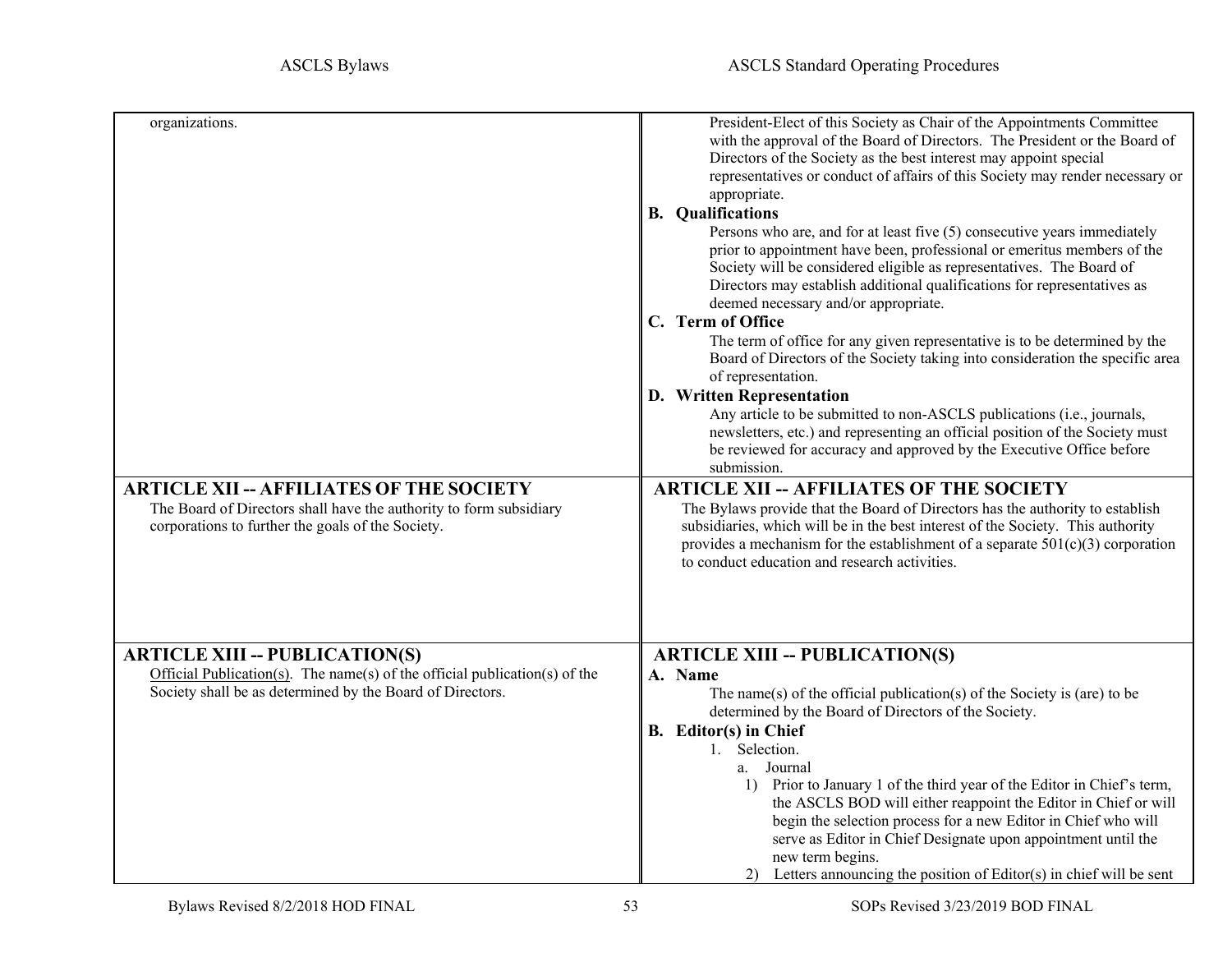| ASCLS Bylaws | ASCLS Standard Operating Procedures |
| --- | --- |
| organizations. | President-Elect of this Society as Chair of the Appointments Committee with the approval of the Board of Directors. The President or the Board of Directors of the Society as the best interest may appoint special representatives or conduct of affairs of this Society may render necessary or appropriate.<br>**B. Qualifications**<br>Persons who are, and for at least five (5) consecutive years immediately prior to appointment have been, professional or emeritus members of the Society will be considered eligible as representatives. The Board of Directors may establish additional qualifications for representatives as deemed necessary and/or appropriate.<br>**C. Term of Office**<br>The term of office for any given representative is to be determined by the Board of Directors of the Society taking into consideration the specific area of representation.<br>**D. Written Representation**<br>Any article to be submitted to non-ASCLS publications (i.e., journals, newsletters, etc.) and representing an official position of the Society must be reviewed for accuracy and approved by the Executive Office before submission. |
| **ARTICLE XII -- AFFILIATES OF THE SOCIETY**<br>The Board of Directors shall have the authority to form subsidiary corporations to further the goals of the Society. | **ARTICLE XII -- AFFILIATES OF THE SOCIETY**<br>The Bylaws provide that the Board of Directors has the authority to establish subsidiaries, which will be in the best interest of the Society. This authority provides a mechanism for the establishment of a separate 501(c)(3) corporation to conduct education and research activities. |
| **ARTICLE XIII -- PUBLICATION(S)**<br><u>Official Publication(s)</u>. The name(s) of the official publication(s) of the Society shall be as determined by the Board of Directors. | **ARTICLE XIII -- PUBLICATION(S)**<br>**A. Name**<br>The name(s) of the official publication(s) of the Society is (are) to be determined by the Board of Directors of the Society.<br>**B. Editor(s) in Chief**<br>1. Selection.<br>a. Journal<br>1) Prior to January 1 of the third year of the Editor in Chief's term, the ASCLS BOD will either reappoint the Editor in Chief or will begin the selection process for a new Editor in Chief who will serve as Editor in Chief Designate upon appointment until the new term begins.<br>2) Letters announcing the position of Editor(s) in chief will be sent |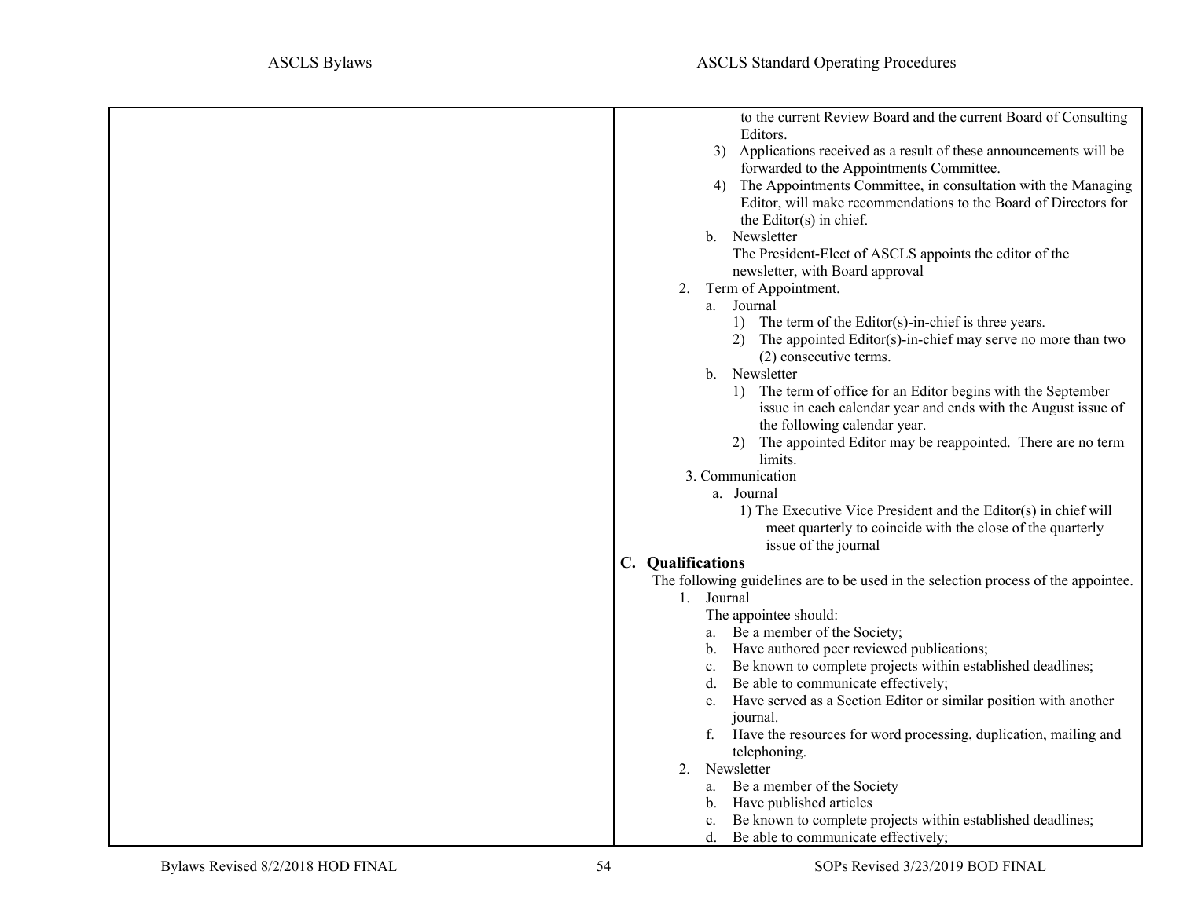to the current Review Board and the current Board of Consulting Editors.

3) Applications received as a result of these announcements will be forwarded to the Appointments Committee.

4) The Appointments Committee, in consultation with the Managing Editor, will make recommendations to the Board of Directors for the Editor(s) in chief.

b. Newsletter

The President-Elect of ASCLS appoints the editor of the newsletter, with Board approval

2. Term of Appointment.

   a. Journal

      1) The term of the Editor(s)-in-chief is three years.

      2) The appointed Editor(s)-in-chief may serve no more than two (2) consecutive terms.

   b. Newsletter

      1) The term of office for an Editor begins with the September issue in each calendar year and ends with the August issue of the following calendar year.

      2) The appointed Editor may be reappointed. There are no term limits.

3. Communication

   a. Journal

      1) The Executive Vice President and the Editor(s) in chief will meet quarterly to coincide with the close of the quarterly issue of the journal

**C. Qualifications**

The following guidelines are to be used in the selection process of the appointee.

1. Journal

   The appointee should:

   a. Be a member of the Society;
   b. Have authored peer reviewed publications;
   c. Be known to complete projects within established deadlines;
   d. Be able to communicate effectively;
   e. Have served as a Section Editor or similar position with another journal.
   f. Have the resources for word processing, duplication, mailing and telephoning.

2. Newsletter

   a. Be a member of the Society
   b. Have published articles
   c. Be known to complete projects within established deadlines;
   d. Be able to communicate effectively;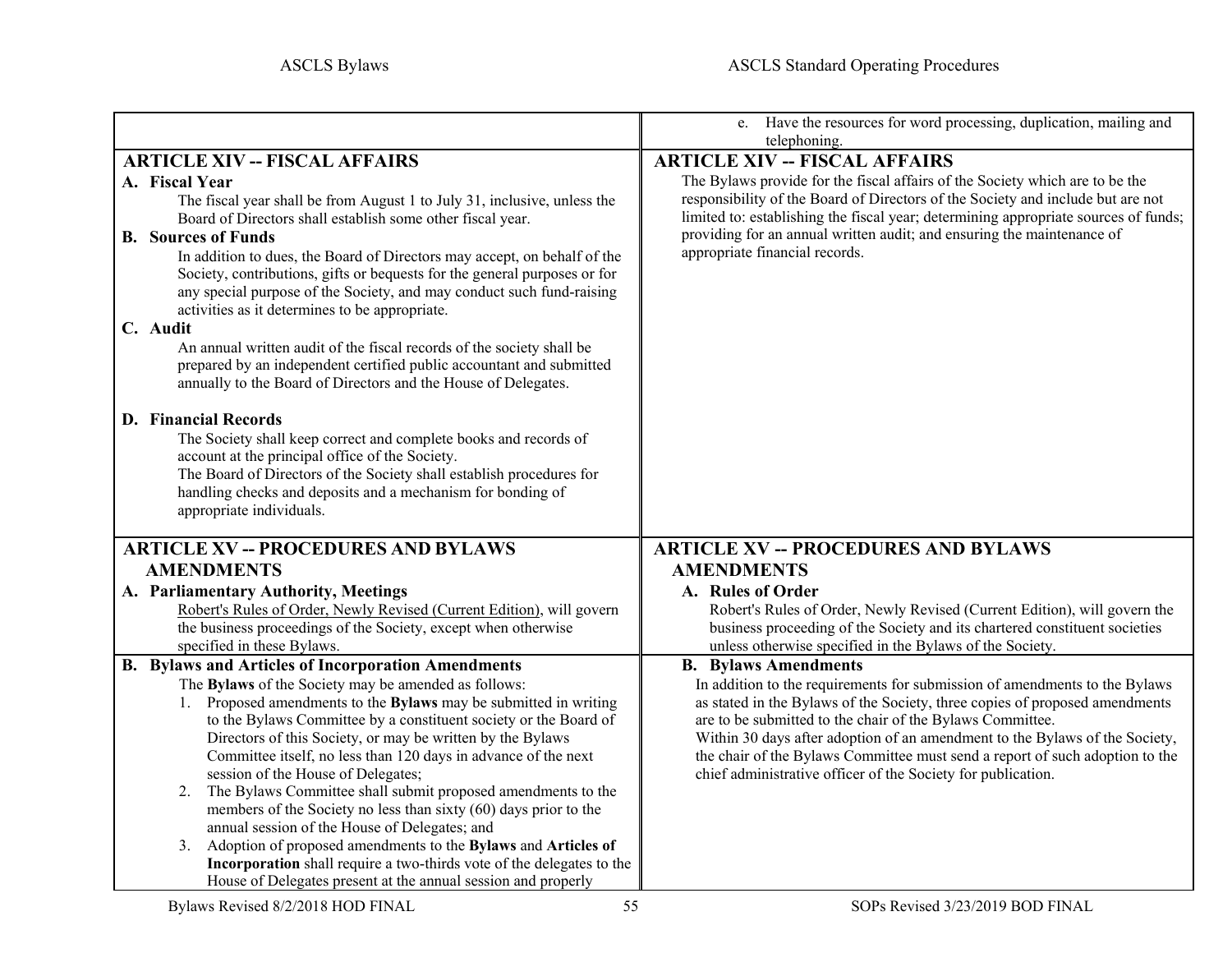| ASCLS Bylaws | ASCLS Standard Operating Procedures |
| --- | --- |
| | e. Have the resources for word processing, duplication, mailing and telephoning. |
| **ARTICLE XIV -- FISCAL AFFAIRS**<br>**A. Fiscal Year**<br>The fiscal year shall be from August 1 to July 31, inclusive, unless the Board of Directors shall establish some other fiscal year.<br>**B. Sources of Funds**<br>In addition to dues, the Board of Directors may accept, on behalf of the Society, contributions, gifts or bequests for the general purposes or for any special purpose of the Society, and may conduct such fund-raising activities as it determines to be appropriate.<br>**C. Audit**<br>An annual written audit of the fiscal records of the society shall be prepared by an independent certified public accountant and submitted annually to the Board of Directors and the House of Delegates.<br>**D. Financial Records**<br>The Society shall keep correct and complete books and records of account at the principal office of the Society.<br>The Board of Directors of the Society shall establish procedures for handling checks and deposits and a mechanism for bonding of appropriate individuals. | **ARTICLE XIV -- FISCAL AFFAIRS**<br>The Bylaws provide for the fiscal affairs of the Society which are to be the responsibility of the Board of Directors of the Society and include but are not limited to: establishing the fiscal year; determining appropriate sources of funds; providing for an annual written audit; and ensuring the maintenance of appropriate financial records. |
| **ARTICLE XV -- PROCEDURES AND BYLAWS AMENDMENTS**<br>**A. Parliamentary Authority, Meetings**<br>Robert's Rules of Order, Newly Revised (Current Edition), will govern the business proceedings of the Society, except when otherwise specified in these Bylaws. | **ARTICLE XV -- PROCEDURES AND BYLAWS AMENDMENTS**<br>**A. Rules of Order**<br>Robert's Rules of Order, Newly Revised (Current Edition), will govern the business proceeding of the Society and its chartered constituent societies unless otherwise specified in the Bylaws of the Society. |
| **B. Bylaws and Articles of Incorporation Amendments**<br>The **Bylaws** of the Society may be amended as follows:<br>1. Proposed amendments to the **Bylaws** may be submitted in writing to the Bylaws Committee by a constituent society or the Board of Directors of this Society, or may be written by the Bylaws Committee itself, no less than 120 days in advance of the next session of the House of Delegates;<br>2. The Bylaws Committee shall submit proposed amendments to the members of the Society no less than sixty (60) days prior to the annual session of the House of Delegates; and<br>3. Adoption of proposed amendments to the **Bylaws** and **Articles of Incorporation** shall require a two-thirds vote of the delegates to the House of Delegates present at the annual session and properly | **B. Bylaws Amendments**<br>In addition to the requirements for submission of amendments to the Bylaws as stated in the Bylaws of the Society, three copies of proposed amendments are to be submitted to the chair of the Bylaws Committee.<br>Within 30 days after adoption of an amendment to the Bylaws of the Society, the chair of the Bylaws Committee must send a report of such adoption to the chief administrative officer of the Society for publication. |

Bylaws Revised 8/2/2018 HOD FINAL — SOPs Revised 3/23/2019 BOD FINAL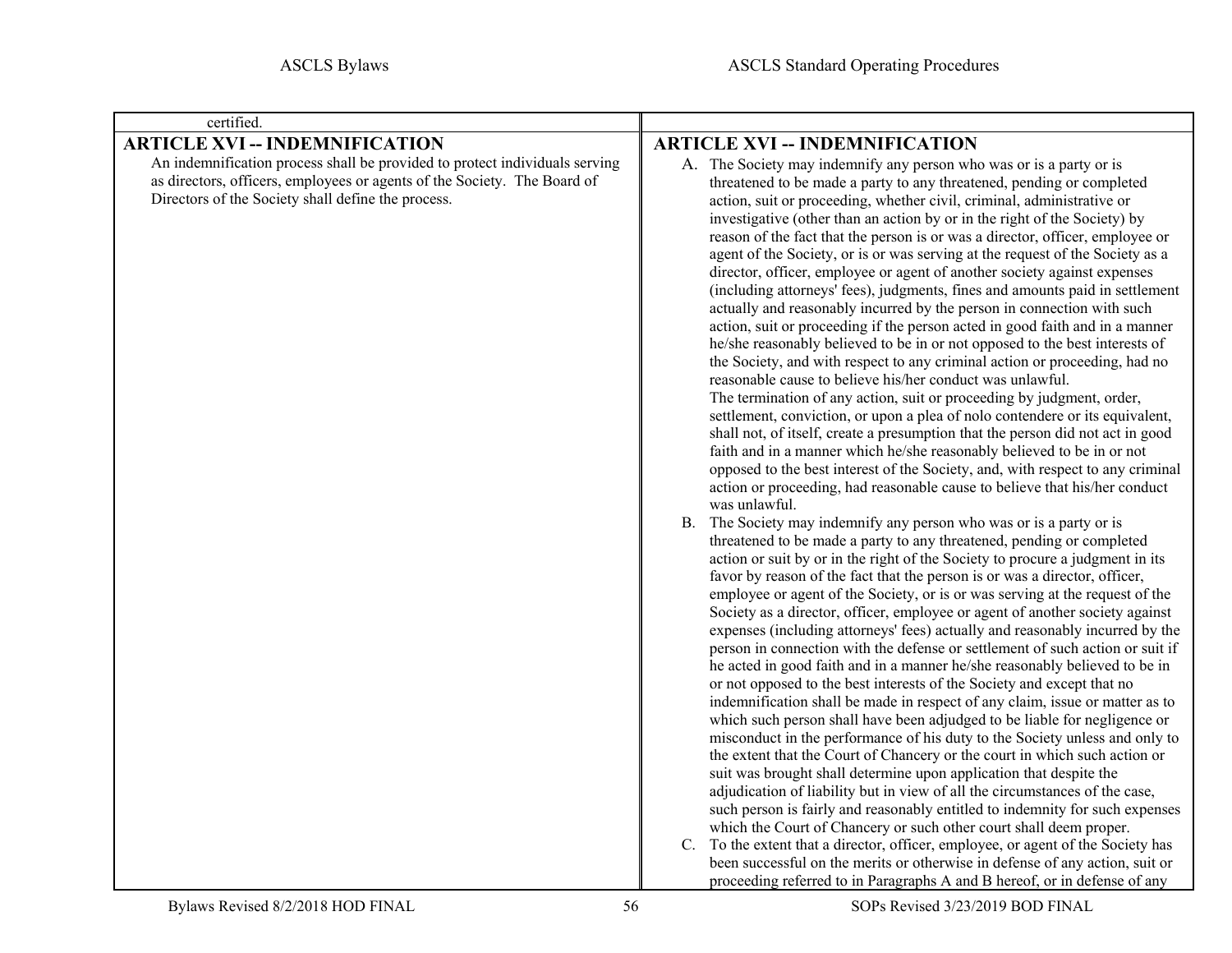certified.

## ARTICLE XVI -- INDEMNIFICATION

An indemnification process shall be provided to protect individuals serving as directors, officers, employees or agents of the Society. The Board of Directors of the Society shall define the process.

## ARTICLE XVI -- INDEMNIFICATION

A. The Society may indemnify any person who was or is a party or is threatened to be made a party to any threatened, pending or completed action, suit or proceeding, whether civil, criminal, administrative or investigative (other than an action by or in the right of the Society) by reason of the fact that the person is or was a director, officer, employee or agent of the Society, or is or was serving at the request of the Society as a director, officer, employee or agent of another society against expenses (including attorneys' fees), judgments, fines and amounts paid in settlement actually and reasonably incurred by the person in connection with such action, suit or proceeding if the person acted in good faith and in a manner he/she reasonably believed to be in or not opposed to the best interests of the Society, and with respect to any criminal action or proceeding, had no reasonable cause to believe his/her conduct was unlawful.
   The termination of any action, suit or proceeding by judgment, order, settlement, conviction, or upon a plea of nolo contendere or its equivalent, shall not, of itself, create a presumption that the person did not act in good faith and in a manner which he/she reasonably believed to be in or not opposed to the best interest of the Society, and, with respect to any criminal action or proceeding, had reasonable cause to believe that his/her conduct was unlawful.

B. The Society may indemnify any person who was or is a party or is threatened to be made a party to any threatened, pending or completed action or suit by or in the right of the Society to procure a judgment in its favor by reason of the fact that the person is or was a director, officer, employee or agent of the Society, or is or was serving at the request of the Society as a director, officer, employee or agent of another society against expenses (including attorneys' fees) actually and reasonably incurred by the person in connection with the defense or settlement of such action or suit if he acted in good faith and in a manner he/she reasonably believed to be in or not opposed to the best interests of the Society and except that no indemnification shall be made in respect of any claim, issue or matter as to which such person shall have been adjudged to be liable for negligence or misconduct in the performance of his duty to the Society unless and only to the extent that the Court of Chancery or the court in which such action or suit was brought shall determine upon application that despite the adjudication of liability but in view of all the circumstances of the case, such person is fairly and reasonably entitled to indemnity for such expenses which the Court of Chancery or such other court shall deem proper.

C. To the extent that a director, officer, employee, or agent of the Society has been successful on the merits or otherwise in defense of any action, suit or proceeding referred to in Paragraphs A and B hereof, or in defense of any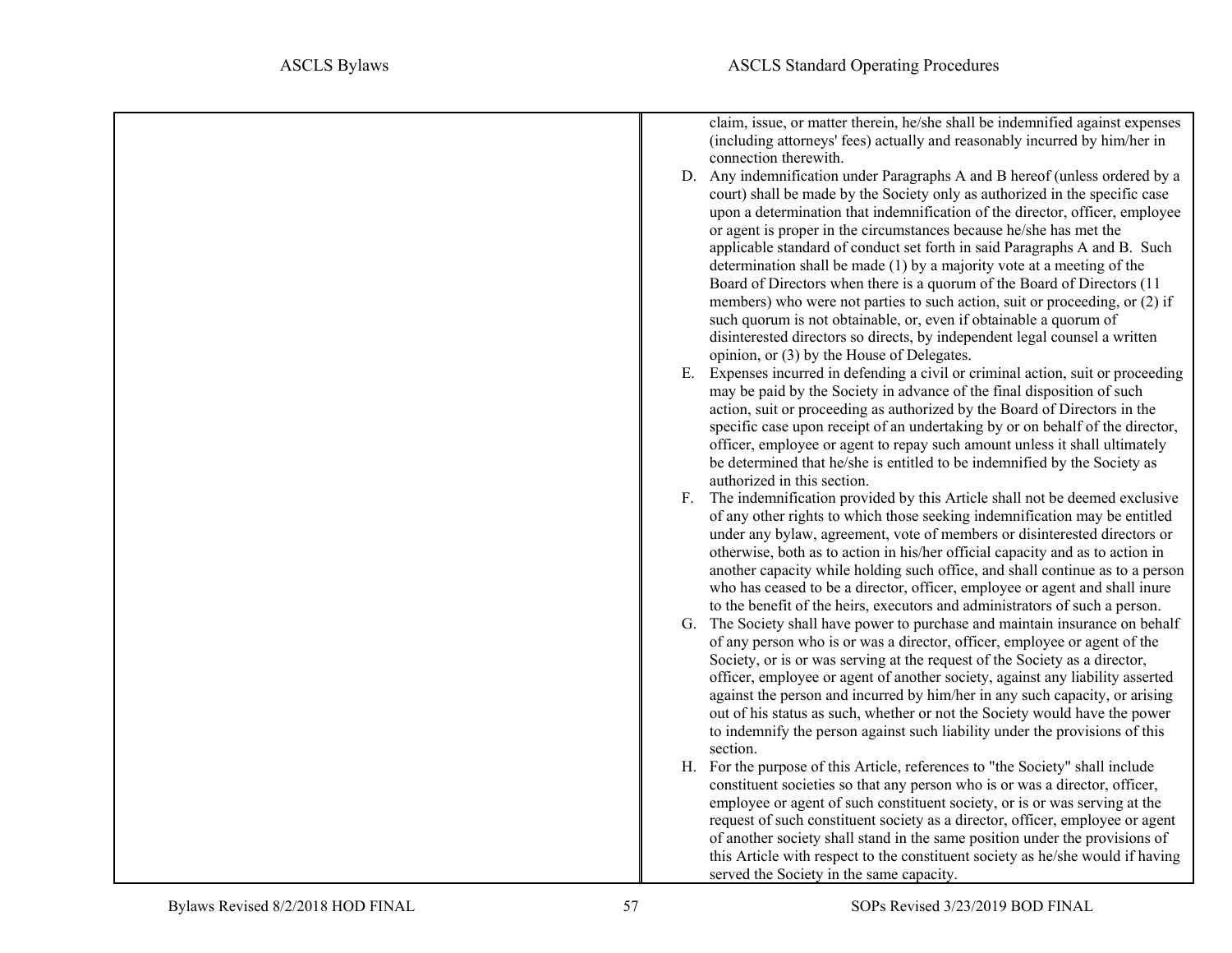claim, issue, or matter therein, he/she shall be indemnified against expenses (including attorneys' fees) actually and reasonably incurred by him/her in connection therewith.

D. Any indemnification under Paragraphs A and B hereof (unless ordered by a court) shall be made by the Society only as authorized in the specific case upon a determination that indemnification of the director, officer, employee or agent is proper in the circumstances because he/she has met the applicable standard of conduct set forth in said Paragraphs A and B. Such determination shall be made (1) by a majority vote at a meeting of the Board of Directors when there is a quorum of the Board of Directors (11 members) who were not parties to such action, suit or proceeding, or (2) if such quorum is not obtainable, or, even if obtainable a quorum of disinterested directors so directs, by independent legal counsel a written opinion, or (3) by the House of Delegates.

E. Expenses incurred in defending a civil or criminal action, suit or proceeding may be paid by the Society in advance of the final disposition of such action, suit or proceeding as authorized by the Board of Directors in the specific case upon receipt of an undertaking by or on behalf of the director, officer, employee or agent to repay such amount unless it shall ultimately be determined that he/she is entitled to be indemnified by the Society as authorized in this section.

F. The indemnification provided by this Article shall not be deemed exclusive of any other rights to which those seeking indemnification may be entitled under any bylaw, agreement, vote of members or disinterested directors or otherwise, both as to action in his/her official capacity and as to action in another capacity while holding such office, and shall continue as to a person who has ceased to be a director, officer, employee or agent and shall inure to the benefit of the heirs, executors and administrators of such a person.

G. The Society shall have power to purchase and maintain insurance on behalf of any person who is or was a director, officer, employee or agent of the Society, or is or was serving at the request of the Society as a director, officer, employee or agent of another society, against any liability asserted against the person and incurred by him/her in any such capacity, or arising out of his status as such, whether or not the Society would have the power to indemnify the person against such liability under the provisions of this section.

H. For the purpose of this Article, references to "the Society" shall include constituent societies so that any person who is or was a director, officer, employee or agent of such constituent society, or is or was serving at the request of such constituent society as a director, officer, employee or agent of another society shall stand in the same position under the provisions of this Article with respect to the constituent society as he/she would if having served the Society in the same capacity.